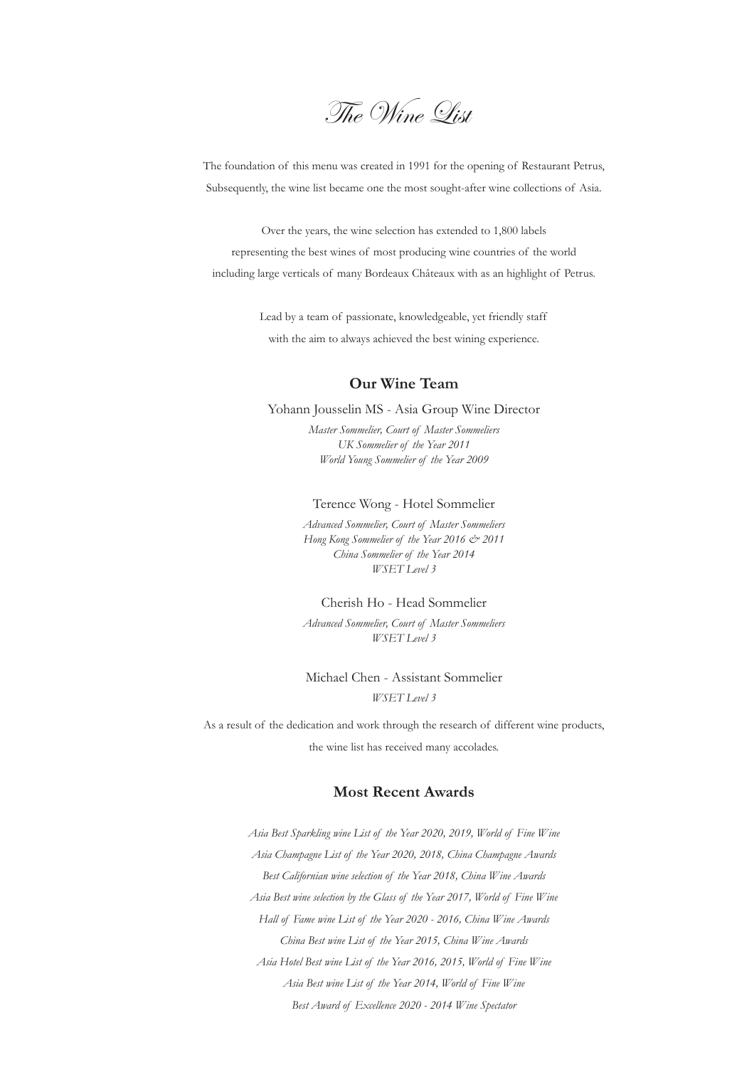# *The Wine List*

The foundation of this menu was created in 1991 for the opening of Restaurant Petrus,
Subsequently, the wine list became one the most sought-after wine collections of Asia.

Over the years, the wine selection has extended to 1,800 labels
representing the best wines of most producing wine countries of the world
including large verticals of many Bordeaux Châteaux with as an highlight of Petrus.

Lead by a team of passionate, knowledgeable, yet friendly staff
with the aim to always achieved the best wining experience.

## Our Wine Team

Yohann Jousselin MS - Asia Group Wine Director

*Master Sommelier, Court of Master Sommeliers*
*UK Sommelier of the Year 2011*
*World Young Sommelier of the Year 2009*

Terence Wong - Hotel Sommelier

*Advanced Sommelier, Court of Master Sommeliers*
*Hong Kong Sommelier of the Year 2016 & 2011*
*China Sommelier of the Year 2014*
*WSET Level 3*

Cherish Ho - Head Sommelier

*Advanced Sommelier, Court of Master Sommeliers*
*WSET Level 3*

Michael Chen - Assistant Sommelier

*WSET Level 3*

As a result of the dedication and work through the research of different wine products,
the wine list has received many accolades.

## Most Recent Awards

*Asia Best Sparkling wine List of the Year 2020, 2019, World of Fine Wine*
*Asia Champagne List of the Year 2020, 2018, China Champagne Awards*
*Best Californian wine selection of the Year 2018, China Wine Awards*
*Asia Best wine selection by the Glass of the Year 2017, World of Fine Wine*
*Hall of Fame wine List of the Year 2020 - 2016, China Wine Awards*
*China Best wine List of the Year 2015, China Wine Awards*
*Asia Hotel Best wine List of the Year 2016, 2015, World of Fine Wine*
*Asia Best wine List of the Year 2014, World of Fine Wine*
*Best Award of Excellence 2020 - 2014 Wine Spectator*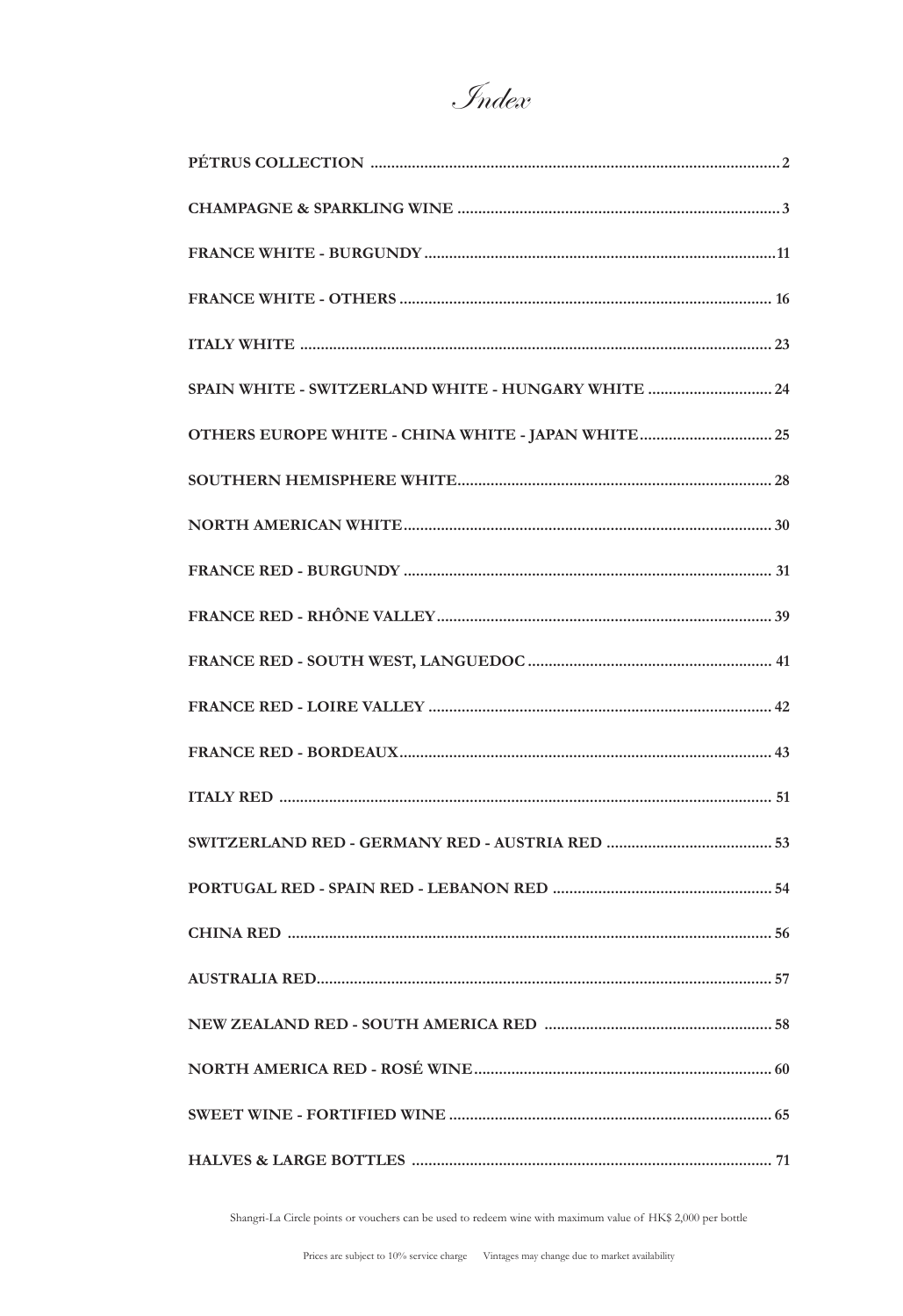# *Index*

| | |
|---|---|
| **PÉTRUS COLLECTION** | **2** |
| **CHAMPAGNE & SPARKLING WINE** | **3** |
| **FRANCE WHITE - BURGUNDY** | **11** |
| **FRANCE WHITE - OTHERS** | **16** |
| **ITALY WHITE** | **23** |
| **SPAIN WHITE - SWITZERLAND WHITE - HUNGARY WHITE** | **24** |
| **OTHERS EUROPE WHITE - CHINA WHITE - JAPAN WHITE** | **25** |
| **SOUTHERN HEMISPHERE WHITE** | **28** |
| **NORTH AMERICAN WHITE** | **30** |
| **FRANCE RED - BURGUNDY** | **31** |
| **FRANCE RED - RHÔNE VALLEY** | **39** |
| **FRANCE RED - SOUTH WEST, LANGUEDOC** | **41** |
| **FRANCE RED - LOIRE VALLEY** | **42** |
| **FRANCE RED - BORDEAUX** | **43** |
| **ITALY RED** | **51** |
| **SWITZERLAND RED - GERMANY RED - AUSTRIA RED** | **53** |
| **PORTUGAL RED - SPAIN RED - LEBANON RED** | **54** |
| **CHINA RED** | **56** |
| **AUSTRALIA RED** | **57** |
| **NEW ZEALAND RED - SOUTH AMERICA RED** | **58** |
| **NORTH AMERICA RED - ROSÉ WINE** | **60** |
| **SWEET WINE - FORTIFIED WINE** | **65** |
| **HALVES & LARGE BOTTLES** | **71** |

Shangri-La Circle points or vouchers can be used to redeem wine with maximum value of HK$ 2,000 per bottle

Prices are subject to 10% service charge　　Vintages may change due to market availability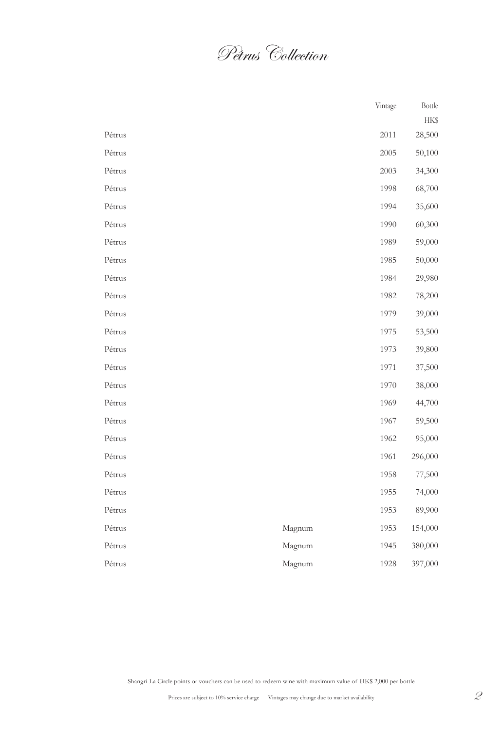# Pétrus Collection

| | | Vintage | Bottle HK$ |
|---|---|---|---|
| Pétrus | | 2011 | 28,500 |
| Pétrus | | 2005 | 50,100 |
| Pétrus | | 2003 | 34,300 |
| Pétrus | | 1998 | 68,700 |
| Pétrus | | 1994 | 35,600 |
| Pétrus | | 1990 | 60,300 |
| Pétrus | | 1989 | 59,000 |
| Pétrus | | 1985 | 50,000 |
| Pétrus | | 1984 | 29,980 |
| Pétrus | | 1982 | 78,200 |
| Pétrus | | 1979 | 39,000 |
| Pétrus | | 1975 | 53,500 |
| Pétrus | | 1973 | 39,800 |
| Pétrus | | 1971 | 37,500 |
| Pétrus | | 1970 | 38,000 |
| Pétrus | | 1969 | 44,700 |
| Pétrus | | 1967 | 59,500 |
| Pétrus | | 1962 | 95,000 |
| Pétrus | | 1961 | 296,000 |
| Pétrus | | 1958 | 77,500 |
| Pétrus | | 1955 | 74,000 |
| Pétrus | | 1953 | 89,900 |
| Pétrus | Magnum | 1953 | 154,000 |
| Pétrus | Magnum | 1945 | 380,000 |
| Pétrus | Magnum | 1928 | 397,000 |

Shangri-La Circle points or vouchers can be used to redeem wine with maximum value of HK$ 2,000 per bottle

Prices are subject to 10% service charge Vintages may change due to market availability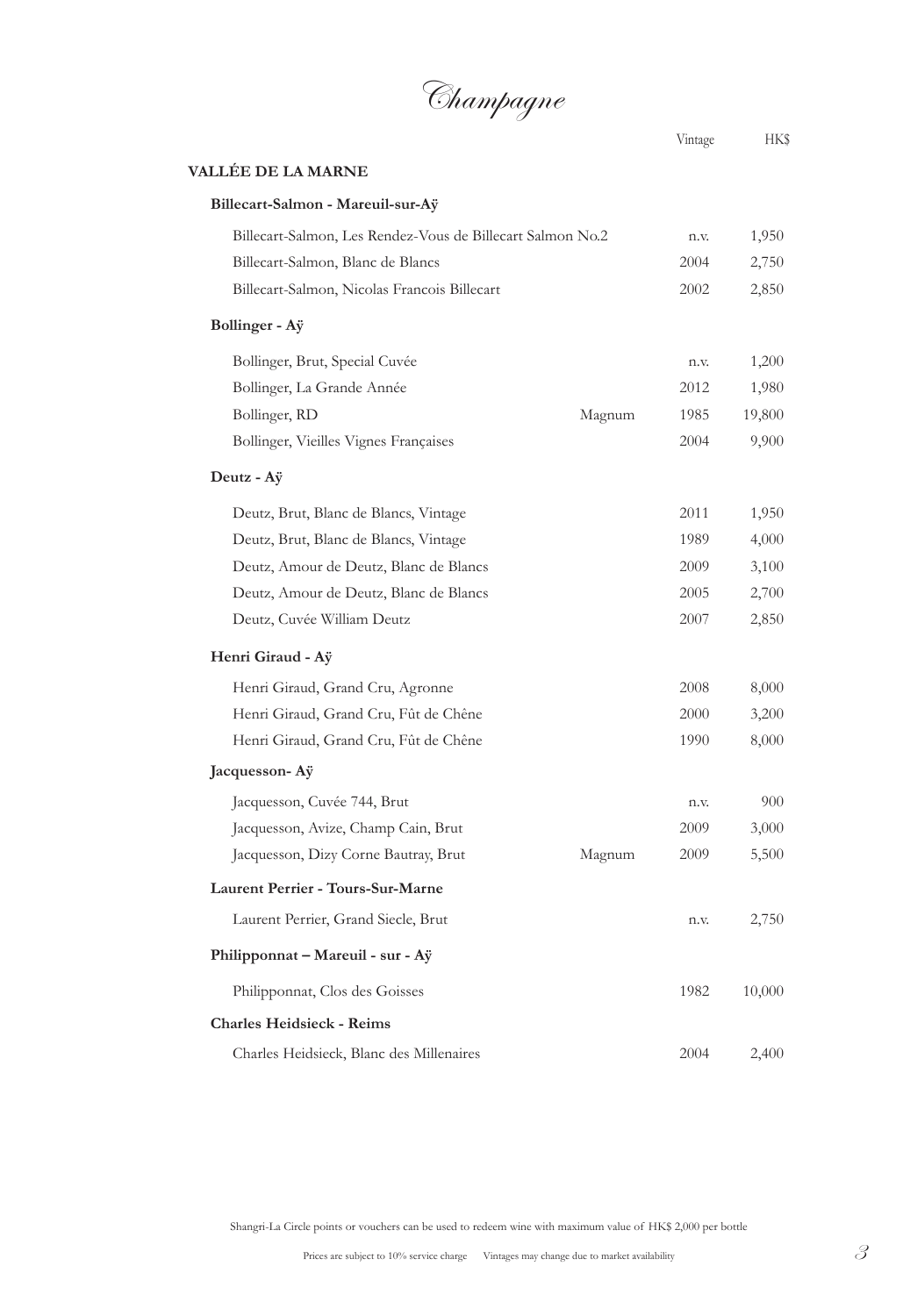# Champagne

## VALLÉE DE LA MARNE

| | | Vintage | HK$ |
|---|---|---|---|
| **Billecart-Salmon - Mareuil-sur-Aÿ** | | | |
| Billecart-Salmon, Les Rendez-Vous de Billecart Salmon No.2 | | n.v. | 1,950 |
| Billecart-Salmon, Blanc de Blancs | | 2004 | 2,750 |
| Billecart-Salmon, Nicolas Francois Billecart | | 2002 | 2,850 |
| **Bollinger - Aÿ** | | | |
| Bollinger, Brut, Special Cuvée | | n.v. | 1,200 |
| Bollinger, La Grande Année | | 2012 | 1,980 |
| Bollinger, RD | Magnum | 1985 | 19,800 |
| Bollinger, Vieilles Vignes Françaises | | 2004 | 9,900 |
| **Deutz - Aÿ** | | | |
| Deutz, Brut, Blanc de Blancs, Vintage | | 2011 | 1,950 |
| Deutz, Brut, Blanc de Blancs, Vintage | | 1989 | 4,000 |
| Deutz, Amour de Deutz, Blanc de Blancs | | 2009 | 3,100 |
| Deutz, Amour de Deutz, Blanc de Blancs | | 2005 | 2,700 |
| Deutz, Cuvée William Deutz | | 2007 | 2,850 |
| **Henri Giraud - Aÿ** | | | |
| Henri Giraud, Grand Cru, Agronne | | 2008 | 8,000 |
| Henri Giraud, Grand Cru, Fût de Chêne | | 2000 | 3,200 |
| Henri Giraud, Grand Cru, Fût de Chêne | | 1990 | 8,000 |
| **Jacquesson- Aÿ** | | | |
| Jacquesson, Cuvée 744, Brut | | n.v. | 900 |
| Jacquesson, Avize, Champ Cain, Brut | | 2009 | 3,000 |
| Jacquesson, Dizy Corne Bautray, Brut | Magnum | 2009 | 5,500 |
| **Laurent Perrier - Tours-Sur-Marne** | | | |
| Laurent Perrier, Grand Siecle, Brut | | n.v. | 2,750 |
| **Philipponnat – Mareuil - sur - Aÿ** | | | |
| Philipponnat, Clos des Goisses | | 1982 | 10,000 |
| **Charles Heidsieck - Reims** | | | |
| Charles Heidsieck, Blanc des Millenaires | | 2004 | 2,400 |

Shangri-La Circle points or vouchers can be used to redeem wine with maximum value of HK$ 2,000 per bottle

Prices are subject to 10% service charge Vintages may change due to market availability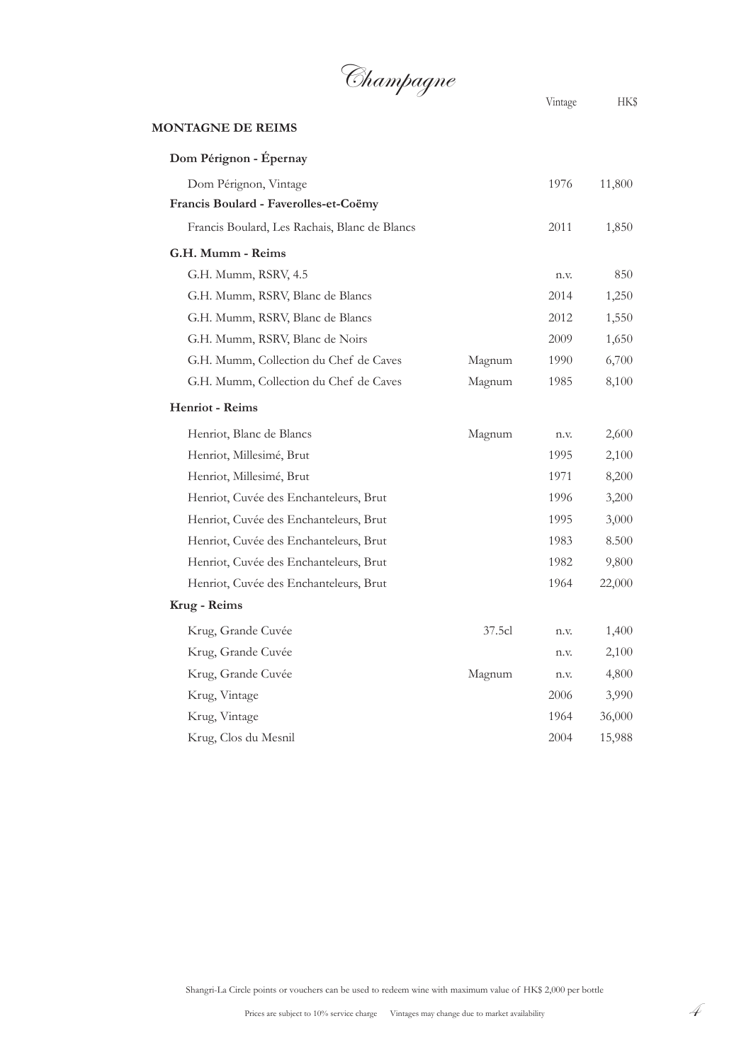# Champagne

## MONTAGNE DE REIMS

| Wine | Size | Vintage | HK$ |
|---|---|---|---|
| **Dom Pérignon - Épernay** | | | |
| Dom Pérignon, Vintage | | 1976 | 11,800 |
| **Francis Boulard - Faverolles-et-Coëmy** | | | |
| Francis Boulard, Les Rachais, Blanc de Blancs | | 2011 | 1,850 |
| **G.H. Mumm - Reims** | | | |
| G.H. Mumm, RSRV, 4.5 | | n.v. | 850 |
| G.H. Mumm, RSRV, Blanc de Blancs | | 2014 | 1,250 |
| G.H. Mumm, RSRV, Blanc de Blancs | | 2012 | 1,550 |
| G.H. Mumm, RSRV, Blanc de Noirs | | 2009 | 1,650 |
| G.H. Mumm, Collection du Chef de Caves | Magnum | 1990 | 6,700 |
| G.H. Mumm, Collection du Chef de Caves | Magnum | 1985 | 8,100 |
| **Henriot - Reims** | | | |
| Henriot, Blanc de Blancs | Magnum | n.v. | 2,600 |
| Henriot, Millesimé, Brut | | 1995 | 2,100 |
| Henriot, Millesimé, Brut | | 1971 | 8,200 |
| Henriot, Cuvée des Enchanteleurs, Brut | | 1996 | 3,200 |
| Henriot, Cuvée des Enchanteleurs, Brut | | 1995 | 3,000 |
| Henriot, Cuvée des Enchanteleurs, Brut | | 1983 | 8.500 |
| Henriot, Cuvée des Enchanteleurs, Brut | | 1982 | 9,800 |
| Henriot, Cuvée des Enchanteleurs, Brut | | 1964 | 22,000 |
| **Krug - Reims** | | | |
| Krug, Grande Cuvée | 37.5cl | n.v. | 1,400 |
| Krug, Grande Cuvée | | n.v. | 2,100 |
| Krug, Grande Cuvée | Magnum | n.v. | 4,800 |
| Krug, Vintage | | 2006 | 3,990 |
| Krug, Vintage | | 1964 | 36,000 |
| Krug, Clos du Mesnil | | 2004 | 15,988 |

Shangri-La Circle points or vouchers can be used to redeem wine with maximum value of HK$ 2,000 per bottle

Prices are subject to 10% service charge Vintages may change due to market availability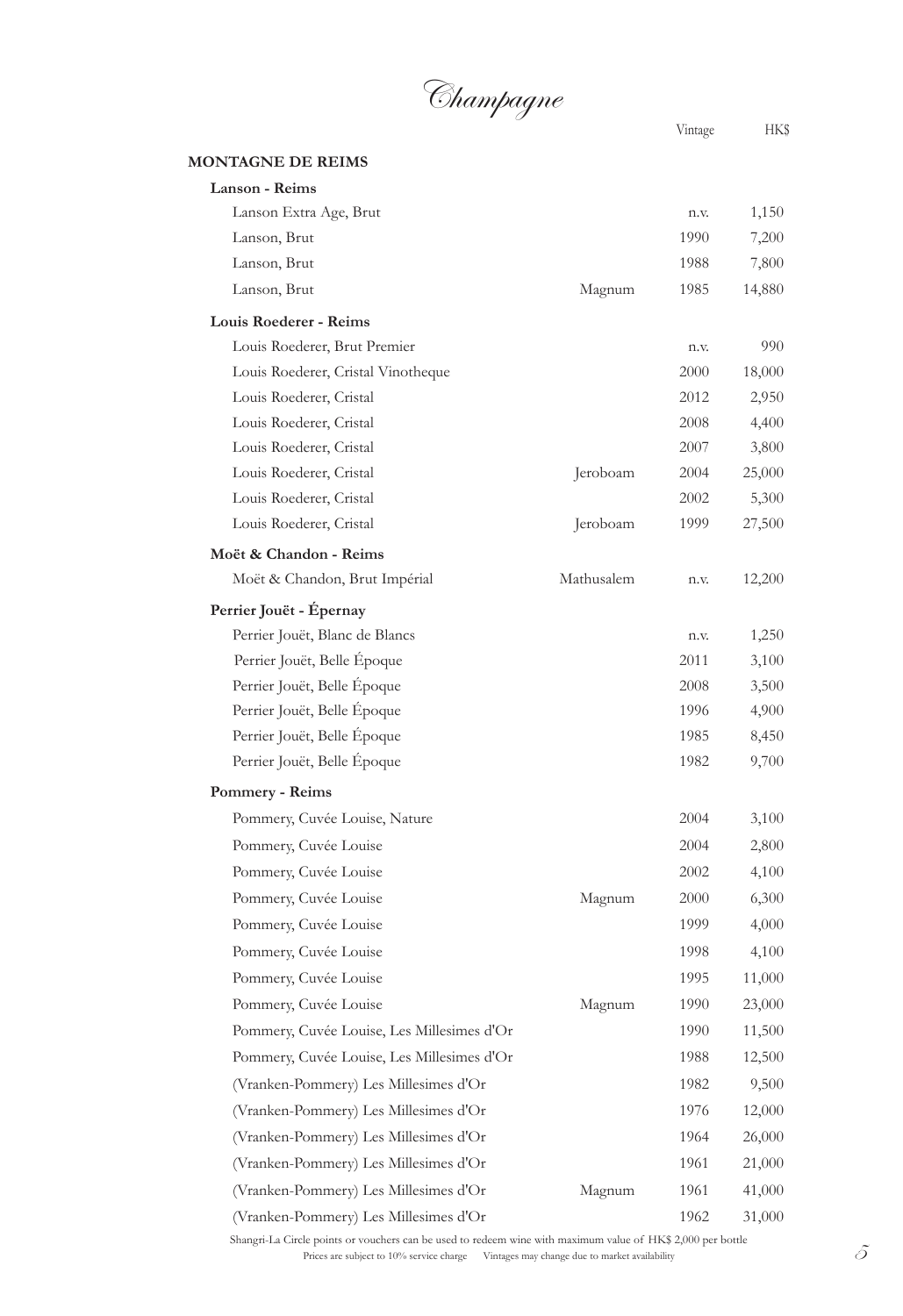# Champagne

| | | Vintage | HK$ |
|---|---|---|---|
| **MONTAGNE DE REIMS** | | | |
| **Lanson - Reims** | | | |
| Lanson Extra Age, Brut | | n.v. | 1,150 |
| Lanson, Brut | | 1990 | 7,200 |
| Lanson, Brut | | 1988 | 7,800 |
| Lanson, Brut | Magnum | 1985 | 14,880 |
| **Louis Roederer - Reims** | | | |
| Louis Roederer, Brut Premier | | n.v. | 990 |
| Louis Roederer, Cristal Vinotheque | | 2000 | 18,000 |
| Louis Roederer, Cristal | | 2012 | 2,950 |
| Louis Roederer, Cristal | | 2008 | 4,400 |
| Louis Roederer, Cristal | | 2007 | 3,800 |
| Louis Roederer, Cristal | Jeroboam | 2004 | 25,000 |
| Louis Roederer, Cristal | | 2002 | 5,300 |
| Louis Roederer, Cristal | Jeroboam | 1999 | 27,500 |
| **Moët & Chandon - Reims** | | | |
| Moët & Chandon, Brut Impérial | Mathusalem | n.v. | 12,200 |
| **Perrier Jouët - Épernay** | | | |
| Perrier Jouët, Blanc de Blancs | | n.v. | 1,250 |
| Perrier Jouët, Belle Époque | | 2011 | 3,100 |
| Perrier Jouët, Belle Époque | | 2008 | 3,500 |
| Perrier Jouët, Belle Époque | | 1996 | 4,900 |
| Perrier Jouët, Belle Époque | | 1985 | 8,450 |
| Perrier Jouët, Belle Époque | | 1982 | 9,700 |
| **Pommery - Reims** | | | |
| Pommery, Cuvée Louise, Nature | | 2004 | 3,100 |
| Pommery, Cuvée Louise | | 2004 | 2,800 |
| Pommery, Cuvée Louise | | 2002 | 4,100 |
| Pommery, Cuvée Louise | Magnum | 2000 | 6,300 |
| Pommery, Cuvée Louise | | 1999 | 4,000 |
| Pommery, Cuvée Louise | | 1998 | 4,100 |
| Pommery, Cuvée Louise | | 1995 | 11,000 |
| Pommery, Cuvée Louise | Magnum | 1990 | 23,000 |
| Pommery, Cuvée Louise, Les Millesimes d'Or | | 1990 | 11,500 |
| Pommery, Cuvée Louise, Les Millesimes d'Or | | 1988 | 12,500 |
| (Vranken-Pommery) Les Millesimes d'Or | | 1982 | 9,500 |
| (Vranken-Pommery) Les Millesimes d'Or | | 1976 | 12,000 |
| (Vranken-Pommery) Les Millesimes d'Or | | 1964 | 26,000 |
| (Vranken-Pommery) Les Millesimes d'Or | | 1961 | 21,000 |
| (Vranken-Pommery) Les Millesimes d'Or | Magnum | 1961 | 41,000 |
| (Vranken-Pommery) Les Millesimes d'Or | | 1962 | 31,000 |

Shangri-La Circle points or vouchers can be used to redeem wine with maximum value of HK$ 2,000 per bottle

Prices are subject to 10% service charge Vintages may change due to market availability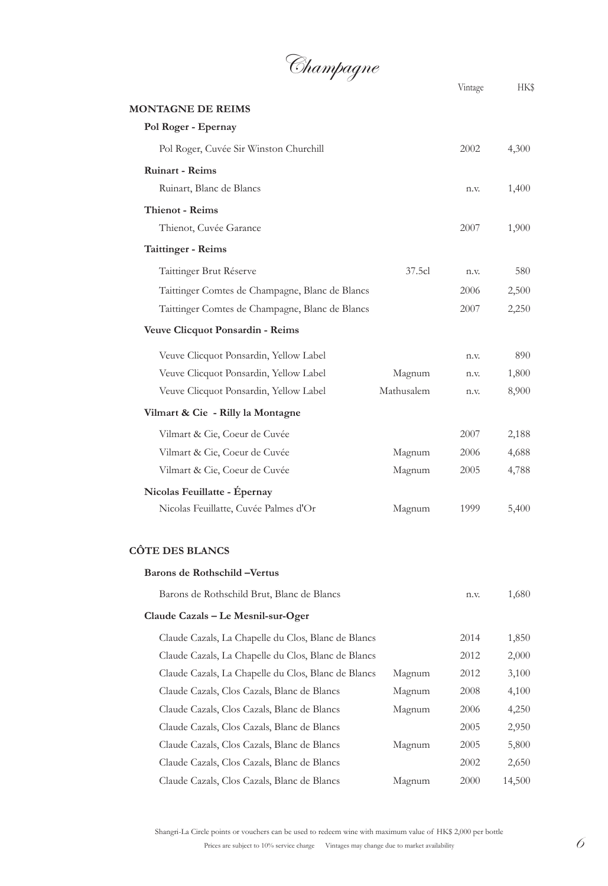# Champagne

| | Size | Vintage | HK$ |
|---|---|---|---|
| **MONTAGNE DE REIMS** | | | |
| **Pol Roger - Epernay** | | | |
| Pol Roger, Cuvée Sir Winston Churchill | | 2002 | 4,300 |
| **Ruinart - Reims** | | | |
| Ruinart, Blanc de Blancs | | n.v. | 1,400 |
| **Thienot - Reims** | | | |
| Thienot, Cuvée Garance | | 2007 | 1,900 |
| **Taittinger - Reims** | | | |
| Taittinger Brut Réserve | 37.5cl | n.v. | 580 |
| Taittinger Comtes de Champagne, Blanc de Blancs | | 2006 | 2,500 |
| Taittinger Comtes de Champagne, Blanc de Blancs | | 2007 | 2,250 |
| **Veuve Clicquot Ponsardin - Reims** | | | |
| Veuve Clicquot Ponsardin, Yellow Label | | n.v. | 890 |
| Veuve Clicquot Ponsardin, Yellow Label | Magnum | n.v. | 1,800 |
| Veuve Clicquot Ponsardin, Yellow Label | Mathusalem | n.v. | 8,900 |
| **Vilmart & Cie - Rilly la Montagne** | | | |
| Vilmart & Cie, Coeur de Cuvée | | 2007 | 2,188 |
| Vilmart & Cie, Coeur de Cuvée | Magnum | 2006 | 4,688 |
| Vilmart & Cie, Coeur de Cuvée | Magnum | 2005 | 4,788 |
| **Nicolas Feuillatte - Épernay** | | | |
| Nicolas Feuillatte, Cuvée Palmes d'Or | Magnum | 1999 | 5,400 |
| **CÔTE DES BLANCS** | | | |
| **Barons de Rothschild –Vertus** | | | |
| Barons de Rothschild Brut, Blanc de Blancs | | n.v. | 1,680 |
| **Claude Cazals – Le Mesnil-sur-Oger** | | | |
| Claude Cazals, La Chapelle du Clos, Blanc de Blancs | | 2014 | 1,850 |
| Claude Cazals, La Chapelle du Clos, Blanc de Blancs | | 2012 | 2,000 |
| Claude Cazals, La Chapelle du Clos, Blanc de Blancs | Magnum | 2012 | 3,100 |
| Claude Cazals, Clos Cazals, Blanc de Blancs | Magnum | 2008 | 4,100 |
| Claude Cazals, Clos Cazals, Blanc de Blancs | Magnum | 2006 | 4,250 |
| Claude Cazals, Clos Cazals, Blanc de Blancs | | 2005 | 2,950 |
| Claude Cazals, Clos Cazals, Blanc de Blancs | Magnum | 2005 | 5,800 |
| Claude Cazals, Clos Cazals, Blanc de Blancs | | 2002 | 2,650 |
| Claude Cazals, Clos Cazals, Blanc de Blancs | Magnum | 2000 | 14,500 |

Shangri-La Circle points or vouchers can be used to redeem wine with maximum value of HK$ 2,000 per bottle

Prices are subject to 10% service charge Vintages may change due to market availability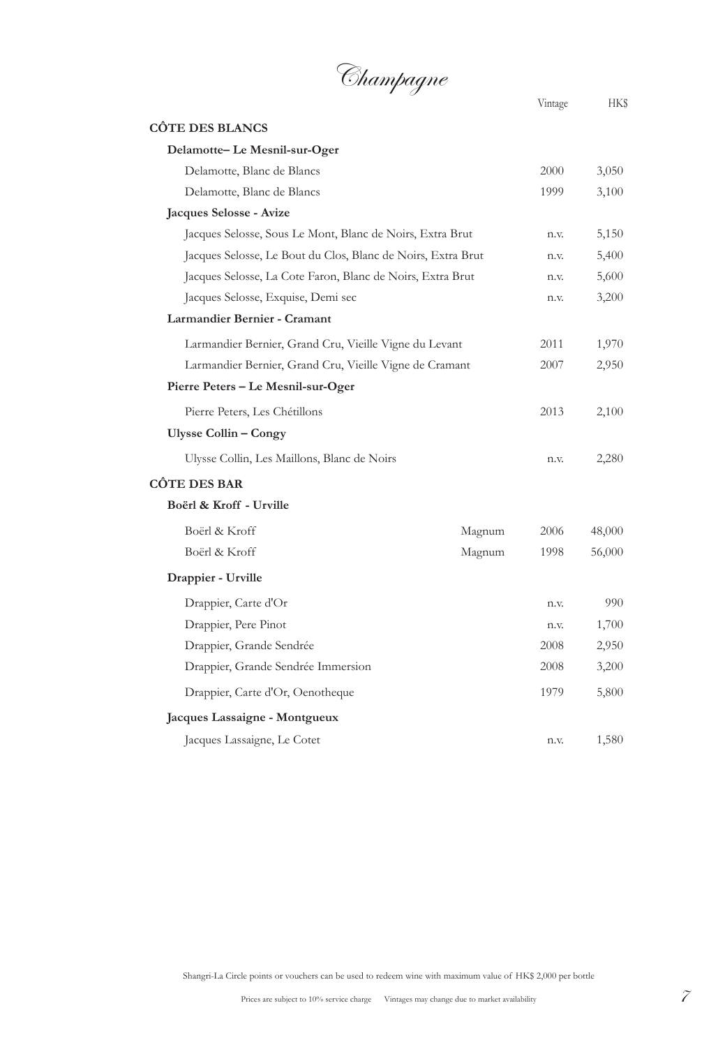# Champagne

| | | Vintage | HK$ |
|---|---|---|---|
| **CÔTE DES BLANCS** | | | |
| **Delamotte– Le Mesnil-sur-Oger** | | | |
| Delamotte, Blanc de Blancs | | 2000 | 3,050 |
| Delamotte, Blanc de Blancs | | 1999 | 3,100 |
| **Jacques Selosse - Avize** | | | |
| Jacques Selosse, Sous Le Mont, Blanc de Noirs, Extra Brut | | n.v. | 5,150 |
| Jacques Selosse, Le Bout du Clos, Blanc de Noirs, Extra Brut | | n.v. | 5,400 |
| Jacques Selosse, La Cote Faron, Blanc de Noirs, Extra Brut | | n.v. | 5,600 |
| Jacques Selosse, Exquise, Demi sec | | n.v. | 3,200 |
| **Larmandier Bernier - Cramant** | | | |
| Larmandier Bernier, Grand Cru, Vieille Vigne du Levant | | 2011 | 1,970 |
| Larmandier Bernier, Grand Cru, Vieille Vigne de Cramant | | 2007 | 2,950 |
| **Pierre Peters – Le Mesnil-sur-Oger** | | | |
| Pierre Peters, Les Chétillons | | 2013 | 2,100 |
| **Ulysse Collin – Congy** | | | |
| Ulysse Collin, Les Maillons, Blanc de Noirs | | n.v. | 2,280 |
| **CÔTE DES BAR** | | | |
| **Boërl & Kroff - Urville** | | | |
| Boërl & Kroff | Magnum | 2006 | 48,000 |
| Boërl & Kroff | Magnum | 1998 | 56,000 |
| **Drappier - Urville** | | | |
| Drappier, Carte d'Or | | n.v. | 990 |
| Drappier, Pere Pinot | | n.v. | 1,700 |
| Drappier, Grande Sendrée | | 2008 | 2,950 |
| Drappier, Grande Sendrée Immersion | | 2008 | 3,200 |
| Drappier, Carte d'Or, Oenotheque | | 1979 | 5,800 |
| **Jacques Lassaigne - Montgueux** | | | |
| Jacques Lassaigne, Le Cotet | | n.v. | 1,580 |

Shangri-La Circle points or vouchers can be used to redeem wine with maximum value of HK$ 2,000 per bottle

Prices are subject to 10% service charge     Vintages may change due to market availability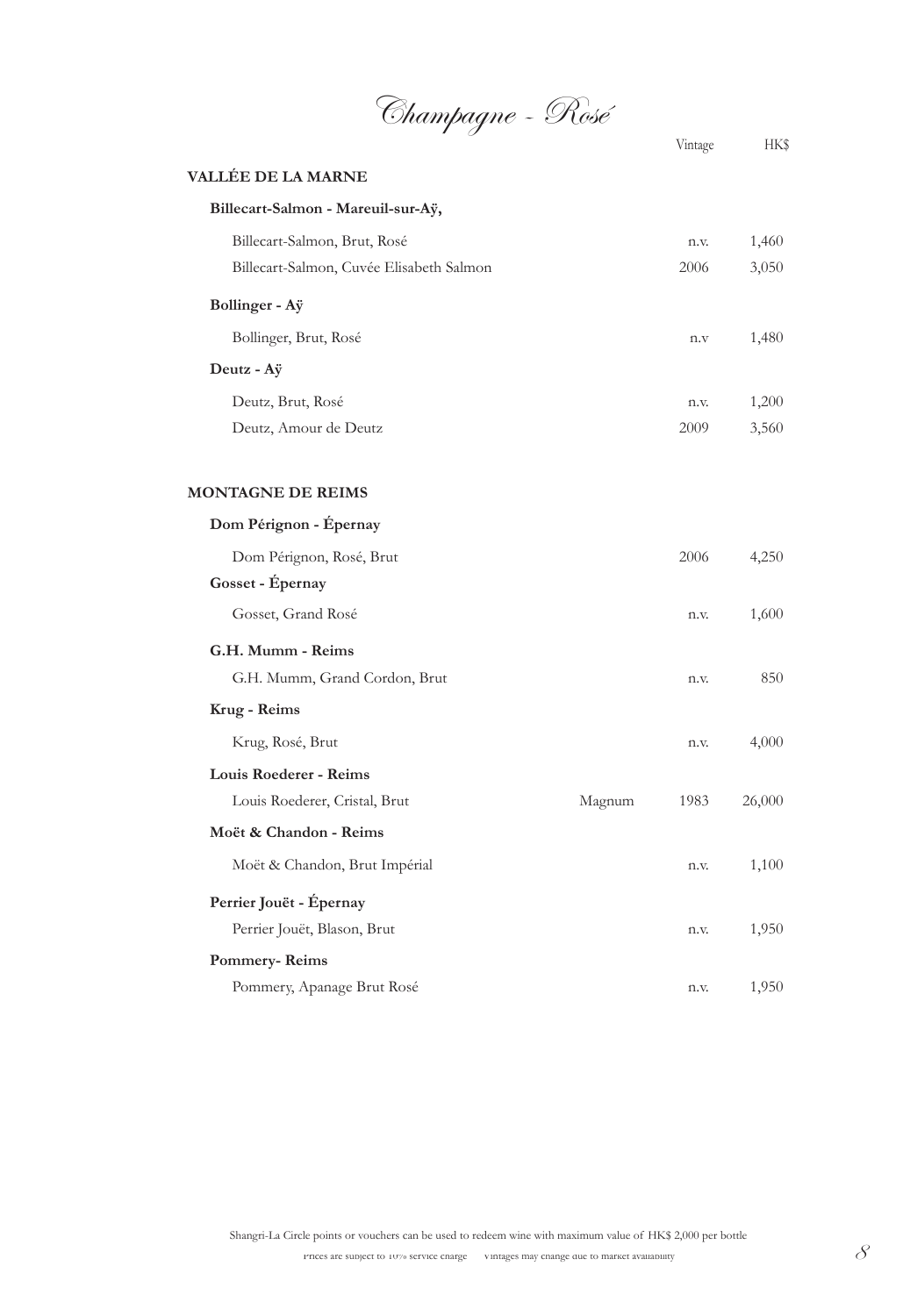# Champagne - Rosé

| | | Vintage | HK$ |
|---|---|---|---|
| **VALLÉE DE LA MARNE** | | | |
| **Billecart-Salmon - Mareuil-sur-Aÿ,** | | | |
| Billecart-Salmon, Brut, Rosé | | n.v. | 1,460 |
| Billecart-Salmon, Cuvée Elisabeth Salmon | | 2006 | 3,050 |
| **Bollinger - Aÿ** | | | |
| Bollinger, Brut, Rosé | | n.v | 1,480 |
| **Deutz - Aÿ** | | | |
| Deutz, Brut, Rosé | | n.v. | 1,200 |
| Deutz, Amour de Deutz | | 2009 | 3,560 |
| **MONTAGNE DE REIMS** | | | |
| **Dom Pérignon - Épernay** | | | |
| Dom Pérignon, Rosé, Brut | | 2006 | 4,250 |
| **Gosset - Épernay** | | | |
| Gosset, Grand Rosé | | n.v. | 1,600 |
| **G.H. Mumm - Reims** | | | |
| G.H. Mumm, Grand Cordon, Brut | | n.v. | 850 |
| **Krug - Reims** | | | |
| Krug, Rosé, Brut | | n.v. | 4,000 |
| **Louis Roederer - Reims** | | | |
| Louis Roederer, Cristal, Brut | Magnum | 1983 | 26,000 |
| **Moët & Chandon - Reims** | | | |
| Moët & Chandon, Brut Impérial | | n.v. | 1,100 |
| **Perrier Jouët - Épernay** | | | |
| Perrier Jouët, Blason, Brut | | n.v. | 1,950 |
| **Pommery- Reims** | | | |
| Pommery, Apanage Brut Rosé | | n.v. | 1,950 |

Shangri-La Circle points or vouchers can be used to redeem wine with maximum value of HK$ 2,000 per bottle

Prices are subject to 10% service charge    Vintages may change due to market availability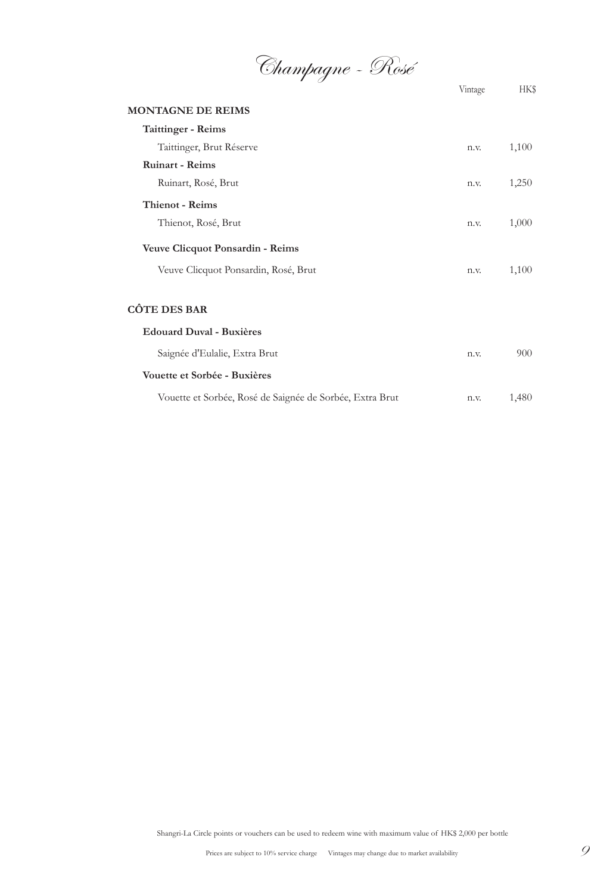# Champagne - Rosé

| | Vintage | HK$ |
|---|---|---|
| **MONTAGNE DE REIMS** | | |
| **Taittinger - Reims** | | |
| Taittinger, Brut Réserve | n.v. | 1,100 |
| **Ruinart - Reims** | | |
| Ruinart, Rosé, Brut | n.v. | 1,250 |
| **Thienot - Reims** | | |
| Thienot, Rosé, Brut | n.v. | 1,000 |
| **Veuve Clicquot Ponsardin - Reims** | | |
| Veuve Clicquot Ponsardin, Rosé, Brut | n.v. | 1,100 |
| **CÔTE DES BAR** | | |
| **Edouard Duval - Buxières** | | |
| Saignée d'Eulalie, Extra Brut | n.v. | 900 |
| **Vouette et Sorbée - Buxières** | | |
| Vouette et Sorbée, Rosé de Saignée de Sorbée, Extra Brut | n.v. | 1,480 |

Shangri-La Circle points or vouchers can be used to redeem wine with maximum value of HK$ 2,000 per bottle

Prices are subject to 10% service charge  Vintages may change due to market availability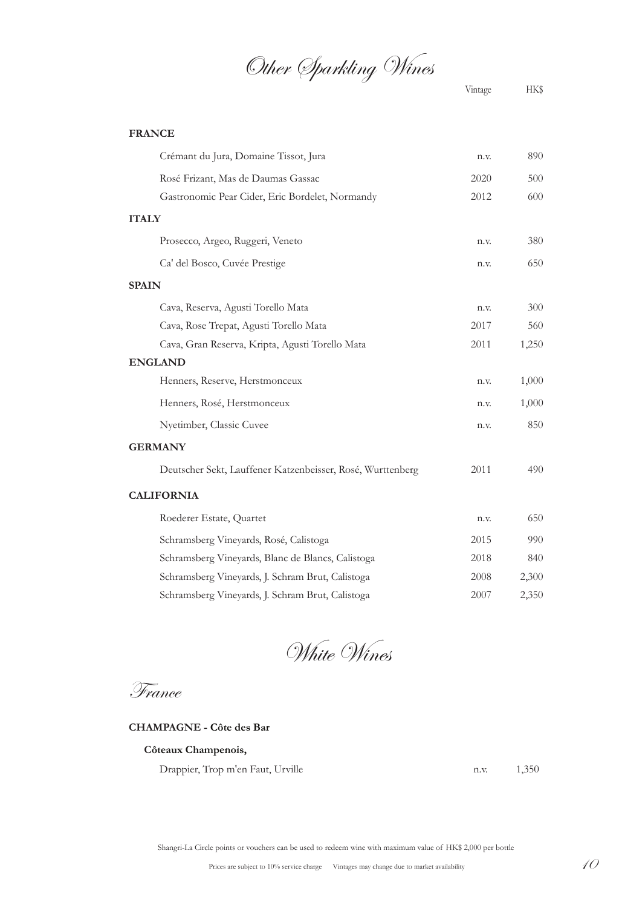# Other Sparkling Wines

| | Vintage | HK$ |
|---|---|---|
| **FRANCE** | | |
| Crémant du Jura, Domaine Tissot, Jura | n.v. | 890 |
| Rosé Frizant, Mas de Daumas Gassac | 2020 | 500 |
| Gastronomic Pear Cider, Eric Bordelet, Normandy | 2012 | 600 |
| **ITALY** | | |
| Prosecco, Argeo, Ruggeri, Veneto | n.v. | 380 |
| Ca' del Bosco, Cuvée Prestige | n.v. | 650 |
| **SPAIN** | | |
| Cava, Reserva, Agusti Torello Mata | n.v. | 300 |
| Cava, Rose Trepat, Agusti Torello Mata | 2017 | 560 |
| Cava, Gran Reserva, Kripta, Agusti Torello Mata | 2011 | 1,250 |
| **ENGLAND** | | |
| Henners, Reserve, Herstmonceux | n.v. | 1,000 |
| Henners, Rosé, Herstmonceux | n.v. | 1,000 |
| Nyetimber, Classic Cuvee | n.v. | 850 |
| **GERMANY** | | |
| Deutscher Sekt, Lauffener Katzenbeisser, Rosé, Wurttenberg | 2011 | 490 |
| **CALIFORNIA** | | |
| Roederer Estate, Quartet | n.v. | 650 |
| Schramsberg Vineyards, Rosé, Calistoga | 2015 | 990 |
| Schramsberg Vineyards, Blanc de Blancs, Calistoga | 2018 | 840 |
| Schramsberg Vineyards, J. Schram Brut, Calistoga | 2008 | 2,300 |
| Schramsberg Vineyards, J. Schram Brut, Calistoga | 2007 | 2,350 |

# White Wines

## France

**CHAMPAGNE - Côte des Bar**

**Côteaux Champenois,**

| | Vintage | HK$ |
|---|---|---|
| Drappier, Trop m'en Faut, Urville | n.v. | 1,350 |

Shangri-La Circle points or vouchers can be used to redeem wine with maximum value of HK$ 2,000 per bottle

Prices are subject to 10% service charge Vintages may change due to market availability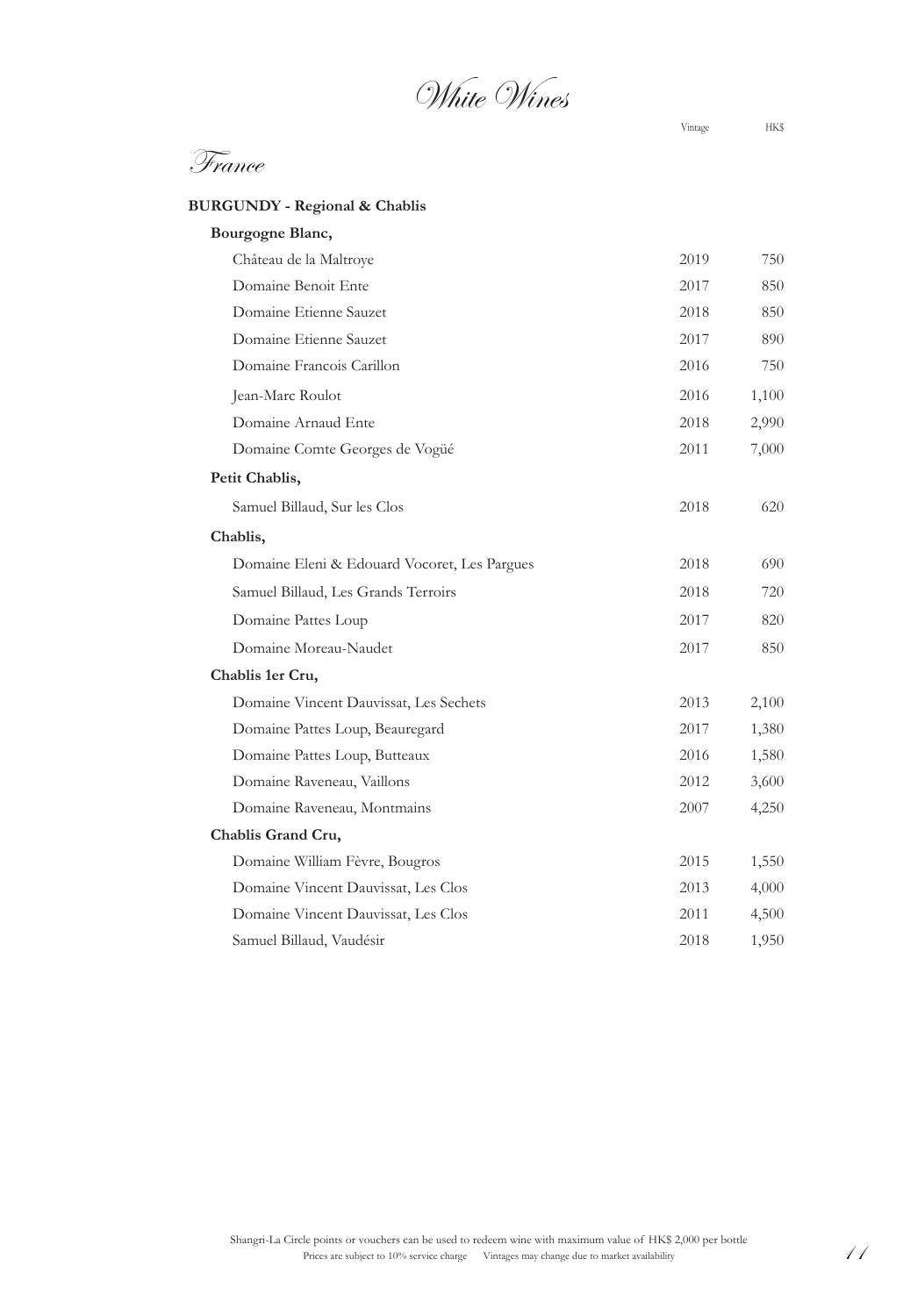# White Wines

## France

### BURGUNDY - Regional & Chablis

| | Vintage | HK$ |
|---|---|---|
| **Bourgogne Blanc,** | | |
| Château de la Maltroye | 2019 | 750 |
| Domaine Benoit Ente | 2017 | 850 |
| Domaine Etienne Sauzet | 2018 | 850 |
| Domaine Etienne Sauzet | 2017 | 890 |
| Domaine Francois Carillon | 2016 | 750 |
| Jean-Marc Roulot | 2016 | 1,100 |
| Domaine Arnaud Ente | 2018 | 2,990 |
| Domaine Comte Georges de Vogüé | 2011 | 7,000 |
| **Petit Chablis,** | | |
| Samuel Billaud, Sur les Clos | 2018 | 620 |
| **Chablis,** | | |
| Domaine Eleni & Edouard Vocoret, Les Pargues | 2018 | 690 |
| Samuel Billaud, Les Grands Terroirs | 2018 | 720 |
| Domaine Pattes Loup | 2017 | 820 |
| Domaine Moreau-Naudet | 2017 | 850 |
| **Chablis 1er Cru,** | | |
| Domaine Vincent Dauvissat, Les Sechets | 2013 | 2,100 |
| Domaine Pattes Loup, Beauregard | 2017 | 1,380 |
| Domaine Pattes Loup, Butteaux | 2016 | 1,580 |
| Domaine Raveneau, Vaillons | 2012 | 3,600 |
| Domaine Raveneau, Montmains | 2007 | 4,250 |
| **Chablis Grand Cru,** | | |
| Domaine William Fèvre, Bougros | 2015 | 1,550 |
| Domaine Vincent Dauvissat, Les Clos | 2013 | 4,000 |
| Domaine Vincent Dauvissat, Les Clos | 2011 | 4,500 |
| Samuel Billaud, Vaudésir | 2018 | 1,950 |

Shangri-La Circle points or vouchers can be used to redeem wine with maximum value of HK$ 2,000 per bottle

Prices are subject to 10% service charge    Vintages may change due to market availability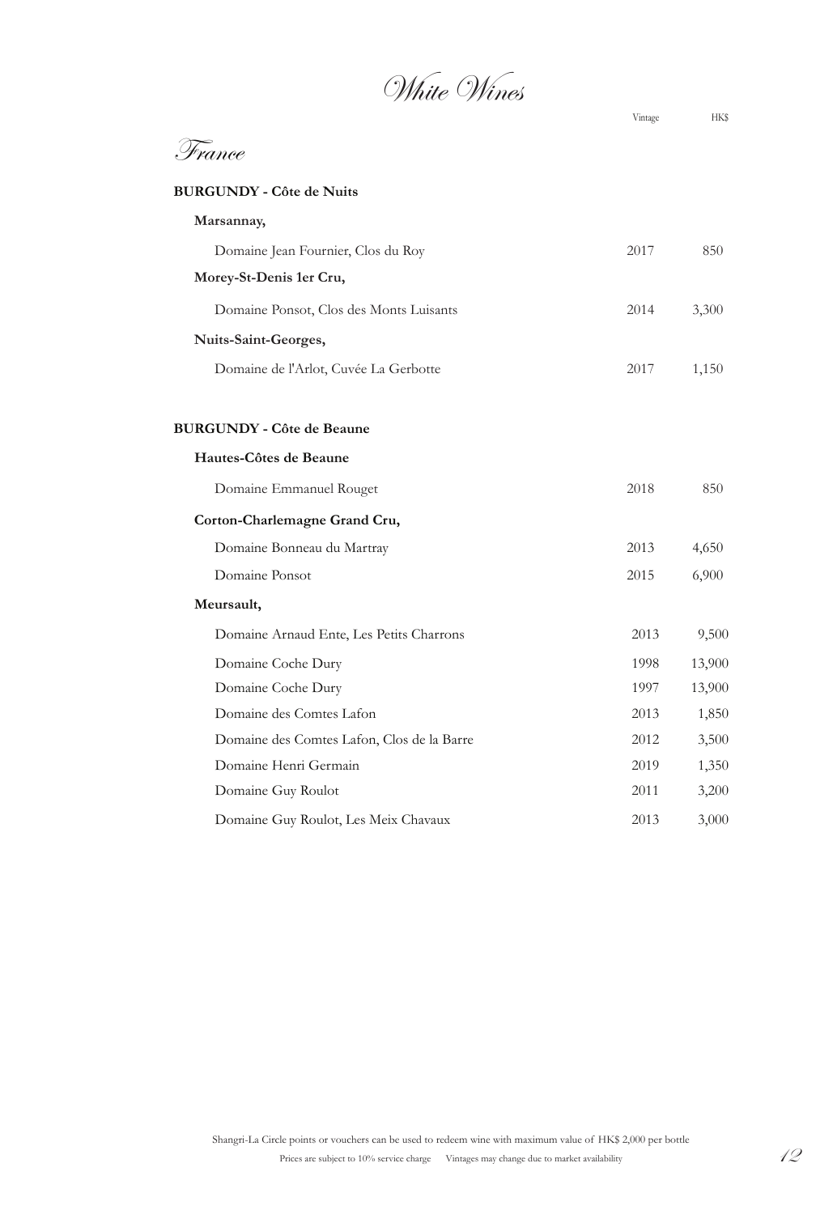# White Wines

## France

| | Vintage | HK$ |
|---|---|---|
| **BURGUNDY - Côte de Nuits** | | |
| **Marsannay,** | | |
| Domaine Jean Fournier, Clos du Roy | 2017 | 850 |
| **Morey-St-Denis 1er Cru,** | | |
| Domaine Ponsot, Clos des Monts Luisants | 2014 | 3,300 |
| **Nuits-Saint-Georges,** | | |
| Domaine de l'Arlot, Cuvée La Gerbotte | 2017 | 1,150 |
| **BURGUNDY - Côte de Beaune** | | |
| **Hautes-Côtes de Beaune** | | |
| Domaine Emmanuel Rouget | 2018 | 850 |
| **Corton-Charlemagne Grand Cru,** | | |
| Domaine Bonneau du Martray | 2013 | 4,650 |
| Domaine Ponsot | 2015 | 6,900 |
| **Meursault,** | | |
| Domaine Arnaud Ente, Les Petits Charrons | 2013 | 9,500 |
| Domaine Coche Dury | 1998 | 13,900 |
| Domaine Coche Dury | 1997 | 13,900 |
| Domaine des Comtes Lafon | 2013 | 1,850 |
| Domaine des Comtes Lafon, Clos de la Barre | 2012 | 3,500 |
| Domaine Henri Germain | 2019 | 1,350 |
| Domaine Guy Roulot | 2011 | 3,200 |
| Domaine Guy Roulot, Les Meix Chavaux | 2013 | 3,000 |

Shangri-La Circle points or vouchers can be used to redeem wine with maximum value of HK$ 2,000 per bottle

Prices are subject to 10% service charge Vintages may change due to market availability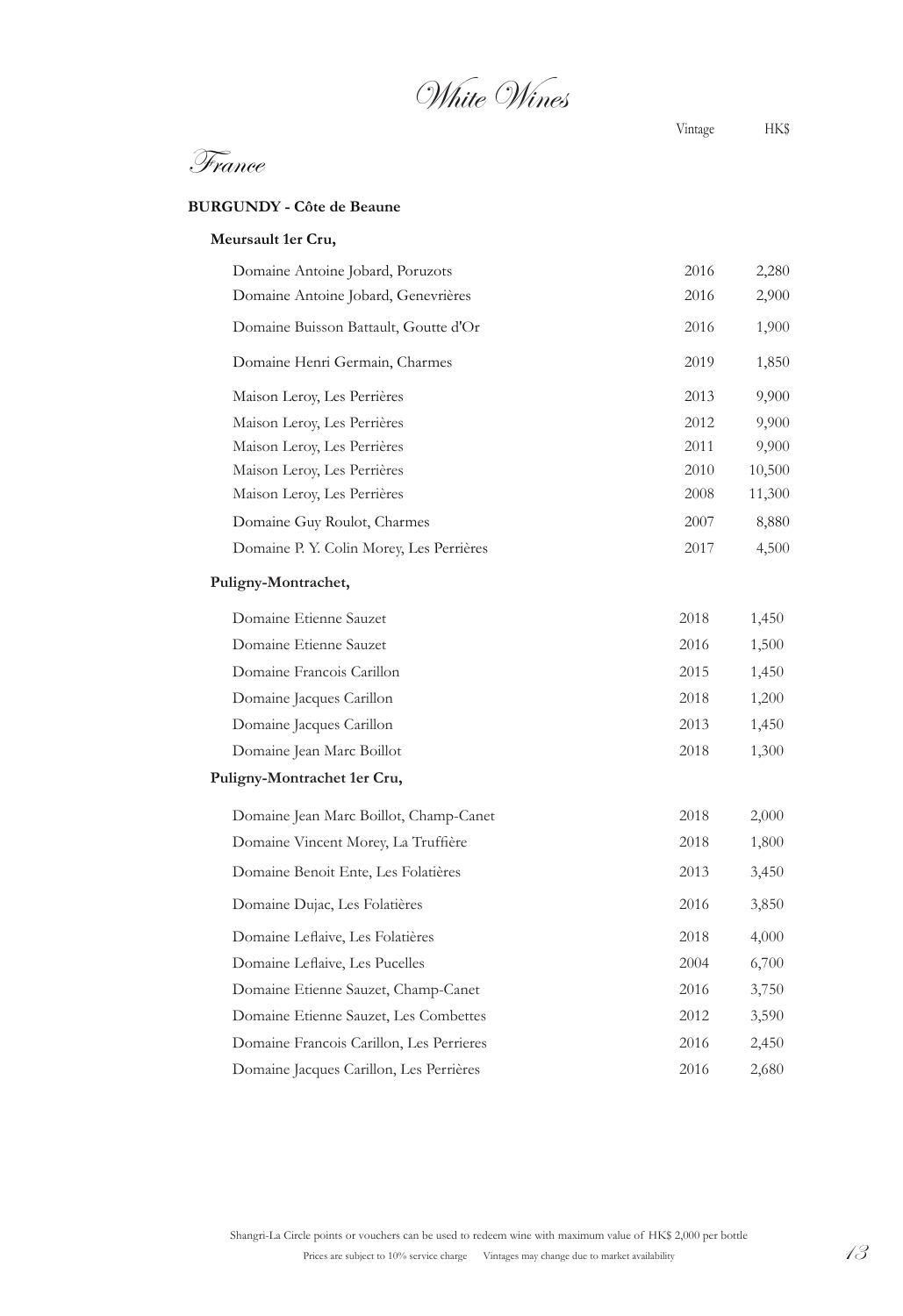# *White Wines*

## *France*

### BURGUNDY - Côte de Beaune

| | Vintage | HK$ |
|---|---|---|
| **Meursault 1er Cru,** | | |
| Domaine Antoine Jobard, Poruzots | 2016 | 2,280 |
| Domaine Antoine Jobard, Genevrières | 2016 | 2,900 |
| Domaine Buisson Battault, Goutte d'Or | 2016 | 1,900 |
| Domaine Henri Germain, Charmes | 2019 | 1,850 |
| Maison Leroy, Les Perrières | 2013 | 9,900 |
| Maison Leroy, Les Perrières | 2012 | 9,900 |
| Maison Leroy, Les Perrières | 2011 | 9,900 |
| Maison Leroy, Les Perrières | 2010 | 10,500 |
| Maison Leroy, Les Perrières | 2008 | 11,300 |
| Domaine Guy Roulot, Charmes | 2007 | 8,880 |
| Domaine P. Y. Colin Morey, Les Perrières | 2017 | 4,500 |
| **Puligny-Montrachet,** | | |
| Domaine Etienne Sauzet | 2018 | 1,450 |
| Domaine Etienne Sauzet | 2016 | 1,500 |
| Domaine Francois Carillon | 2015 | 1,450 |
| Domaine Jacques Carillon | 2018 | 1,200 |
| Domaine Jacques Carillon | 2013 | 1,450 |
| Domaine Jean Marc Boillot | 2018 | 1,300 |
| **Puligny-Montrachet 1er Cru,** | | |
| Domaine Jean Marc Boillot, Champ-Canet | 2018 | 2,000 |
| Domaine Vincent Morey, La Truffière | 2018 | 1,800 |
| Domaine Benoit Ente, Les Folatières | 2013 | 3,450 |
| Domaine Dujac, Les Folatières | 2016 | 3,850 |
| Domaine Leflaive, Les Folatières | 2018 | 4,000 |
| Domaine Leflaive, Les Pucelles | 2004 | 6,700 |
| Domaine Etienne Sauzet, Champ-Canet | 2016 | 3,750 |
| Domaine Etienne Sauzet, Les Combettes | 2012 | 3,590 |
| Domaine Francois Carillon, Les Perrieres | 2016 | 2,450 |
| Domaine Jacques Carillon, Les Perrières | 2016 | 2,680 |

Shangri-La Circle points or vouchers can be used to redeem wine with maximum value of HK$ 2,000 per bottle

Prices are subject to 10% service charge Vintages may change due to market availability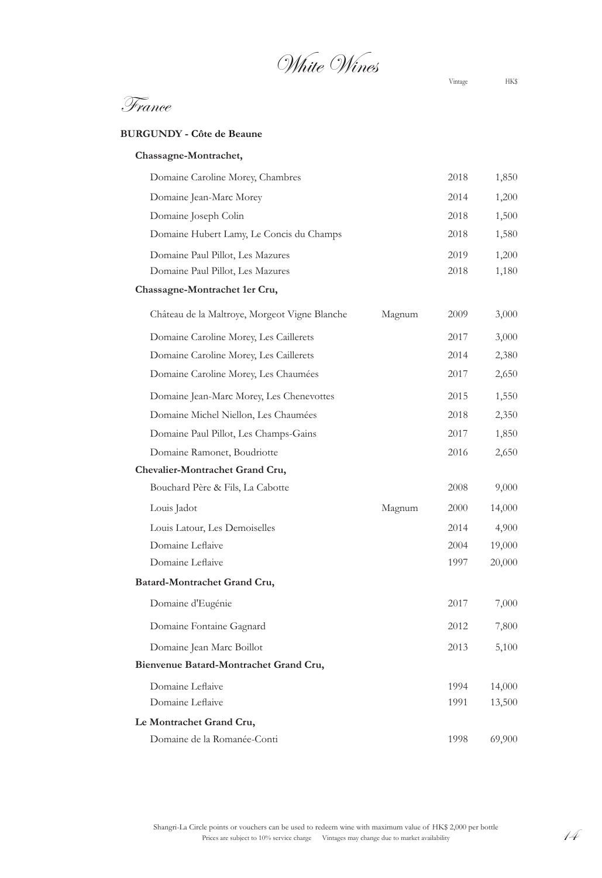# White Wines

## France

### BURGUNDY - Côte de Beaune

| | | Vintage | HK$ |
|---|---|---|---|
| **Chassagne-Montrachet,** | | | |
| Domaine Caroline Morey, Chambres | | 2018 | 1,850 |
| Domaine Jean-Marc Morey | | 2014 | 1,200 |
| Domaine Joseph Colin | | 2018 | 1,500 |
| Domaine Hubert Lamy, Le Concis du Champs | | 2018 | 1,580 |
| Domaine Paul Pillot, Les Mazures | | 2019 | 1,200 |
| Domaine Paul Pillot, Les Mazures | | 2018 | 1,180 |
| **Chassagne-Montrachet 1er Cru,** | | | |
| Château de la Maltroye, Morgeot Vigne Blanche | Magnum | 2009 | 3,000 |
| Domaine Caroline Morey, Les Caillerets | | 2017 | 3,000 |
| Domaine Caroline Morey, Les Caillerets | | 2014 | 2,380 |
| Domaine Caroline Morey, Les Chaumées | | 2017 | 2,650 |
| Domaine Jean-Marc Morey, Les Chenevottes | | 2015 | 1,550 |
| Domaine Michel Niellon, Les Chaumées | | 2018 | 2,350 |
| Domaine Paul Pillot, Les Champs-Gains | | 2017 | 1,850 |
| Domaine Ramonet, Boudriotte | | 2016 | 2,650 |
| **Chevalier-Montrachet Grand Cru,** | | | |
| Bouchard Père & Fils, La Cabotte | | 2008 | 9,000 |
| Louis Jadot | Magnum | 2000 | 14,000 |
| Louis Latour, Les Demoiselles | | 2014 | 4,900 |
| Domaine Leflaive | | 2004 | 19,000 |
| Domaine Leflaive | | 1997 | 20,000 |
| **Batard-Montrachet Grand Cru,** | | | |
| Domaine d'Eugénie | | 2017 | 7,000 |
| Domaine Fontaine Gagnard | | 2012 | 7,800 |
| Domaine Jean Marc Boillot | | 2013 | 5,100 |
| **Bienvenue Batard-Montrachet Grand Cru,** | | | |
| Domaine Leflaive | | 1994 | 14,000 |
| Domaine Leflaive | | 1991 | 13,500 |
| **Le Montrachet Grand Cru,** | | | |
| Domaine de la Romanée-Conti | | 1998 | 69,900 |

Shangri-La Circle points or vouchers can be used to redeem wine with maximum value of HK$ 2,000 per bottle
Prices are subject to 10% service charge    Vintages may change due to market availability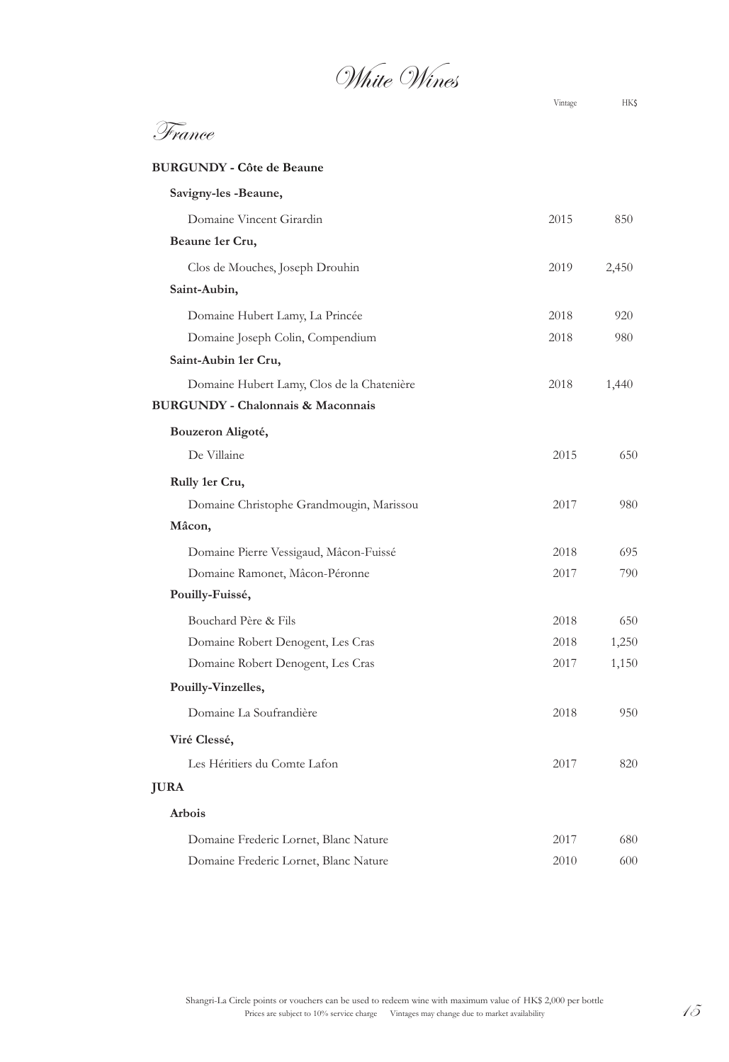# White Wines

## France

| | Vintage | HK$ |
|---|---|---|
| **BURGUNDY - Côte de Beaune** | | |
| **Savigny-les -Beaune,** | | |
| Domaine Vincent Girardin | 2015 | 850 |
| **Beaune 1er Cru,** | | |
| Clos de Mouches, Joseph Drouhin | 2019 | 2,450 |
| **Saint-Aubin,** | | |
| Domaine Hubert Lamy, La Princée | 2018 | 920 |
| Domaine Joseph Colin, Compendium | 2018 | 980 |
| **Saint-Aubin 1er Cru,** | | |
| Domaine Hubert Lamy, Clos de la Chatenière | 2018 | 1,440 |
| **BURGUNDY - Chalonnais & Maconnais** | | |
| **Bouzeron Aligoté,** | | |
| De Villaine | 2015 | 650 |
| **Rully 1er Cru,** | | |
| Domaine Christophe Grandmougin, Marissou | 2017 | 980 |
| **Mâcon,** | | |
| Domaine Pierre Vessigaud, Mâcon-Fuissé | 2018 | 695 |
| Domaine Ramonet, Mâcon-Péronne | 2017 | 790 |
| **Pouilly-Fuissé,** | | |
| Bouchard Père & Fils | 2018 | 650 |
| Domaine Robert Denogent, Les Cras | 2018 | 1,250 |
| Domaine Robert Denogent, Les Cras | 2017 | 1,150 |
| **Pouilly-Vinzelles,** | | |
| Domaine La Soufrandière | 2018 | 950 |
| **Viré Clessé,** | | |
| Les Héritiers du Comte Lafon | 2017 | 820 |
| **JURA** | | |
| **Arbois** | | |
| Domaine Frederic Lornet, Blanc Nature | 2017 | 680 |
| Domaine Frederic Lornet, Blanc Nature | 2010 | 600 |

Shangri-La Circle points or vouchers can be used to redeem wine with maximum value of HK$ 2,000 per bottle
Prices are subject to 10% service charge Vintages may change due to market availability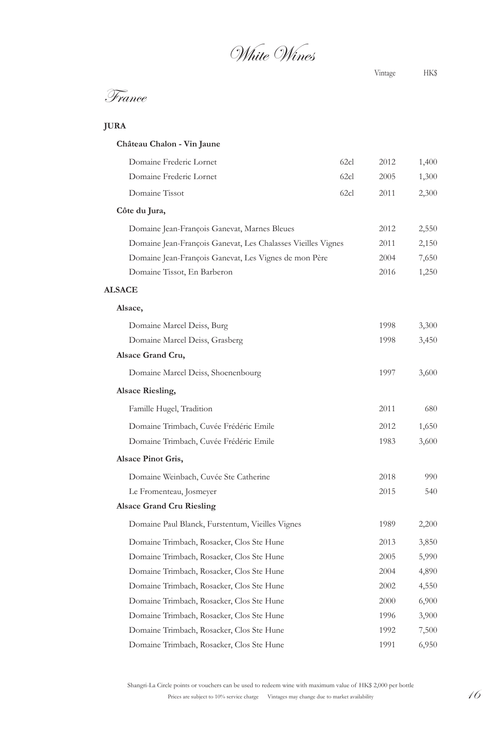# White Wines

## France

### JURA

| | | Vintage | HK$ |
|---|---|---|---|
| **Château Chalon - Vin Jaune** | | | |
| Domaine Frederic Lornet | 62cl | 2012 | 1,400 |
| Domaine Frederic Lornet | 62cl | 2005 | 1,300 |
| Domaine Tissot | 62cl | 2011 | 2,300 |
| **Côte du Jura,** | | | |
| Domaine Jean-François Ganevat, Marnes Bleues | | 2012 | 2,550 |
| Domaine Jean-François Ganevat, Les Chalasses Vieilles Vignes | | 2011 | 2,150 |
| Domaine Jean-François Ganevat, Les Vignes de mon Père | | 2004 | 7,650 |
| Domaine Tissot, En Barberon | | 2016 | 1,250 |

### ALSACE

| | Vintage | HK$ |
|---|---|---|
| **Alsace,** | | |
| Domaine Marcel Deiss, Burg | 1998 | 3,300 |
| Domaine Marcel Deiss, Grasberg | 1998 | 3,450 |
| **Alsace Grand Cru,** | | |
| Domaine Marcel Deiss, Shoenenbourg | 1997 | 3,600 |
| **Alsace Riesling,** | | |
| Famille Hugel, Tradition | 2011 | 680 |
| Domaine Trimbach, Cuvée Frédéric Emile | 2012 | 1,650 |
| Domaine Trimbach, Cuvée Frédéric Emile | 1983 | 3,600 |
| **Alsace Pinot Gris,** | | |
| Domaine Weinbach, Cuvée Ste Catherine | 2018 | 990 |
| Le Fromenteau, Josmeyer | 2015 | 540 |
| **Alsace Grand Cru Riesling** | | |
| Domaine Paul Blanck, Furstentum, Vieilles Vignes | 1989 | 2,200 |
| Domaine Trimbach, Rosacker, Clos Ste Hune | 2013 | 3,850 |
| Domaine Trimbach, Rosacker, Clos Ste Hune | 2005 | 5,990 |
| Domaine Trimbach, Rosacker, Clos Ste Hune | 2004 | 4,890 |
| Domaine Trimbach, Rosacker, Clos Ste Hune | 2002 | 4,550 |
| Domaine Trimbach, Rosacker, Clos Ste Hune | 2000 | 6,900 |
| Domaine Trimbach, Rosacker, Clos Ste Hune | 1996 | 3,900 |
| Domaine Trimbach, Rosacker, Clos Ste Hune | 1992 | 7,500 |
| Domaine Trimbach, Rosacker, Clos Ste Hune | 1991 | 6,950 |

Shangri-La Circle points or vouchers can be used to redeem wine with maximum value of HK$ 2,000 per bottle

Prices are subject to 10% service charge    Vintages may change due to market availability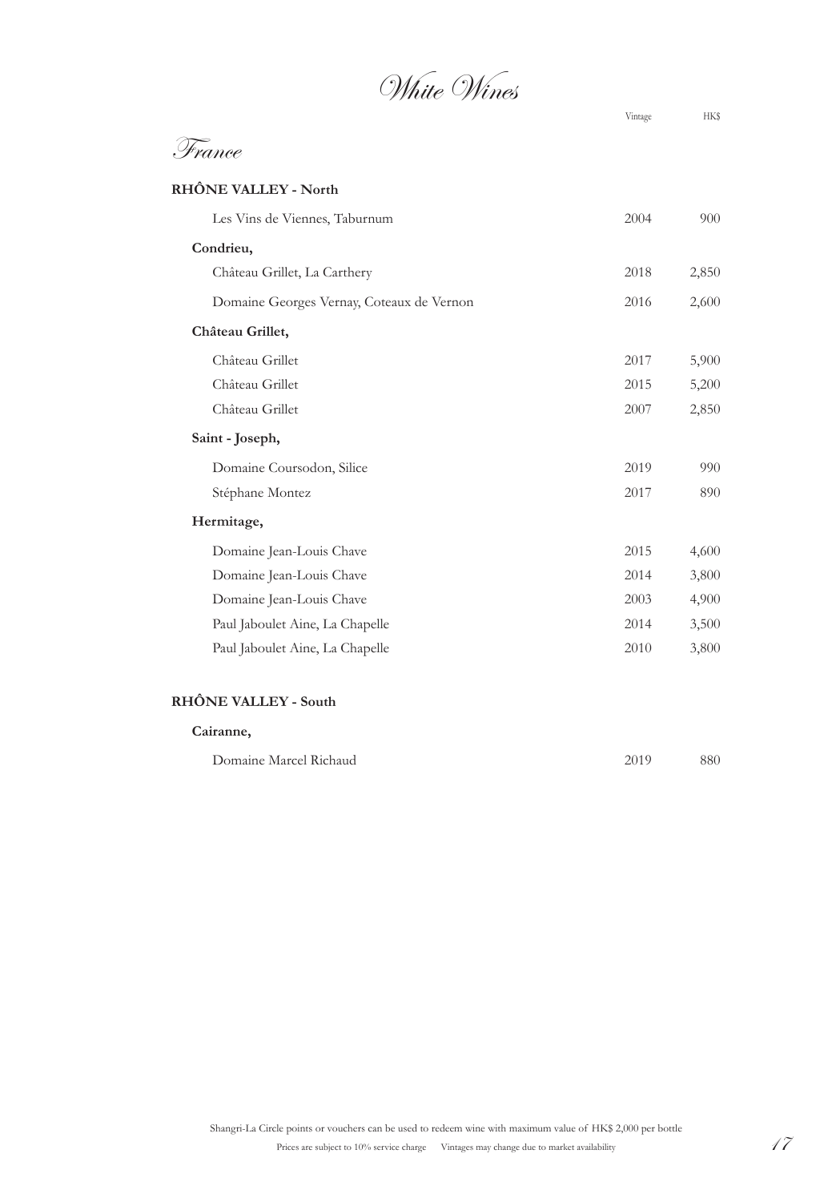# White Wines

## France

| | Vintage | HK$ |
|---|---|---|
| **RHÔNE VALLEY - North** | | |
| Les Vins de Viennes, Taburnum | 2004 | 900 |
| **Condrieu,** | | |
| Château Grillet, La Carthery | 2018 | 2,850 |
| Domaine Georges Vernay, Coteaux de Vernon | 2016 | 2,600 |
| **Château Grillet,** | | |
| Château Grillet | 2017 | 5,900 |
| Château Grillet | 2015 | 5,200 |
| Château Grillet | 2007 | 2,850 |
| **Saint - Joseph,** | | |
| Domaine Coursodon, Silice | 2019 | 990 |
| Stéphane Montez | 2017 | 890 |
| **Hermitage,** | | |
| Domaine Jean-Louis Chave | 2015 | 4,600 |
| Domaine Jean-Louis Chave | 2014 | 3,800 |
| Domaine Jean-Louis Chave | 2003 | 4,900 |
| Paul Jaboulet Aine, La Chapelle | 2014 | 3,500 |
| Paul Jaboulet Aine, La Chapelle | 2010 | 3,800 |
| **RHÔNE VALLEY - South** | | |
| **Cairanne,** | | |
| Domaine Marcel Richaud | 2019 | 880 |

Shangri-La Circle points or vouchers can be used to redeem wine with maximum value of HK$ 2,000 per bottle

Prices are subject to 10% service charge Vintages may change due to market availability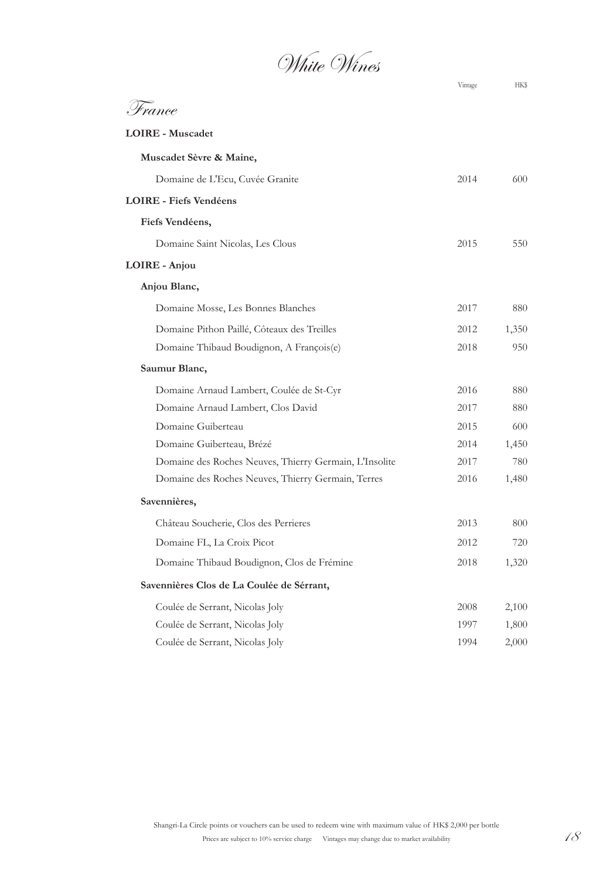# White Wines

## France

| | Vintage | HK$ |
|---|---|---|
| **LOIRE - Muscadet** | | |
| **Muscadet Sèvre & Maine,** | | |
| Domaine de L'Ecu, Cuvée Granite | 2014 | 600 |
| **LOIRE - Fiefs Vendéens** | | |
| **Fiefs Vendéens,** | | |
| Domaine Saint Nicolas, Les Clous | 2015 | 550 |
| **LOIRE - Anjou** | | |
| **Anjou Blanc,** | | |
| Domaine Mosse, Les Bonnes Blanches | 2017 | 880 |
| Domaine Pithon Paillé, Côteaux des Treilles | 2012 | 1,350 |
| Domaine Thibaud Boudignon, A François(e) | 2018 | 950 |
| **Saumur Blanc,** | | |
| Domaine Arnaud Lambert, Coulée de St-Cyr | 2016 | 880 |
| Domaine Arnaud Lambert, Clos David | 2017 | 880 |
| Domaine Guiberteau | 2015 | 600 |
| Domaine Guiberteau, Brézé | 2014 | 1,450 |
| Domaine des Roches Neuves, Thierry Germain, L'Insolite | 2017 | 780 |
| Domaine des Roches Neuves, Thierry Germain, Terres | 2016 | 1,480 |
| **Savennières,** | | |
| Château Soucherie, Clos des Perrieres | 2013 | 800 |
| Domaine FL, La Croix Picot | 2012 | 720 |
| Domaine Thibaud Boudignon, Clos de Frémine | 2018 | 1,320 |
| **Savennières Clos de La Coulée de Sérrant,** | | |
| Coulée de Serrant, Nicolas Joly | 2008 | 2,100 |
| Coulée de Serrant, Nicolas Joly | 1997 | 1,800 |
| Coulée de Serrant, Nicolas Joly | 1994 | 2,000 |

Shangri-La Circle points or vouchers can be used to redeem wine with maximum value of HK$ 2,000 per bottle

Prices are subject to 10% service charge    Vintages may change due to market availability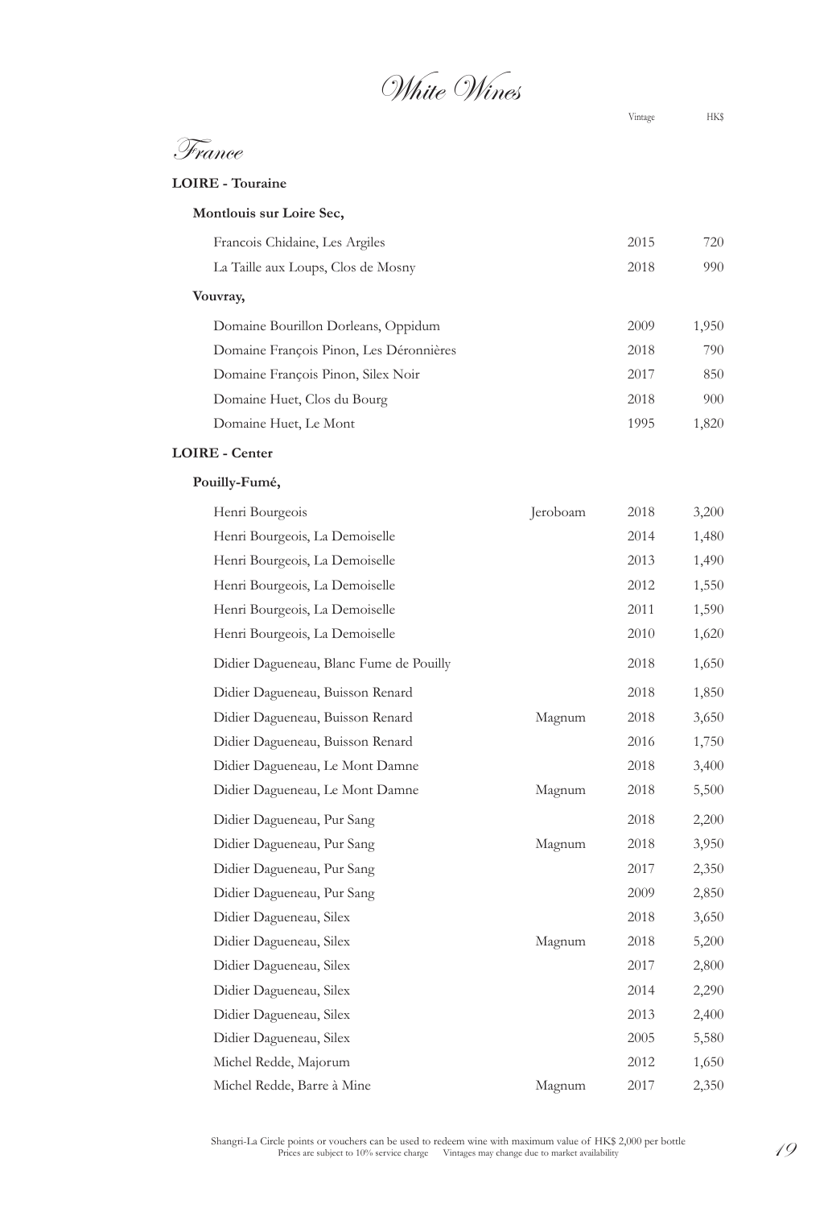# White Wines

## France

### LOIRE - Touraine

| | | Vintage | HK$ |
|---|---|---|---|
| **Montlouis sur Loire Sec,** | | | |
| Francois Chidaine, Les Argiles | | 2015 | 720 |
| La Taille aux Loups, Clos de Mosny | | 2018 | 990 |
| **Vouvray,** | | | |
| Domaine Bourillon Dorleans, Oppidum | | 2009 | 1,950 |
| Domaine François Pinon, Les Déronnières | | 2018 | 790 |
| Domaine François Pinon, Silex Noir | | 2017 | 850 |
| Domaine Huet, Clos du Bourg | | 2018 | 900 |
| Domaine Huet, Le Mont | | 1995 | 1,820 |

### LOIRE - Center

| | | Vintage | HK$ |
|---|---|---|---|
| **Pouilly-Fumé,** | | | |
| Henri Bourgeois | Jeroboam | 2018 | 3,200 |
| Henri Bourgeois, La Demoiselle | | 2014 | 1,480 |
| Henri Bourgeois, La Demoiselle | | 2013 | 1,490 |
| Henri Bourgeois, La Demoiselle | | 2012 | 1,550 |
| Henri Bourgeois, La Demoiselle | | 2011 | 1,590 |
| Henri Bourgeois, La Demoiselle | | 2010 | 1,620 |
| Didier Dagueneau, Blanc Fume de Pouilly | | 2018 | 1,650 |
| Didier Dagueneau, Buisson Renard | | 2018 | 1,850 |
| Didier Dagueneau, Buisson Renard | Magnum | 2018 | 3,650 |
| Didier Dagueneau, Buisson Renard | | 2016 | 1,750 |
| Didier Dagueneau, Le Mont Damne | | 2018 | 3,400 |
| Didier Dagueneau, Le Mont Damne | Magnum | 2018 | 5,500 |
| Didier Dagueneau, Pur Sang | | 2018 | 2,200 |
| Didier Dagueneau, Pur Sang | Magnum | 2018 | 3,950 |
| Didier Dagueneau, Pur Sang | | 2017 | 2,350 |
| Didier Dagueneau, Pur Sang | | 2009 | 2,850 |
| Didier Dagueneau, Silex | | 2018 | 3,650 |
| Didier Dagueneau, Silex | Magnum | 2018 | 5,200 |
| Didier Dagueneau, Silex | | 2017 | 2,800 |
| Didier Dagueneau, Silex | | 2014 | 2,290 |
| Didier Dagueneau, Silex | | 2013 | 2,400 |
| Didier Dagueneau, Silex | | 2005 | 5,580 |
| Michel Redde, Majorum | | 2012 | 1,650 |
| Michel Redde, Barre à Mine | Magnum | 2017 | 2,350 |

Shangri-La Circle points or vouchers can be used to redeem wine with maximum value of HK$ 2,000 per bottle
Prices are subject to 10% service charge    Vintages may change due to market availability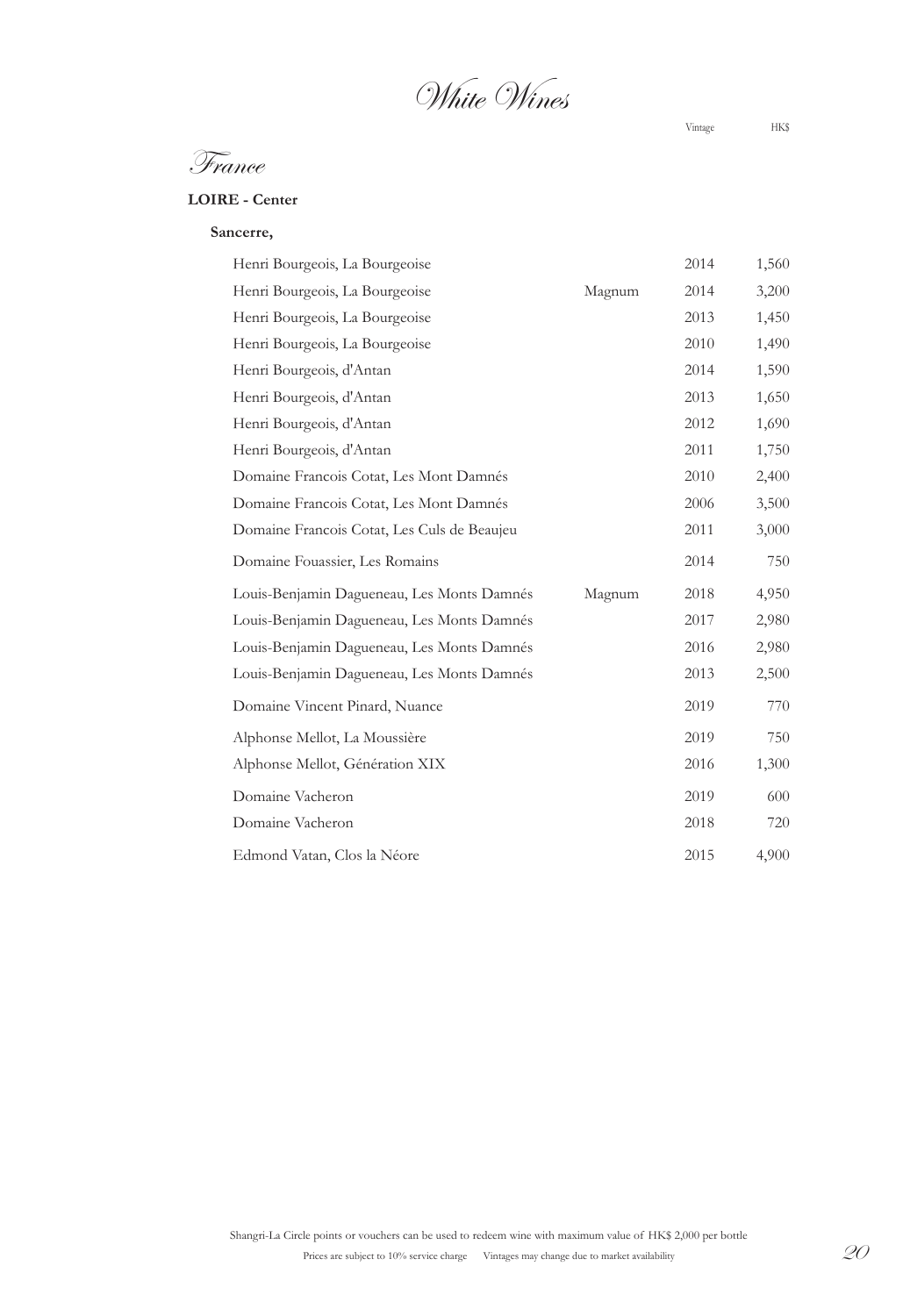# White Wines

## France

### LOIRE - Center

**Sancerre,**

| Wine | Format | Vintage | HK$ |
|---|---|---|---|
| Henri Bourgeois, La Bourgeoise | | 2014 | 1,560 |
| Henri Bourgeois, La Bourgeoise | Magnum | 2014 | 3,200 |
| Henri Bourgeois, La Bourgeoise | | 2013 | 1,450 |
| Henri Bourgeois, La Bourgeoise | | 2010 | 1,490 |
| Henri Bourgeois, d'Antan | | 2014 | 1,590 |
| Henri Bourgeois, d'Antan | | 2013 | 1,650 |
| Henri Bourgeois, d'Antan | | 2012 | 1,690 |
| Henri Bourgeois, d'Antan | | 2011 | 1,750 |
| Domaine Francois Cotat, Les Mont Damnés | | 2010 | 2,400 |
| Domaine Francois Cotat, Les Mont Damnés | | 2006 | 3,500 |
| Domaine Francois Cotat, Les Culs de Beaujeu | | 2011 | 3,000 |
| Domaine Fouassier, Les Romains | | 2014 | 750 |
| Louis-Benjamin Dagueneau, Les Monts Damnés | Magnum | 2018 | 4,950 |
| Louis-Benjamin Dagueneau, Les Monts Damnés | | 2017 | 2,980 |
| Louis-Benjamin Dagueneau, Les Monts Damnés | | 2016 | 2,980 |
| Louis-Benjamin Dagueneau, Les Monts Damnés | | 2013 | 2,500 |
| Domaine Vincent Pinard, Nuance | | 2019 | 770 |
| Alphonse Mellot, La Moussière | | 2019 | 750 |
| Alphonse Mellot, Génération XIX | | 2016 | 1,300 |
| Domaine Vacheron | | 2019 | 600 |
| Domaine Vacheron | | 2018 | 720 |
| Edmond Vatan, Clos la Néore | | 2015 | 4,900 |

Shangri-La Circle points or vouchers can be used to redeem wine with maximum value of HK$ 2,000 per bottle

Prices are subject to 10% service charge Vintages may change due to market availability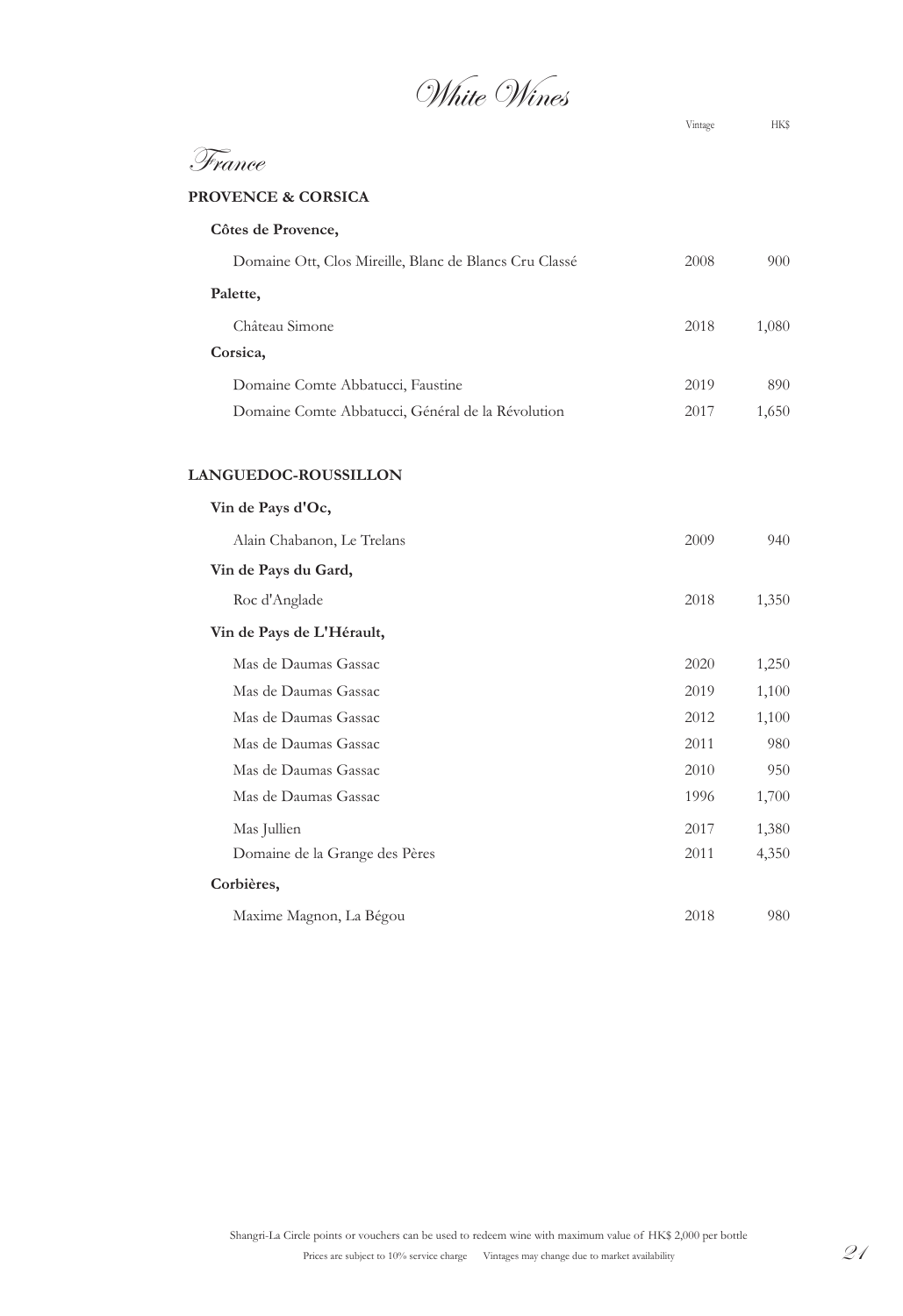# White Wines

## France

### PROVENCE & CORSICA

| | Vintage | HK$ |
|---|---|---|
| **Côtes de Provence,** | | |
| Domaine Ott, Clos Mireille, Blanc de Blancs Cru Classé | 2008 | 900 |
| **Palette,** | | |
| Château Simone | 2018 | 1,080 |
| **Corsica,** | | |
| Domaine Comte Abbatucci, Faustine | 2019 | 890 |
| Domaine Comte Abbatucci, Général de la Révolution | 2017 | 1,650 |

### LANGUEDOC-ROUSSILLON

| | Vintage | HK$ |
|---|---|---|
| **Vin de Pays d'Oc,** | | |
| Alain Chabanon, Le Trelans | 2009 | 940 |
| **Vin de Pays du Gard,** | | |
| Roc d'Anglade | 2018 | 1,350 |
| **Vin de Pays de L'Hérault,** | | |
| Mas de Daumas Gassac | 2020 | 1,250 |
| Mas de Daumas Gassac | 2019 | 1,100 |
| Mas de Daumas Gassac | 2012 | 1,100 |
| Mas de Daumas Gassac | 2011 | 980 |
| Mas de Daumas Gassac | 2010 | 950 |
| Mas de Daumas Gassac | 1996 | 1,700 |
| Mas Jullien | 2017 | 1,380 |
| Domaine de la Grange des Pères | 2011 | 4,350 |
| **Corbières,** | | |
| Maxime Magnon, La Bégou | 2018 | 980 |

Shangri-La Circle points or vouchers can be used to redeem wine with maximum value of HK$ 2,000 per bottle

Prices are subject to 10% service charge    Vintages may change due to market availability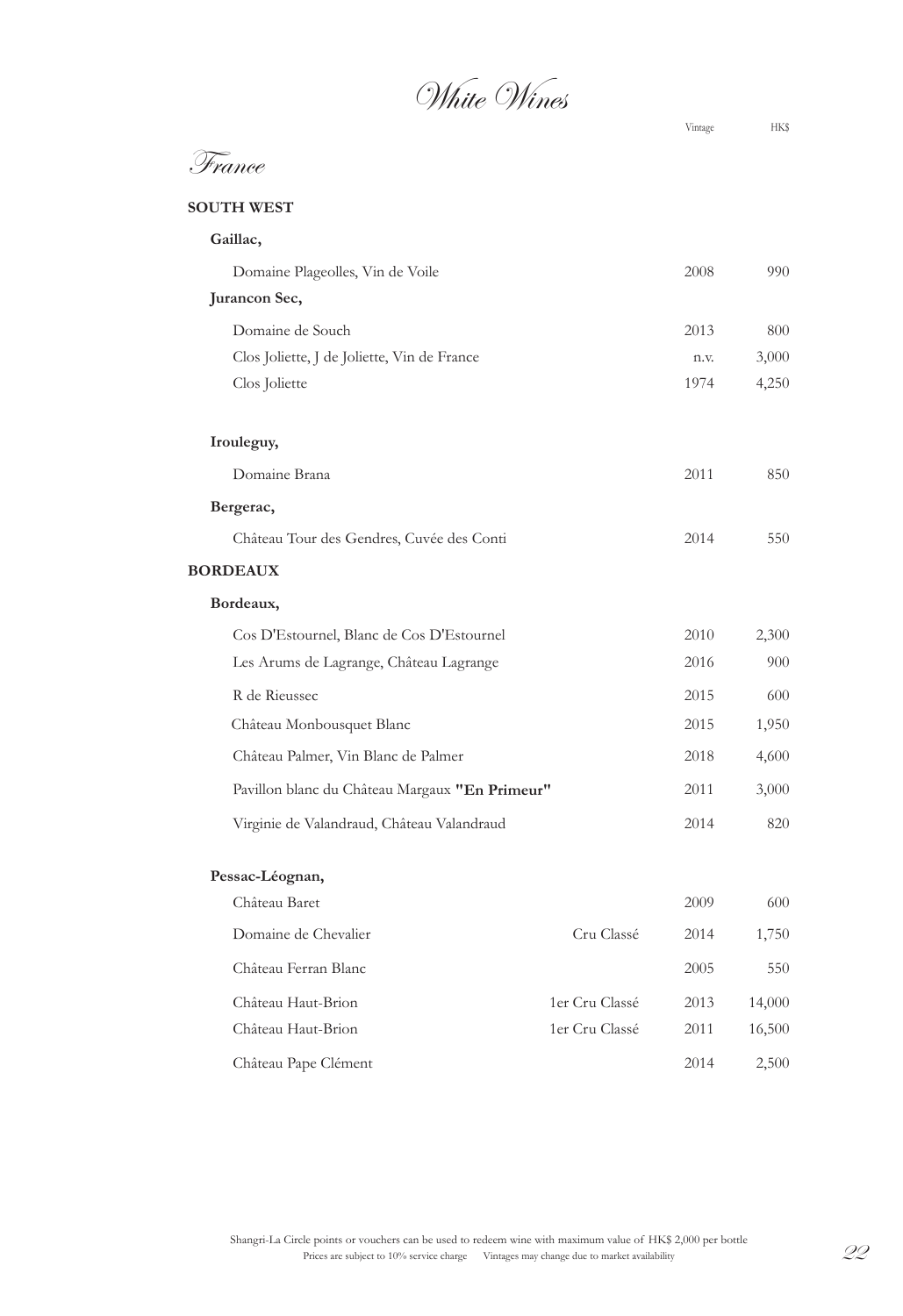# White Wines

## France

### SOUTH WEST

| | | Vintage | HK$ |
|---|---|---|---|
| **Gaillac,** | | | |
| Domaine Plageolles, Vin de Voile | | 2008 | 990 |
| **Jurancon Sec,** | | | |
| Domaine de Souch | | 2013 | 800 |
| Clos Joliette, J de Joliette, Vin de France | | n.v. | 3,000 |
| Clos Joliette | | 1974 | 4,250 |
| **Irouleguy,** | | | |
| Domaine Brana | | 2011 | 850 |
| **Bergerac,** | | | |
| Château Tour des Gendres, Cuvée des Conti | | 2014 | 550 |

### BORDEAUX

| | | Vintage | HK$ |
|---|---|---|---|
| **Bordeaux,** | | | |
| Cos D'Estournel, Blanc de Cos D'Estournel | | 2010 | 2,300 |
| Les Arums de Lagrange, Château Lagrange | | 2016 | 900 |
| R de Rieussec | | 2015 | 600 |
| Château Monbousquet Blanc | | 2015 | 1,950 |
| Château Palmer, Vin Blanc de Palmer | | 2018 | 4,600 |
| Pavillon blanc du Château Margaux **"En Primeur"** | | 2011 | 3,000 |
| Virginie de Valandraud, Château Valandraud | | 2014 | 820 |
| **Pessac-Léognan,** | | | |
| Château Baret | | 2009 | 600 |
| Domaine de Chevalier | Cru Classé | 2014 | 1,750 |
| Château Ferran Blanc | | 2005 | 550 |
| Château Haut-Brion | 1er Cru Classé | 2013 | 14,000 |
| Château Haut-Brion | 1er Cru Classé | 2011 | 16,500 |
| Château Pape Clément | | 2014 | 2,500 |

Shangri-La Circle points or vouchers can be used to redeem wine with maximum value of HK$ 2,000 per bottle

Prices are subject to 10% service charge Vintages may change due to market availability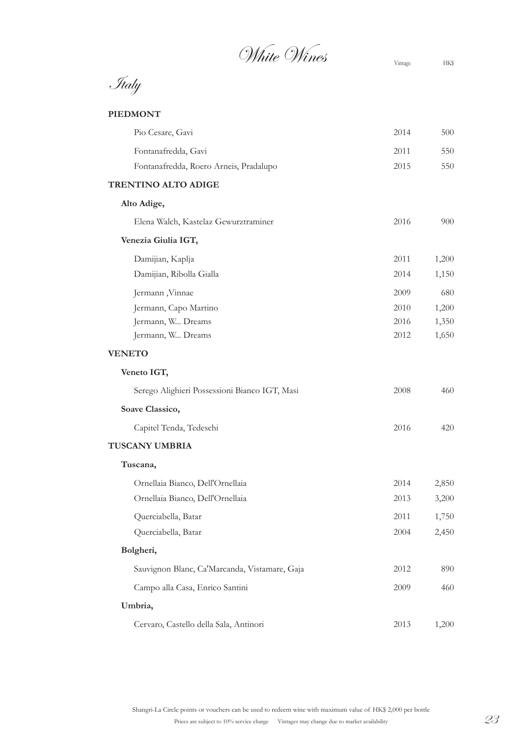# White Wines

## Italy

| | Vintage | HK$ |
|---|---|---|
| **PIEDMONT** | | |
| Pio Cesare, Gavi | 2014 | 500 |
| Fontanafredda, Gavi | 2011 | 550 |
| Fontanafredda, Roero Arneis, Pradalupo | 2015 | 550 |
| **TRENTINO ALTO ADIGE** | | |
| **Alto Adige,** | | |
| Elena Walch, Kastelaz Gewurztraminer | 2016 | 900 |
| **Venezia Giulia IGT,** | | |
| Damijian, Kaplja | 2011 | 1,200 |
| Damijian, Ribolla Gialla | 2014 | 1,150 |
| Jermann ,Vinnae | 2009 | 680 |
| Jermann, Capo Martino | 2010 | 1,200 |
| Jermann, W... Dreams | 2016 | 1,350 |
| Jermann, W... Dreams | 2012 | 1,650 |
| **VENETO** | | |
| **Veneto IGT,** | | |
| Serego Alighieri Possessioni Bianco IGT, Masi | 2008 | 460 |
| **Soave Classico,** | | |
| Capitel Tenda, Tedeschi | 2016 | 420 |
| **TUSCANY UMBRIA** | | |
| **Tuscana,** | | |
| Ornellaia Bianco, Dell'Ornellaia | 2014 | 2,850 |
| Ornellaia Bianco, Dell'Ornellaia | 2013 | 3,200 |
| Querciabella, Batar | 2011 | 1,750 |
| Querciabella, Batar | 2004 | 2,450 |
| **Bolgheri,** | | |
| Sauvignon Blanc, Ca'Marcanda, Vistamare, Gaja | 2012 | 890 |
| Campo alla Casa, Enrico Santini | 2009 | 460 |
| **Umbria,** | | |
| Cervaro, Castello della Sala, Antinori | 2013 | 1,200 |

Shangri-La Circle points or vouchers can be used to redeem wine with maximum value of HK$ 2,000 per bottle

Prices are subject to 10% service charge Vintages may change due to market availability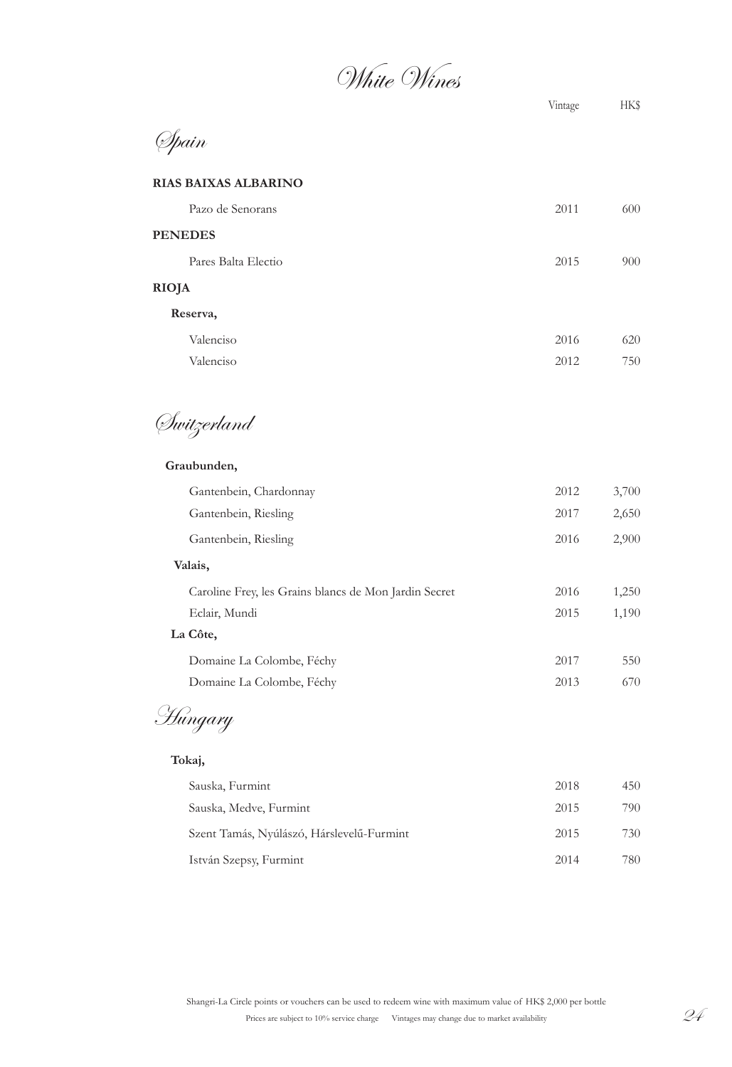# White Wines

## Spain

| | Vintage | HK$ |
|---|---|---|
| **RIAS BAIXAS ALBARINO** | | |
| Pazo de Senorans | 2011 | 600 |
| **PENEDES** | | |
| Pares Balta Electio | 2015 | 900 |
| **RIOJA** | | |
| **Reserva,** | | |
| Valenciso | 2016 | 620 |
| Valenciso | 2012 | 750 |

## Switzerland

| | Vintage | HK$ |
|---|---|---|
| **Graubunden,** | | |
| Gantenbein, Chardonnay | 2012 | 3,700 |
| Gantenbein, Riesling | 2017 | 2,650 |
| Gantenbein, Riesling | 2016 | 2,900 |
| **Valais,** | | |
| Caroline Frey, les Grains blancs de Mon Jardin Secret | 2016 | 1,250 |
| Eclair, Mundi | 2015 | 1,190 |
| **La Côte,** | | |
| Domaine La Colombe, Féchy | 2017 | 550 |
| Domaine La Colombe, Féchy | 2013 | 670 |

## Hungary

| | Vintage | HK$ |
|---|---|---|
| **Tokaj,** | | |
| Sauska, Furmint | 2018 | 450 |
| Sauska, Medve, Furmint | 2015 | 790 |
| Szent Tamás, Nyúlászó, Hárslevelű-Furmint | 2015 | 730 |
| István Szepsy, Furmint | 2014 | 780 |

Shangri-La Circle points or vouchers can be used to redeem wine with maximum value of HK$ 2,000 per bottle

Prices are subject to 10% service charge    Vintages may change due to market availability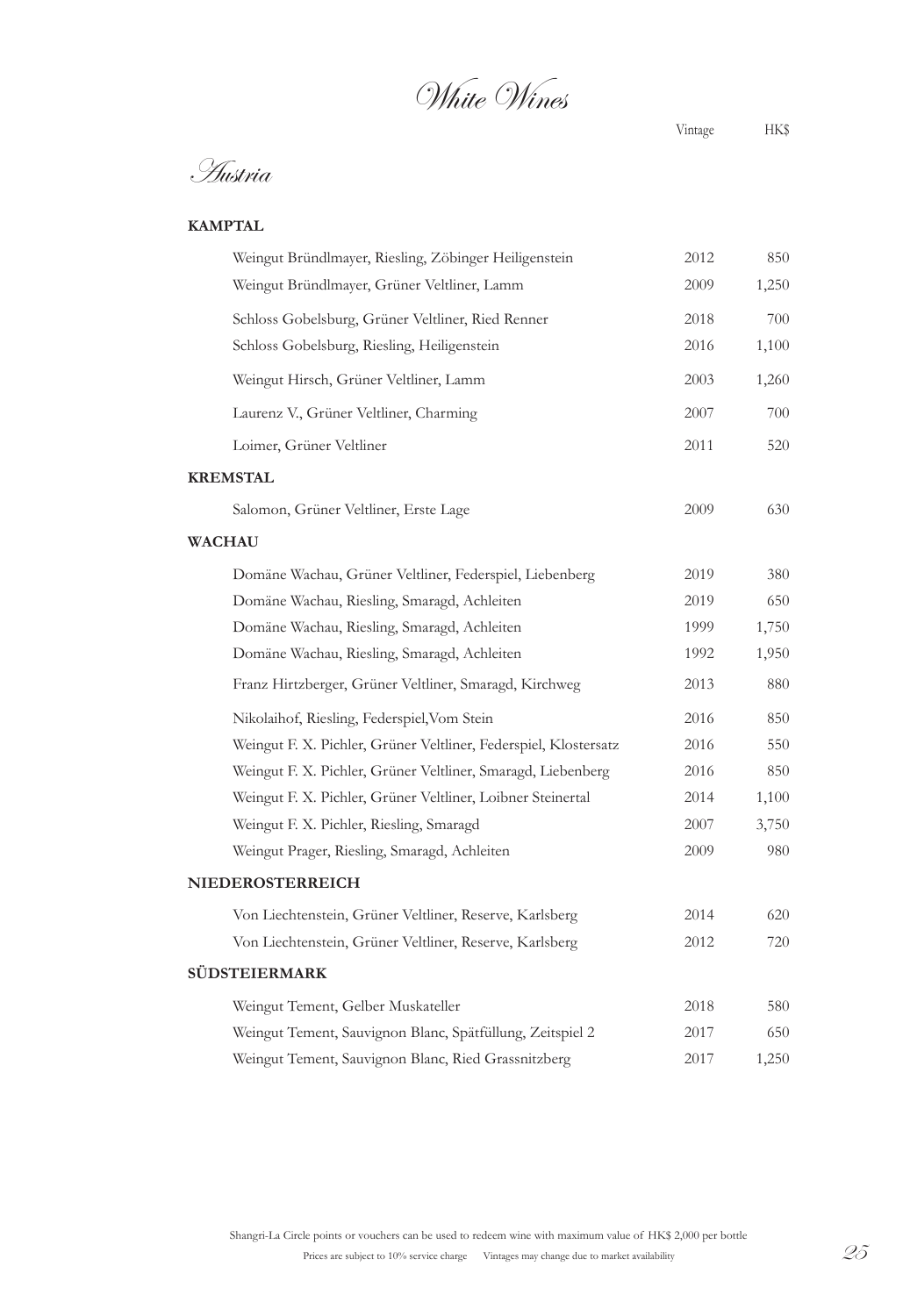# White Wines

## Austria

| | Vintage | HK$ |
|---|---|---|
| **KAMPTAL** | | |
| Weingut Bründlmayer, Riesling, Zöbinger Heiligenstein | 2012 | 850 |
| Weingut Bründlmayer, Grüner Veltliner, Lamm | 2009 | 1,250 |
| Schloss Gobelsburg, Grüner Veltliner, Ried Renner | 2018 | 700 |
| Schloss Gobelsburg, Riesling, Heiligenstein | 2016 | 1,100 |
| Weingut Hirsch, Grüner Veltliner, Lamm | 2003 | 1,260 |
| Laurenz V., Grüner Veltliner, Charming | 2007 | 700 |
| Loimer, Grüner Veltliner | 2011 | 520 |
| **KREMSTAL** | | |
| Salomon, Grüner Veltliner, Erste Lage | 2009 | 630 |
| **WACHAU** | | |
| Domäne Wachau, Grüner Veltliner, Federspiel, Liebenberg | 2019 | 380 |
| Domäne Wachau, Riesling, Smaragd, Achleiten | 2019 | 650 |
| Domäne Wachau, Riesling, Smaragd, Achleiten | 1999 | 1,750 |
| Domäne Wachau, Riesling, Smaragd, Achleiten | 1992 | 1,950 |
| Franz Hirtzberger, Grüner Veltliner, Smaragd, Kirchweg | 2013 | 880 |
| Nikolaihof, Riesling, Federspiel,Vom Stein | 2016 | 850 |
| Weingut F. X. Pichler, Grüner Veltliner, Federspiel, Klostersatz | 2016 | 550 |
| Weingut F. X. Pichler, Grüner Veltliner, Smaragd, Liebenberg | 2016 | 850 |
| Weingut F. X. Pichler, Grüner Veltliner, Loibner Steinertal | 2014 | 1,100 |
| Weingut F. X. Pichler, Riesling, Smaragd | 2007 | 3,750 |
| Weingut Prager, Riesling, Smaragd, Achleiten | 2009 | 980 |
| **NIEDEROSTERREICH** | | |
| Von Liechtenstein, Grüner Veltliner, Reserve, Karlsberg | 2014 | 620 |
| Von Liechtenstein, Grüner Veltliner, Reserve, Karlsberg | 2012 | 720 |
| **SÜDSTEIERMARK** | | |
| Weingut Tement, Gelber Muskateller | 2018 | 580 |
| Weingut Tement, Sauvignon Blanc, Spätfüllung, Zeitspiel 2 | 2017 | 650 |
| Weingut Tement, Sauvignon Blanc, Ried Grassnitzberg | 2017 | 1,250 |

Shangri-La Circle points or vouchers can be used to redeem wine with maximum value of HK$ 2,000 per bottle

Prices are subject to 10% service charge    Vintages may change due to market availability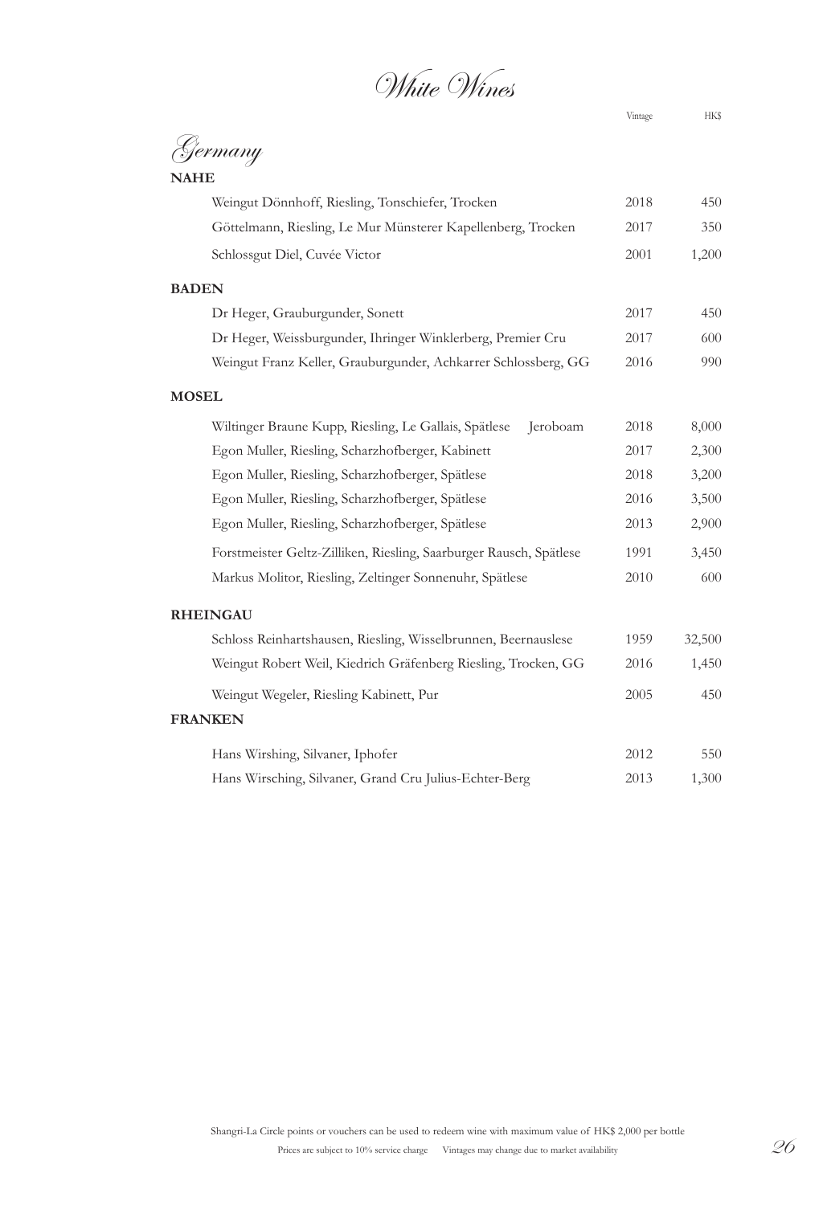# White Wines

## Germany

| | Vintage | HK$ |
|---|---|---|
| **NAHE** | | |
| Weingut Dönnhoff, Riesling, Tonschiefer, Trocken | 2018 | 450 |
| Göttelmann, Riesling, Le Mur Münsterer Kapellenberg, Trocken | 2017 | 350 |
| Schlossgut Diel, Cuvée Victor | 2001 | 1,200 |
| **BADEN** | | |
| Dr Heger, Grauburgunder, Sonett | 2017 | 450 |
| Dr Heger, Weissburgunder, Ihringer Winklerberg, Premier Cru | 2017 | 600 |
| Weingut Franz Keller, Grauburgunder, Achkarrer Schlossberg, GG | 2016 | 990 |
| **MOSEL** | | |
| Wiltinger Braune Kupp, Riesling, Le Gallais, Spätlese Jeroboam | 2018 | 8,000 |
| Egon Muller, Riesling, Scharzhofberger, Kabinett | 2017 | 2,300 |
| Egon Muller, Riesling, Scharzhofberger, Spätlese | 2018 | 3,200 |
| Egon Muller, Riesling, Scharzhofberger, Spätlese | 2016 | 3,500 |
| Egon Muller, Riesling, Scharzhofberger, Spätlese | 2013 | 2,900 |
| Forstmeister Geltz-Zilliken, Riesling, Saarburger Rausch, Spätlese | 1991 | 3,450 |
| Markus Molitor, Riesling, Zeltinger Sonnenuhr, Spätlese | 2010 | 600 |
| **RHEINGAU** | | |
| Schloss Reinhartshausen, Riesling, Wisselbrunnen, Beernauslese | 1959 | 32,500 |
| Weingut Robert Weil, Kiedrich Gräfenberg Riesling, Trocken, GG | 2016 | 1,450 |
| Weingut Wegeler, Riesling Kabinett, Pur | 2005 | 450 |
| **FRANKEN** | | |
| Hans Wirshing, Silvaner, Iphofer | 2012 | 550 |
| Hans Wirsching, Silvaner, Grand Cru Julius-Echter-Berg | 2013 | 1,300 |

Shangri-La Circle points or vouchers can be used to redeem wine with maximum value of HK$ 2,000 per bottle

Prices are subject to 10% service charge Vintages may change due to market availability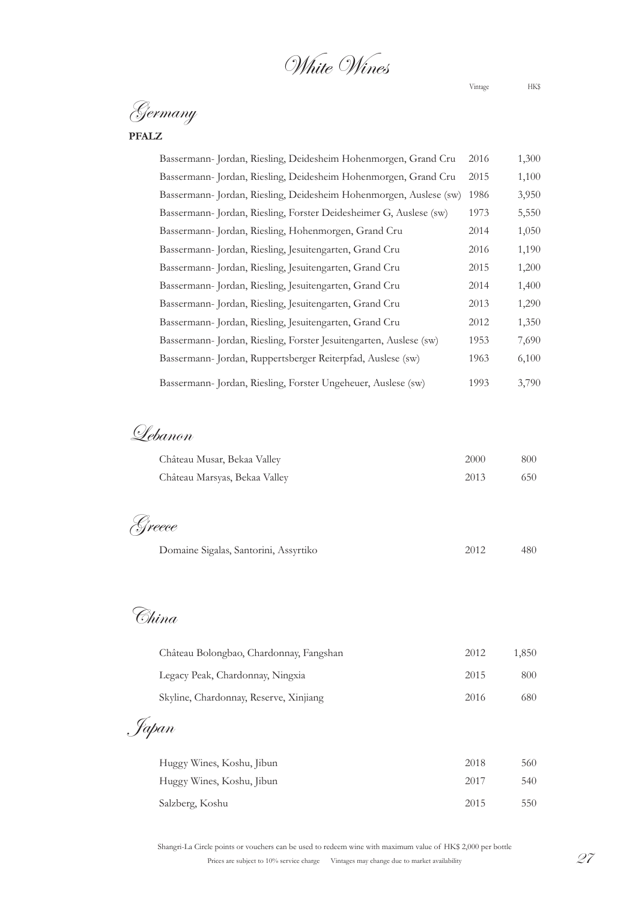# White Wines

## Germany

### PFALZ

| | Vintage | HK$ |
|---|---|---|
| Bassermann- Jordan, Riesling, Deidesheim Hohenmorgen, Grand Cru | 2016 | 1,300 |
| Bassermann- Jordan, Riesling, Deidesheim Hohenmorgen, Grand Cru | 2015 | 1,100 |
| Bassermann- Jordan, Riesling, Deidesheim Hohenmorgen, Auslese (sw) | 1986 | 3,950 |
| Bassermann- Jordan, Riesling, Forster Deidesheimer G, Auslese (sw) | 1973 | 5,550 |
| Bassermann- Jordan, Riesling, Hohenmorgen, Grand Cru | 2014 | 1,050 |
| Bassermann- Jordan, Riesling, Jesuitengarten, Grand Cru | 2016 | 1,190 |
| Bassermann- Jordan, Riesling, Jesuitengarten, Grand Cru | 2015 | 1,200 |
| Bassermann- Jordan, Riesling, Jesuitengarten, Grand Cru | 2014 | 1,400 |
| Bassermann- Jordan, Riesling, Jesuitengarten, Grand Cru | 2013 | 1,290 |
| Bassermann- Jordan, Riesling, Jesuitengarten, Grand Cru | 2012 | 1,350 |
| Bassermann- Jordan, Riesling, Forster Jesuitengarten, Auslese (sw) | 1953 | 7,690 |
| Bassermann- Jordan, Ruppertsberger Reiterpfad, Auslese (sw) | 1963 | 6,100 |
| Bassermann- Jordan, Riesling, Forster Ungeheuer, Auslese (sw) | 1993 | 3,790 |

## Lebanon

| | Vintage | HK$ |
|---|---|---|
| Château Musar, Bekaa Valley | 2000 | 800 |
| Château Marsyas, Bekaa Valley | 2013 | 650 |

## Greece

| | Vintage | HK$ |
|---|---|---|
| Domaine Sigalas, Santorini, Assyrtiko | 2012 | 480 |

## China

| | Vintage | HK$ |
|---|---|---|
| Château Bolongbao, Chardonnay, Fangshan | 2012 | 1,850 |
| Legacy Peak, Chardonnay, Ningxia | 2015 | 800 |
| Skyline, Chardonnay, Reserve, Xinjiang | 2016 | 680 |

## Japan

| | Vintage | HK$ |
|---|---|---|
| Huggy Wines, Koshu, Jibun | 2018 | 560 |
| Huggy Wines, Koshu, Jibun | 2017 | 540 |
| Salzberg, Koshu | 2015 | 550 |

Shangri-La Circle points or vouchers can be used to redeem wine with maximum value of HK$ 2,000 per bottle

Prices are subject to 10% service charge  Vintages may change due to market availability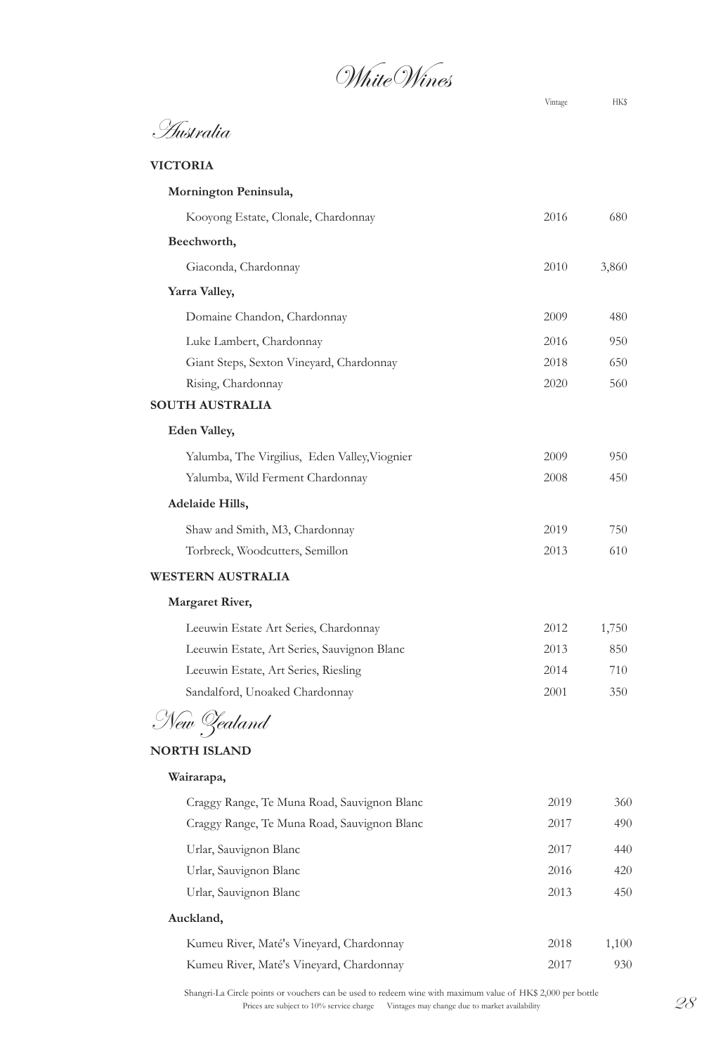# White Wines

## Australia

| | Vintage | HK$ |
|---|---|---|
| **VICTORIA** | | |
| **Mornington Peninsula,** | | |
| Kooyong Estate, Clonale, Chardonnay | 2016 | 680 |
| **Beechworth,** | | |
| Giaconda, Chardonnay | 2010 | 3,860 |
| **Yarra Valley,** | | |
| Domaine Chandon, Chardonnay | 2009 | 480 |
| Luke Lambert, Chardonnay | 2016 | 950 |
| Giant Steps, Sexton Vineyard, Chardonnay | 2018 | 650 |
| Rising, Chardonnay | 2020 | 560 |
| **SOUTH AUSTRALIA** | | |
| **Eden Valley,** | | |
| Yalumba, The Virgilius, Eden Valley,Viognier | 2009 | 950 |
| Yalumba, Wild Ferment Chardonnay | 2008 | 450 |
| **Adelaide Hills,** | | |
| Shaw and Smith, M3, Chardonnay | 2019 | 750 |
| Torbreck, Woodcutters, Semillon | 2013 | 610 |
| **WESTERN AUSTRALIA** | | |
| **Margaret River,** | | |
| Leeuwin Estate Art Series, Chardonnay | 2012 | 1,750 |
| Leeuwin Estate, Art Series, Sauvignon Blanc | 2013 | 850 |
| Leeuwin Estate, Art Series, Riesling | 2014 | 710 |
| Sandalford, Unoaked Chardonnay | 2001 | 350 |

## New Zealand

| | Vintage | HK$ |
|---|---|---|
| **NORTH ISLAND** | | |
| **Wairarapa,** | | |
| Craggy Range, Te Muna Road, Sauvignon Blanc | 2019 | 360 |
| Craggy Range, Te Muna Road, Sauvignon Blanc | 2017 | 490 |
| Urlar, Sauvignon Blanc | 2017 | 440 |
| Urlar, Sauvignon Blanc | 2016 | 420 |
| Urlar, Sauvignon Blanc | 2013 | 450 |
| **Auckland,** | | |
| Kumeu River, Maté's Vineyard, Chardonnay | 2018 | 1,100 |
| Kumeu River, Maté's Vineyard, Chardonnay | 2017 | 930 |

Shangri-La Circle points or vouchers can be used to redeem wine with maximum value of HK$ 2,000 per bottle

Prices are subject to 10% service charge Vintages may change due to market availability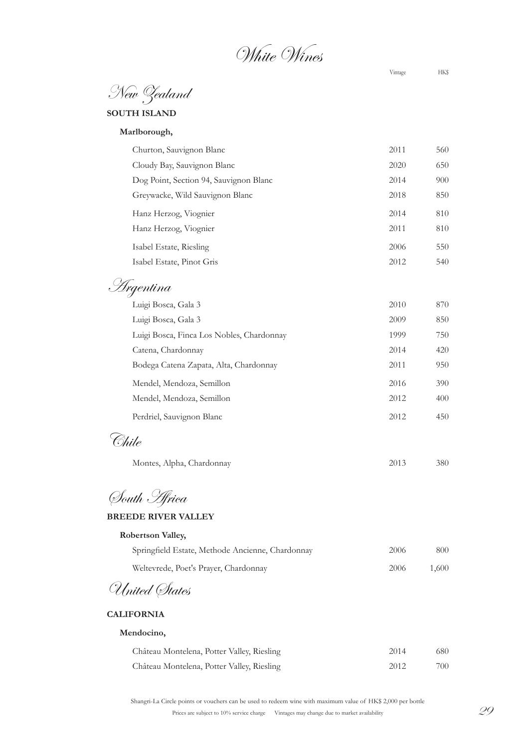# White Wines

## New Zealand

### SOUTH ISLAND

**Marlborough,**

| | Vintage | HK$ |
|---|---|---|
| Churton, Sauvignon Blanc | 2011 | 560 |
| Cloudy Bay, Sauvignon Blanc | 2020 | 650 |
| Dog Point, Section 94, Sauvignon Blanc | 2014 | 900 |
| Greywacke, Wild Sauvignon Blanc | 2018 | 850 |
| Hanz Herzog, Viognier | 2014 | 810 |
| Hanz Herzog, Viognier | 2011 | 810 |
| Isabel Estate, Riesling | 2006 | 550 |
| Isabel Estate, Pinot Gris | 2012 | 540 |

## Argentina

| | Vintage | HK$ |
|---|---|---|
| Luigi Bosca, Gala 3 | 2010 | 870 |
| Luigi Bosca, Gala 3 | 2009 | 850 |
| Luigi Bosca, Finca Los Nobles, Chardonnay | 1999 | 750 |
| Catena, Chardonnay | 2014 | 420 |
| Bodega Catena Zapata, Alta, Chardonnay | 2011 | 950 |
| Mendel, Mendoza, Semillon | 2016 | 390 |
| Mendel, Mendoza, Semillon | 2012 | 400 |
| Perdriel, Sauvignon Blanc | 2012 | 450 |

## Chile

| | Vintage | HK$ |
|---|---|---|
| Montes, Alpha, Chardonnay | 2013 | 380 |

## South Africa

### BREEDE RIVER VALLEY

**Robertson Valley,**

| | Vintage | HK$ |
|---|---|---|
| Springfield Estate, Methode Ancienne, Chardonnay | 2006 | 800 |
| Weltevrede, Poet's Prayer, Chardonnay | 2006 | 1,600 |

## United States

### CALIFORNIA

**Mendocino,**

| | Vintage | HK$ |
|---|---|---|
| Château Montelena, Potter Valley, Riesling | 2014 | 680 |
| Château Montelena, Potter Valley, Riesling | 2012 | 700 |

Shangri-La Circle points or vouchers can be used to redeem wine with maximum value of HK$ 2,000 per bottle

Prices are subject to 10% service charge Vintages may change due to market availability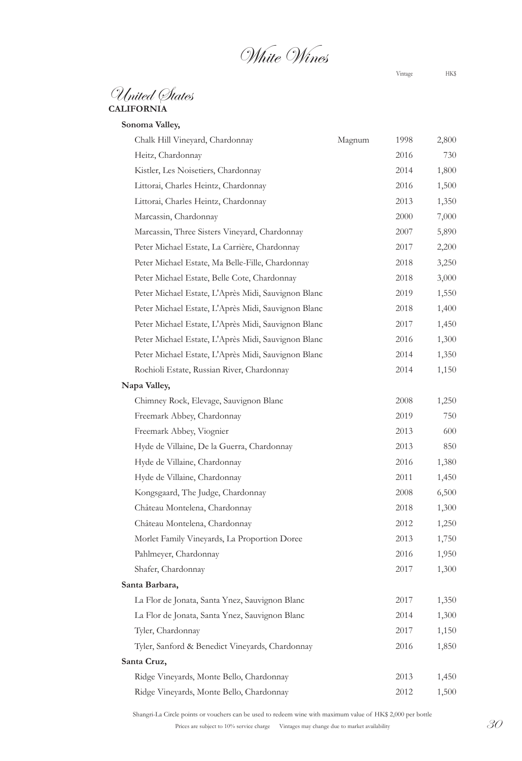# White Wines

## United States

### CALIFORNIA

| | | Vintage | HK$ |
|---|---|---|---|
| **Sonoma Valley,** | | | |
| Chalk Hill Vineyard, Chardonnay | Magnum | 1998 | 2,800 |
| Heitz, Chardonnay | | 2016 | 730 |
| Kistler, Les Noisetiers, Chardonnay | | 2014 | 1,800 |
| Littorai, Charles Heintz, Chardonnay | | 2016 | 1,500 |
| Littorai, Charles Heintz, Chardonnay | | 2013 | 1,350 |
| Marcassin, Chardonnay | | 2000 | 7,000 |
| Marcassin, Three Sisters Vineyard, Chardonnay | | 2007 | 5,890 |
| Peter Michael Estate, La Carrière, Chardonnay | | 2017 | 2,200 |
| Peter Michael Estate, Ma Belle-Fille, Chardonnay | | 2018 | 3,250 |
| Peter Michael Estate, Belle Cote, Chardonnay | | 2018 | 3,000 |
| Peter Michael Estate, L'Après Midi, Sauvignon Blanc | | 2019 | 1,550 |
| Peter Michael Estate, L'Après Midi, Sauvignon Blanc | | 2018 | 1,400 |
| Peter Michael Estate, L'Après Midi, Sauvignon Blanc | | 2017 | 1,450 |
| Peter Michael Estate, L'Après Midi, Sauvignon Blanc | | 2016 | 1,300 |
| Peter Michael Estate, L'Après Midi, Sauvignon Blanc | | 2014 | 1,350 |
| Rochioli Estate, Russian River, Chardonnay | | 2014 | 1,150 |
| **Napa Valley,** | | | |
| Chimney Rock, Elevage, Sauvignon Blanc | | 2008 | 1,250 |
| Freemark Abbey, Chardonnay | | 2019 | 750 |
| Freemark Abbey, Viognier | | 2013 | 600 |
| Hyde de Villaine, De la Guerra, Chardonnay | | 2013 | 850 |
| Hyde de Villaine, Chardonnay | | 2016 | 1,380 |
| Hyde de Villaine, Chardonnay | | 2011 | 1,450 |
| Kongsgaard, The Judge, Chardonnay | | 2008 | 6,500 |
| Château Montelena, Chardonnay | | 2018 | 1,300 |
| Château Montelena, Chardonnay | | 2012 | 1,250 |
| Morlet Family Vineyards, La Proportion Doree | | 2013 | 1,750 |
| Pahlmeyer, Chardonnay | | 2016 | 1,950 |
| Shafer, Chardonnay | | 2017 | 1,300 |
| **Santa Barbara,** | | | |
| La Flor de Jonata, Santa Ynez, Sauvignon Blanc | | 2017 | 1,350 |
| La Flor de Jonata, Santa Ynez, Sauvignon Blanc | | 2014 | 1,300 |
| Tyler, Chardonnay | | 2017 | 1,150 |
| Tyler, Sanford & Benedict Vineyards, Chardonnay | | 2016 | 1,850 |
| **Santa Cruz,** | | | |
| Ridge Vineyards, Monte Bello, Chardonnay | | 2013 | 1,450 |
| Ridge Vineyards, Monte Bello, Chardonnay | | 2012 | 1,500 |

Shangri-La Circle points or vouchers can be used to redeem wine with maximum value of HK$ 2,000 per bottle

Prices are subject to 10% service charge Vintages may change due to market availability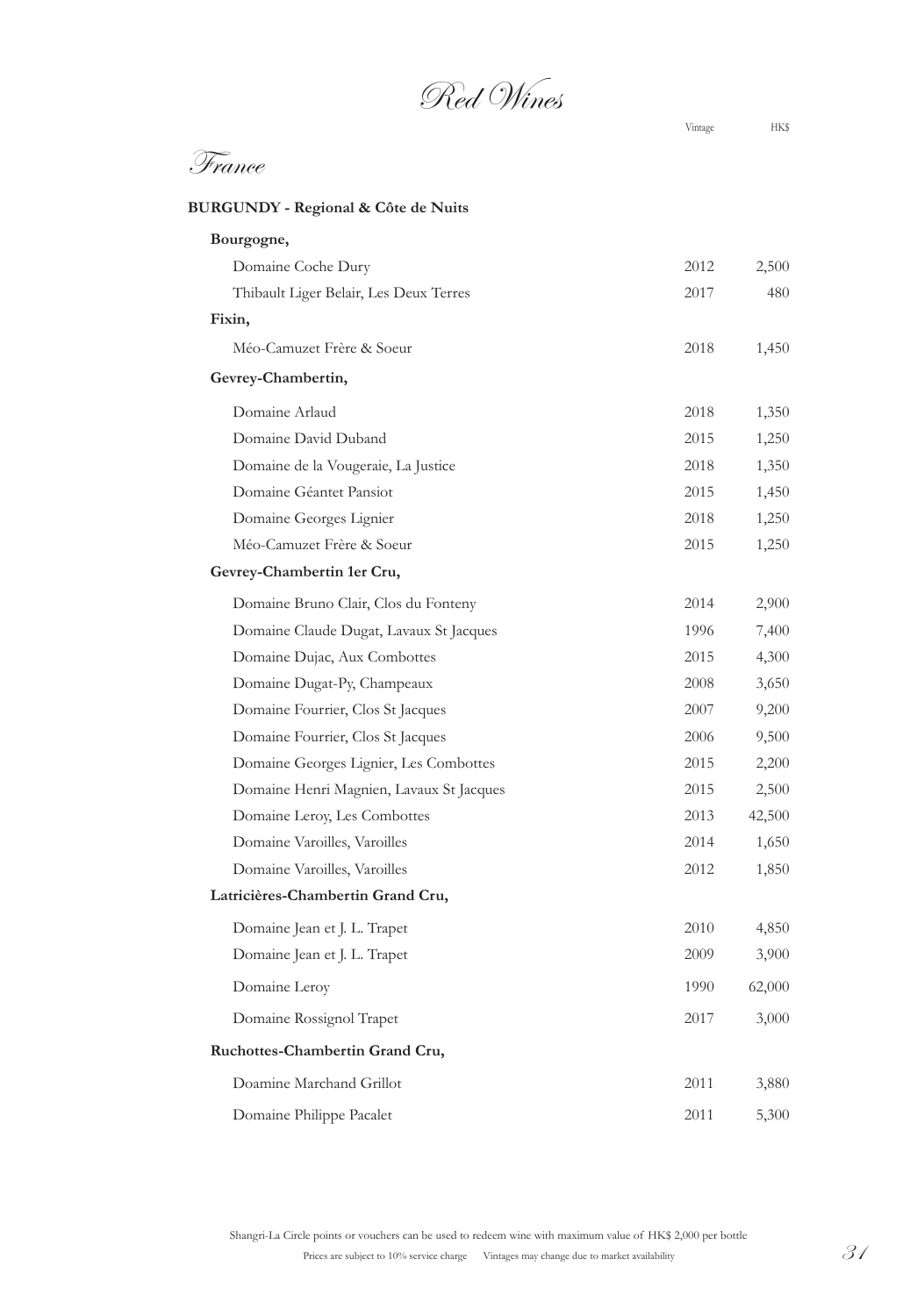# Red Wines

## France

### BURGUNDY - Regional & Côte de Nuits

| | Vintage | HK$ |
|---|---|---|
| **Bourgogne,** | | |
| Domaine Coche Dury | 2012 | 2,500 |
| Thibault Liger Belair, Les Deux Terres | 2017 | 480 |
| **Fixin,** | | |
| Méo-Camuzet Frère & Soeur | 2018 | 1,450 |
| **Gevrey-Chambertin,** | | |
| Domaine Arlaud | 2018 | 1,350 |
| Domaine David Duband | 2015 | 1,250 |
| Domaine de la Vougeraie, La Justice | 2018 | 1,350 |
| Domaine Géantet Pansiot | 2015 | 1,450 |
| Domaine Georges Lignier | 2018 | 1,250 |
| Méo-Camuzet Frère & Soeur | 2015 | 1,250 |
| **Gevrey-Chambertin 1er Cru,** | | |
| Domaine Bruno Clair, Clos du Fonteny | 2014 | 2,900 |
| Domaine Claude Dugat, Lavaux St Jacques | 1996 | 7,400 |
| Domaine Dujac, Aux Combottes | 2015 | 4,300 |
| Domaine Dugat-Py, Champeaux | 2008 | 3,650 |
| Domaine Fourrier, Clos St Jacques | 2007 | 9,200 |
| Domaine Fourrier, Clos St Jacques | 2006 | 9,500 |
| Domaine Georges Lignier, Les Combottes | 2015 | 2,200 |
| Domaine Henri Magnien, Lavaux St Jacques | 2015 | 2,500 |
| Domaine Leroy, Les Combottes | 2013 | 42,500 |
| Domaine Varoilles, Varoilles | 2014 | 1,650 |
| Domaine Varoilles, Varoilles | 2012 | 1,850 |
| **Latricières-Chambertin Grand Cru,** | | |
| Domaine Jean et J. L. Trapet | 2010 | 4,850 |
| Domaine Jean et J. L. Trapet | 2009 | 3,900 |
| Domaine Leroy | 1990 | 62,000 |
| Domaine Rossignol Trapet | 2017 | 3,000 |
| **Ruchottes-Chambertin Grand Cru,** | | |
| Doamine Marchand Grillot | 2011 | 3,880 |
| Domaine Philippe Pacalet | 2011 | 5,300 |

Shangri-La Circle points or vouchers can be used to redeem wine with maximum value of HK$ 2,000 per bottle

Prices are subject to 10% service charge Vintages may change due to market availability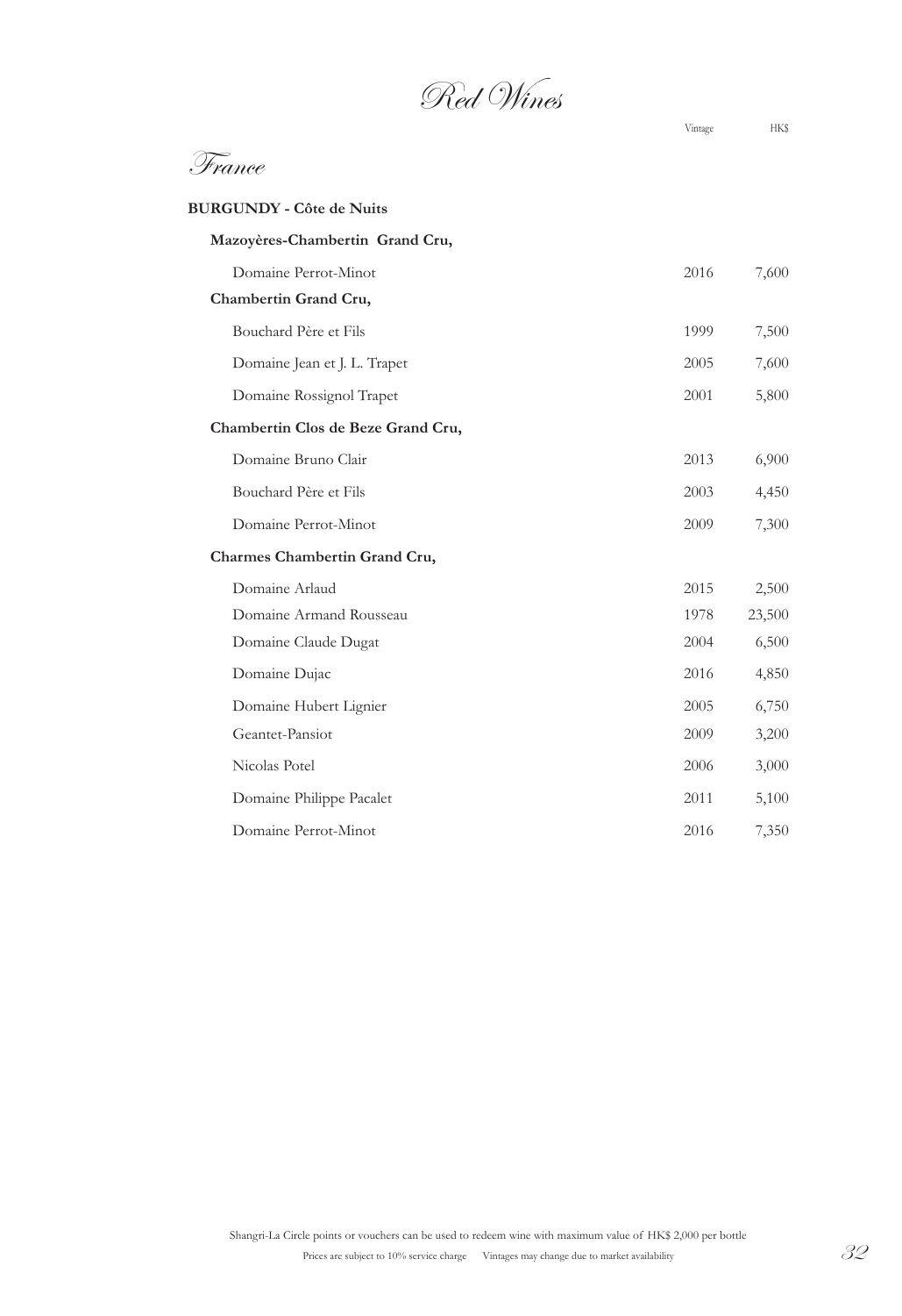# Red Wines

## France

### BURGUNDY - Côte de Nuits

| | Vintage | HK$ |
|---|---|---|
| **Mazoyères-Chambertin Grand Cru,** | | |
| Domaine Perrot-Minot | 2016 | 7,600 |
| **Chambertin Grand Cru,** | | |
| Bouchard Père et Fils | 1999 | 7,500 |
| Domaine Jean et J. L. Trapet | 2005 | 7,600 |
| Domaine Rossignol Trapet | 2001 | 5,800 |
| **Chambertin Clos de Beze Grand Cru,** | | |
| Domaine Bruno Clair | 2013 | 6,900 |
| Bouchard Père et Fils | 2003 | 4,450 |
| Domaine Perrot-Minot | 2009 | 7,300 |
| **Charmes Chambertin Grand Cru,** | | |
| Domaine Arlaud | 2015 | 2,500 |
| Domaine Armand Rousseau | 1978 | 23,500 |
| Domaine Claude Dugat | 2004 | 6,500 |
| Domaine Dujac | 2016 | 4,850 |
| Domaine Hubert Lignier | 2005 | 6,750 |
| Geantet-Pansiot | 2009 | 3,200 |
| Nicolas Potel | 2006 | 3,000 |
| Domaine Philippe Pacalet | 2011 | 5,100 |
| Domaine Perrot-Minot | 2016 | 7,350 |

Shangri-La Circle points or vouchers can be used to redeem wine with maximum value of HK$ 2,000 per bottle

Prices are subject to 10% service charge Vintages may change due to market availability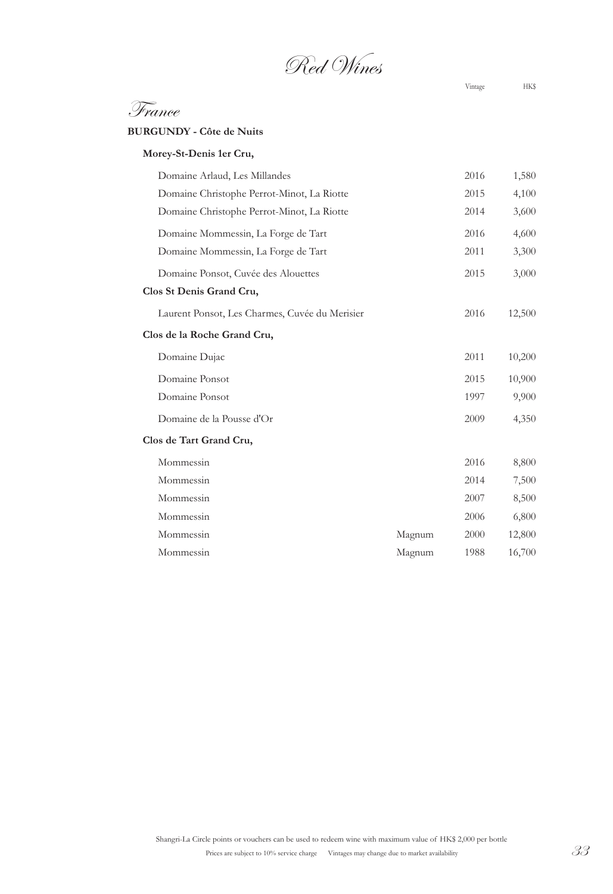# Red Wines

## France

### BURGUNDY - Côte de Nuits

| | | Vintage | HK$ |
|---|---|---|---|
| **Morey-St-Denis 1er Cru,** | | | |
| Domaine Arlaud, Les Millandes | | 2016 | 1,580 |
| Domaine Christophe Perrot-Minot, La Riotte | | 2015 | 4,100 |
| Domaine Christophe Perrot-Minot, La Riotte | | 2014 | 3,600 |
| Domaine Mommessin, La Forge de Tart | | 2016 | 4,600 |
| Domaine Mommessin, La Forge de Tart | | 2011 | 3,300 |
| Domaine Ponsot, Cuvée des Alouettes | | 2015 | 3,000 |
| **Clos St Denis Grand Cru,** | | | |
| Laurent Ponsot, Les Charmes, Cuvée du Merisier | | 2016 | 12,500 |
| **Clos de la Roche Grand Cru,** | | | |
| Domaine Dujac | | 2011 | 10,200 |
| Domaine Ponsot | | 2015 | 10,900 |
| Domaine Ponsot | | 1997 | 9,900 |
| Domaine de la Pousse d'Or | | 2009 | 4,350 |
| **Clos de Tart Grand Cru,** | | | |
| Mommessin | | 2016 | 8,800 |
| Mommessin | | 2014 | 7,500 |
| Mommessin | | 2007 | 8,500 |
| Mommessin | | 2006 | 6,800 |
| Mommessin | Magnum | 2000 | 12,800 |
| Mommessin | Magnum | 1988 | 16,700 |

Shangri-La Circle points or vouchers can be used to redeem wine with maximum value of HK$ 2,000 per bottle

Prices are subject to 10% service charge Vintages may change due to market availability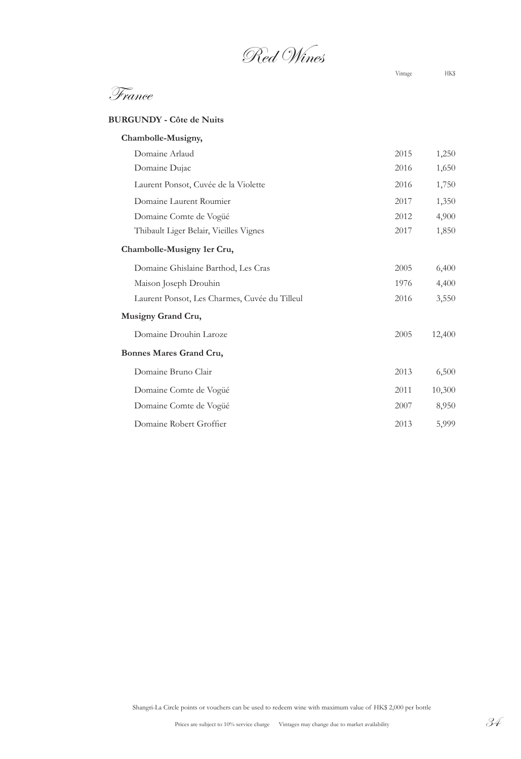# Red Wines

## France

### BURGUNDY - Côte de Nuits

| | Vintage | HK$ |
|---|---|---|
| **Chambolle-Musigny,** | | |
| Domaine Arlaud | 2015 | 1,250 |
| Domaine Dujac | 2016 | 1,650 |
| Laurent Ponsot, Cuvée de la Violette | 2016 | 1,750 |
| Domaine Laurent Roumier | 2017 | 1,350 |
| Domaine Comte de Vogüé | 2012 | 4,900 |
| Thibault Liger Belair, Vieilles Vignes | 2017 | 1,850 |
| **Chambolle-Musigny 1er Cru,** | | |
| Domaine Ghislaine Barthod, Les Cras | 2005 | 6,400 |
| Maison Joseph Drouhin | 1976 | 4,400 |
| Laurent Ponsot, Les Charmes, Cuvée du Tilleul | 2016 | 3,550 |
| **Musigny Grand Cru,** | | |
| Domaine Drouhin Laroze | 2005 | 12,400 |
| **Bonnes Mares Grand Cru,** | | |
| Domaine Bruno Clair | 2013 | 6,500 |
| Domaine Comte de Vogüé | 2011 | 10,300 |
| Domaine Comte de Vogüé | 2007 | 8,950 |
| Domaine Robert Groffier | 2013 | 5,999 |

Shangri-La Circle points or vouchers can be used to redeem wine with maximum value of HK$ 2,000 per bottle

Prices are subject to 10% service charge  Vintages may change due to market availability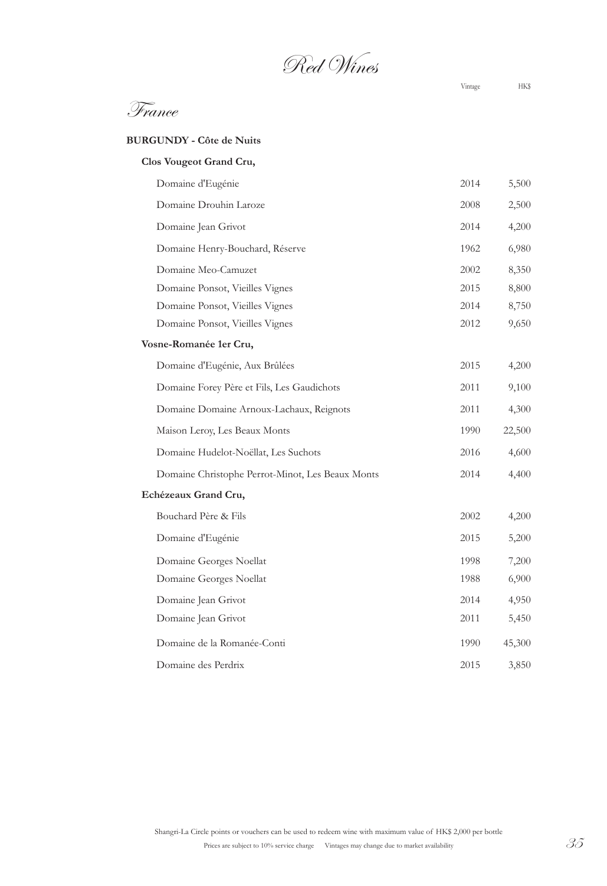# Red Wines

## France

| | Vintage | HK$ |
|---|---|---|
| **BURGUNDY - Côte de Nuits** | | |
| **Clos Vougeot Grand Cru,** | | |
| Domaine d'Eugénie | 2014 | 5,500 |
| Domaine Drouhin Laroze | 2008 | 2,500 |
| Domaine Jean Grivot | 2014 | 4,200 |
| Domaine Henry-Bouchard, Réserve | 1962 | 6,980 |
| Domaine Meo-Camuzet | 2002 | 8,350 |
| Domaine Ponsot, Vieilles Vignes | 2015 | 8,800 |
| Domaine Ponsot, Vieilles Vignes | 2014 | 8,750 |
| Domaine Ponsot, Vieilles Vignes | 2012 | 9,650 |
| **Vosne-Romanée 1er Cru,** | | |
| Domaine d'Eugénie, Aux Brûlées | 2015 | 4,200 |
| Domaine Forey Père et Fils, Les Gaudichots | 2011 | 9,100 |
| Domaine Domaine Arnoux-Lachaux, Reignots | 2011 | 4,300 |
| Maison Leroy, Les Beaux Monts | 1990 | 22,500 |
| Domaine Hudelot-Noëllat, Les Suchots | 2016 | 4,600 |
| Domaine Christophe Perrot-Minot, Les Beaux Monts | 2014 | 4,400 |
| **Echézeaux Grand Cru,** | | |
| Bouchard Père & Fils | 2002 | 4,200 |
| Domaine d'Eugénie | 2015 | 5,200 |
| Domaine Georges Noellat | 1998 | 7,200 |
| Domaine Georges Noellat | 1988 | 6,900 |
| Domaine Jean Grivot | 2014 | 4,950 |
| Domaine Jean Grivot | 2011 | 5,450 |
| Domaine de la Romanée-Conti | 1990 | 45,300 |
| Domaine des Perdrix | 2015 | 3,850 |

Shangri-La Circle points or vouchers can be used to redeem wine with maximum value of HK$ 2,000 per bottle

Prices are subject to 10% service charge Vintages may change due to market availability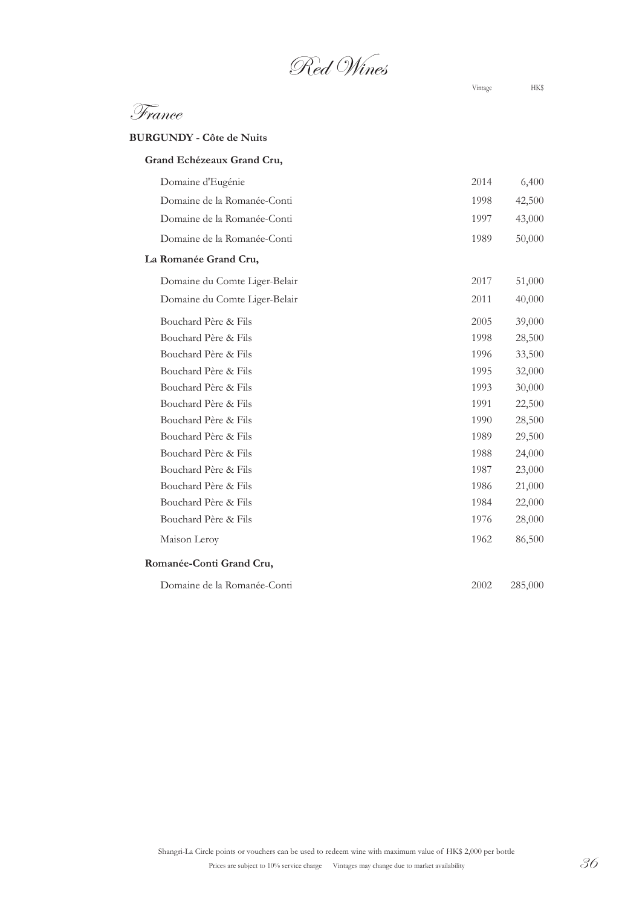# Red Wines

## France

### BURGUNDY - Côte de Nuits

| | Vintage | HK$ |
|---|---|---|
| **Grand Echézeaux Grand Cru,** | | |
| Domaine d'Eugénie | 2014 | 6,400 |
| Domaine de la Romanée-Conti | 1998 | 42,500 |
| Domaine de la Romanée-Conti | 1997 | 43,000 |
| Domaine de la Romanée-Conti | 1989 | 50,000 |
| **La Romanée Grand Cru,** | | |
| Domaine du Comte Liger-Belair | 2017 | 51,000 |
| Domaine du Comte Liger-Belair | 2011 | 40,000 |
| Bouchard Père & Fils | 2005 | 39,000 |
| Bouchard Père & Fils | 1998 | 28,500 |
| Bouchard Père & Fils | 1996 | 33,500 |
| Bouchard Père & Fils | 1995 | 32,000 |
| Bouchard Père & Fils | 1993 | 30,000 |
| Bouchard Père & Fils | 1991 | 22,500 |
| Bouchard Père & Fils | 1990 | 28,500 |
| Bouchard Père & Fils | 1989 | 29,500 |
| Bouchard Père & Fils | 1988 | 24,000 |
| Bouchard Père & Fils | 1987 | 23,000 |
| Bouchard Père & Fils | 1986 | 21,000 |
| Bouchard Père & Fils | 1984 | 22,000 |
| Bouchard Père & Fils | 1976 | 28,000 |
| Maison Leroy | 1962 | 86,500 |
| **Romanée-Conti Grand Cru,** | | |
| Domaine de la Romanée-Conti | 2002 | 285,000 |

Shangri-La Circle points or vouchers can be used to redeem wine with maximum value of HK$ 2,000 per bottle

Prices are subject to 10% service charge Vintages may change due to market availability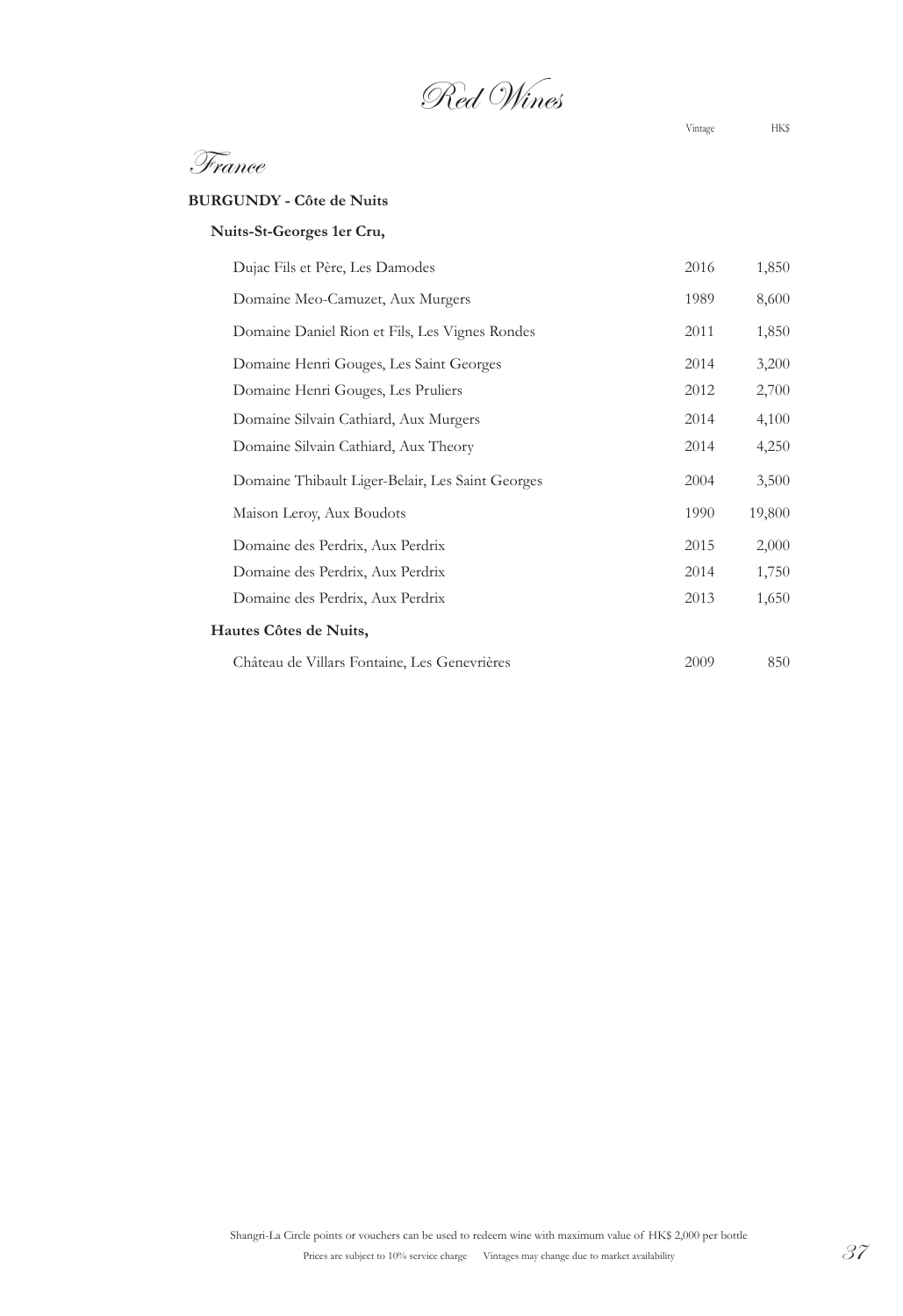# Red Wines

## France

### BURGUNDY - Côte de Nuits

| | Vintage | HK$ |
|---|---|---|
| **Nuits-St-Georges 1er Cru,** | | |
| Dujac Fils et Père, Les Damodes | 2016 | 1,850 |
| Domaine Meo-Camuzet, Aux Murgers | 1989 | 8,600 |
| Domaine Daniel Rion et Fils, Les Vignes Rondes | 2011 | 1,850 |
| Domaine Henri Gouges, Les Saint Georges | 2014 | 3,200 |
| Domaine Henri Gouges, Les Pruliers | 2012 | 2,700 |
| Domaine Silvain Cathiard, Aux Murgers | 2014 | 4,100 |
| Domaine Silvain Cathiard, Aux Theory | 2014 | 4,250 |
| Domaine Thibault Liger-Belair, Les Saint Georges | 2004 | 3,500 |
| Maison Leroy, Aux Boudots | 1990 | 19,800 |
| Domaine des Perdrix, Aux Perdrix | 2015 | 2,000 |
| Domaine des Perdrix, Aux Perdrix | 2014 | 1,750 |
| Domaine des Perdrix, Aux Perdrix | 2013 | 1,650 |
| **Hautes Côtes de Nuits,** | | |
| Château de Villars Fontaine, Les Genevrières | 2009 | 850 |

Shangri-La Circle points or vouchers can be used to redeem wine with maximum value of HK$ 2,000 per bottle

Prices are subject to 10% service charge Vintages may change due to market availability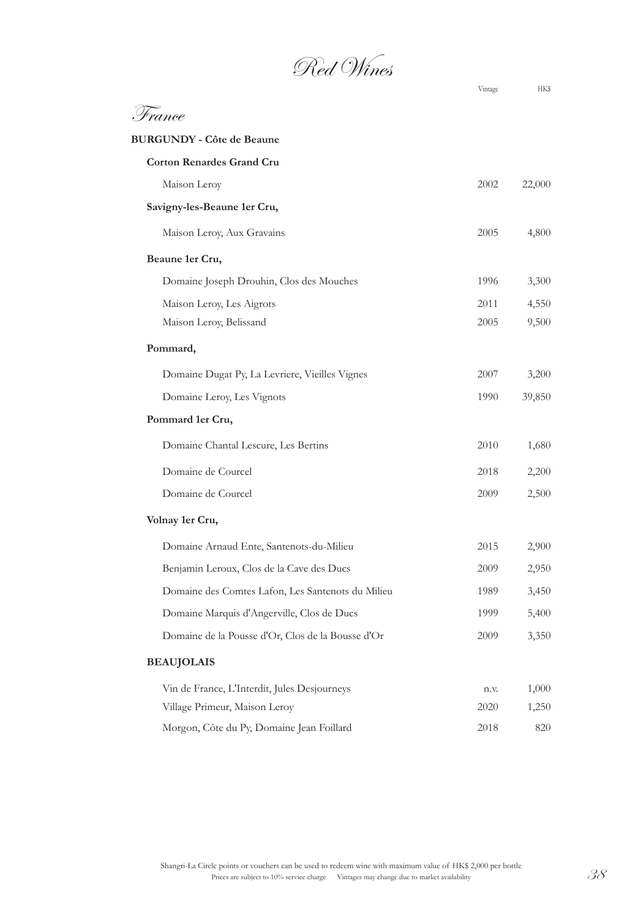# *Red Wines*

## *France*

| | Vintage | HK$ |
|---|---|---|
| **BURGUNDY - Côte de Beaune** | | |
| **Corton Renardes Grand Cru** | | |
| Maison Leroy | 2002 | 22,000 |
| **Savigny-les-Beaune 1er Cru,** | | |
| Maison Leroy, Aux Gravains | 2005 | 4,800 |
| **Beaune 1er Cru,** | | |
| Domaine Joseph Drouhin, Clos des Mouches | 1996 | 3,300 |
| Maison Leroy, Les Aigrots | 2011 | 4,550 |
| Maison Leroy, Belissand | 2005 | 9,500 |
| **Pommard,** | | |
| Domaine Dugat Py, La Levriere, Vieilles Vignes | 2007 | 3,200 |
| Domaine Leroy, Les Vignots | 1990 | 39,850 |
| **Pommard 1er Cru,** | | |
| Domaine Chantal Lescure, Les Bertins | 2010 | 1,680 |
| Domaine de Courcel | 2018 | 2,200 |
| Domaine de Courcel | 2009 | 2,500 |
| **Volnay 1er Cru,** | | |
| Domaine Arnaud Ente, Santenots-du-Milieu | 2015 | 2,900 |
| Benjamin Leroux, Clos de la Cave des Ducs | 2009 | 2,950 |
| Domaine des Comtes Lafon, Les Santenots du Milieu | 1989 | 3,450 |
| Domaine Marquis d'Angerville, Clos de Ducs | 1999 | 5,400 |
| Domaine de la Pousse d'Or, Clos de la Bousse d'Or | 2009 | 3,350 |
| **BEAUJOLAIS** | | |
| Vin de France, L'Interdit, Jules Desjourneys | n.v. | 1,000 |
| Village Primeur, Maison Leroy | 2020 | 1,250 |
| Morgon, Côte du Py, Domaine Jean Foillard | 2018 | 820 |

Shangri-La Circle points or vouchers can be used to redeem wine with maximum value of HK$ 2,000 per bottle

Prices are subject to 10% service charge   Vintages may change due to market availability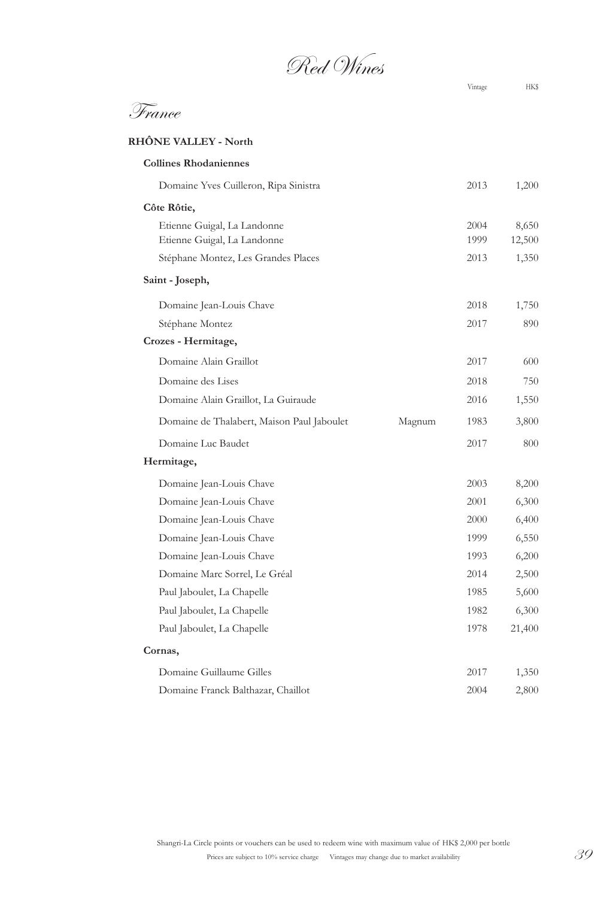# Red Wines

## France

### RHÔNE VALLEY - North

| | | Vintage | HK$ |
|---|---|---|---|
| **Collines Rhodaniennes** | | | |
| Domaine Yves Cuilleron, Ripa Sinistra | | 2013 | 1,200 |
| **Côte Rôtie,** | | | |
| Etienne Guigal, La Landonne | | 2004 | 8,650 |
| Etienne Guigal, La Landonne | | 1999 | 12,500 |
| Stéphane Montez, Les Grandes Places | | 2013 | 1,350 |
| **Saint - Joseph,** | | | |
| Domaine Jean-Louis Chave | | 2018 | 1,750 |
| Stéphane Montez | | 2017 | 890 |
| **Crozes - Hermitage,** | | | |
| Domaine Alain Graillot | | 2017 | 600 |
| Domaine des Lises | | 2018 | 750 |
| Domaine Alain Graillot, La Guiraude | | 2016 | 1,550 |
| Domaine de Thalabert, Maison Paul Jaboulet | Magnum | 1983 | 3,800 |
| Domaine Luc Baudet | | 2017 | 800 |
| **Hermitage,** | | | |
| Domaine Jean-Louis Chave | | 2003 | 8,200 |
| Domaine Jean-Louis Chave | | 2001 | 6,300 |
| Domaine Jean-Louis Chave | | 2000 | 6,400 |
| Domaine Jean-Louis Chave | | 1999 | 6,550 |
| Domaine Jean-Louis Chave | | 1993 | 6,200 |
| Domaine Marc Sorrel, Le Gréal | | 2014 | 2,500 |
| Paul Jaboulet, La Chapelle | | 1985 | 5,600 |
| Paul Jaboulet, La Chapelle | | 1982 | 6,300 |
| Paul Jaboulet, La Chapelle | | 1978 | 21,400 |
| **Cornas,** | | | |
| Domaine Guillaume Gilles | | 2017 | 1,350 |
| Domaine Franck Balthazar, Chaillot | | 2004 | 2,800 |

Shangri-La Circle points or vouchers can be used to redeem wine with maximum value of HK$ 2,000 per bottle

Prices are subject to 10% service charge Vintages may change due to market availability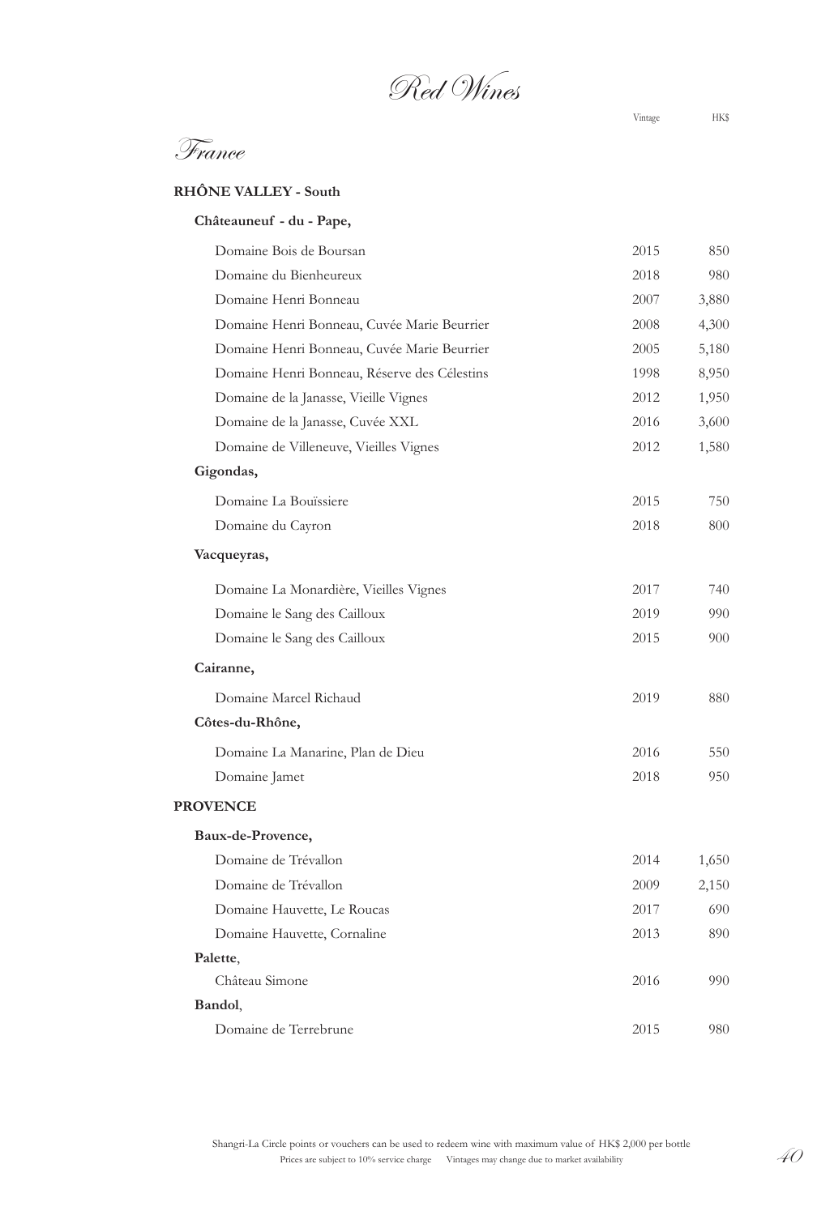# Red Wines

## France

### RHÔNE VALLEY - South

| | Vintage | HK$ |
|---|---|---|
| **Châteauneuf - du - Pape,** | | |
| Domaine Bois de Boursan | 2015 | 850 |
| Domaine du Bienheureux | 2018 | 980 |
| Domaine Henri Bonneau | 2007 | 3,880 |
| Domaine Henri Bonneau, Cuvée Marie Beurrier | 2008 | 4,300 |
| Domaine Henri Bonneau, Cuvée Marie Beurrier | 2005 | 5,180 |
| Domaine Henri Bonneau, Réserve des Célestins | 1998 | 8,950 |
| Domaine de la Janasse, Vieille Vignes | 2012 | 1,950 |
| Domaine de la Janasse, Cuvée XXL | 2016 | 3,600 |
| Domaine de Villeneuve, Vieilles Vignes | 2012 | 1,580 |
| **Gigondas,** | | |
| Domaine La Bouïssiere | 2015 | 750 |
| Domaine du Cayron | 2018 | 800 |
| **Vacqueyras,** | | |
| Domaine La Monardière, Vieilles Vignes | 2017 | 740 |
| Domaine le Sang des Cailloux | 2019 | 990 |
| Domaine le Sang des Cailloux | 2015 | 900 |
| **Cairanne,** | | |
| Domaine Marcel Richaud | 2019 | 880 |
| **Côtes-du-Rhône,** | | |
| Domaine La Manarine, Plan de Dieu | 2016 | 550 |
| Domaine Jamet | 2018 | 950 |

### PROVENCE

| | Vintage | HK$ |
|---|---|---|
| **Baux-de-Provence,** | | |
| Domaine de Trévallon | 2014 | 1,650 |
| Domaine de Trévallon | 2009 | 2,150 |
| Domaine Hauvette, Le Roucas | 2017 | 690 |
| Domaine Hauvette, Cornaline | 2013 | 890 |
| **Palette**, | | |
| Château Simone | 2016 | 990 |
| **Bandol**, | | |
| Domaine de Terrebrune | 2015 | 980 |

Shangri-La Circle points or vouchers can be used to redeem wine with maximum value of HK$ 2,000 per bottle

Prices are subject to 10% service charge Vintages may change due to market availability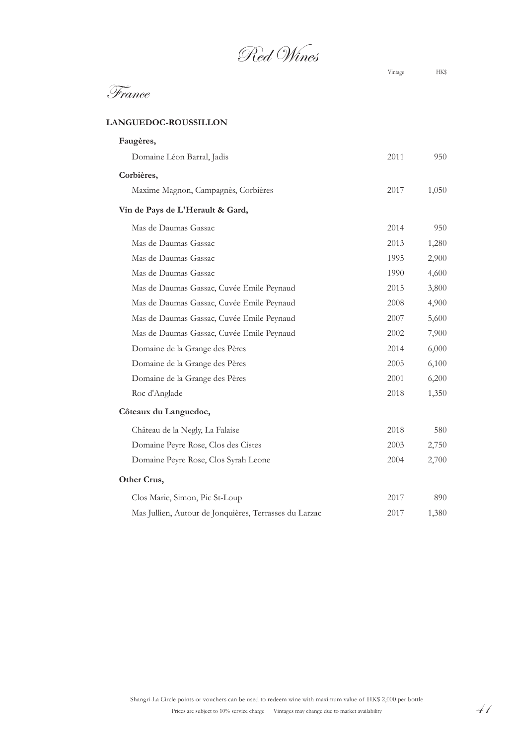# Red Wines

## France

### LANGUEDOC-ROUSSILLON

| | Vintage | HK$ |
|---|---|---|
| **Faugères,** | | |
| Domaine Léon Barral, Jadis | 2011 | 950 |
| **Corbières,** | | |
| Maxime Magnon, Campagnès, Corbières | 2017 | 1,050 |
| **Vin de Pays de L'Herault & Gard,** | | |
| Mas de Daumas Gassac | 2014 | 950 |
| Mas de Daumas Gassac | 2013 | 1,280 |
| Mas de Daumas Gassac | 1995 | 2,900 |
| Mas de Daumas Gassac | 1990 | 4,600 |
| Mas de Daumas Gassac, Cuvée Emile Peynaud | 2015 | 3,800 |
| Mas de Daumas Gassac, Cuvée Emile Peynaud | 2008 | 4,900 |
| Mas de Daumas Gassac, Cuvée Emile Peynaud | 2007 | 5,600 |
| Mas de Daumas Gassac, Cuvée Emile Peynaud | 2002 | 7,900 |
| Domaine de la Grange des Pères | 2014 | 6,000 |
| Domaine de la Grange des Pères | 2005 | 6,100 |
| Domaine de la Grange des Pères | 2001 | 6,200 |
| Roc d'Anglade | 2018 | 1,350 |
| **Côteaux du Languedoc,** | | |
| Château de la Negly, La Falaise | 2018 | 580 |
| Domaine Peyre Rose, Clos des Cistes | 2003 | 2,750 |
| Domaine Peyre Rose, Clos Syrah Leone | 2004 | 2,700 |
| **Other Crus,** | | |
| Clos Marie, Simon, Pic St-Loup | 2017 | 890 |
| Mas Jullien, Autour de Jonquières, Terrasses du Larzac | 2017 | 1,380 |

Shangri-La Circle points or vouchers can be used to redeem wine with maximum value of HK$ 2,000 per bottle

Prices are subject to 10% service charge    Vintages may change due to market availability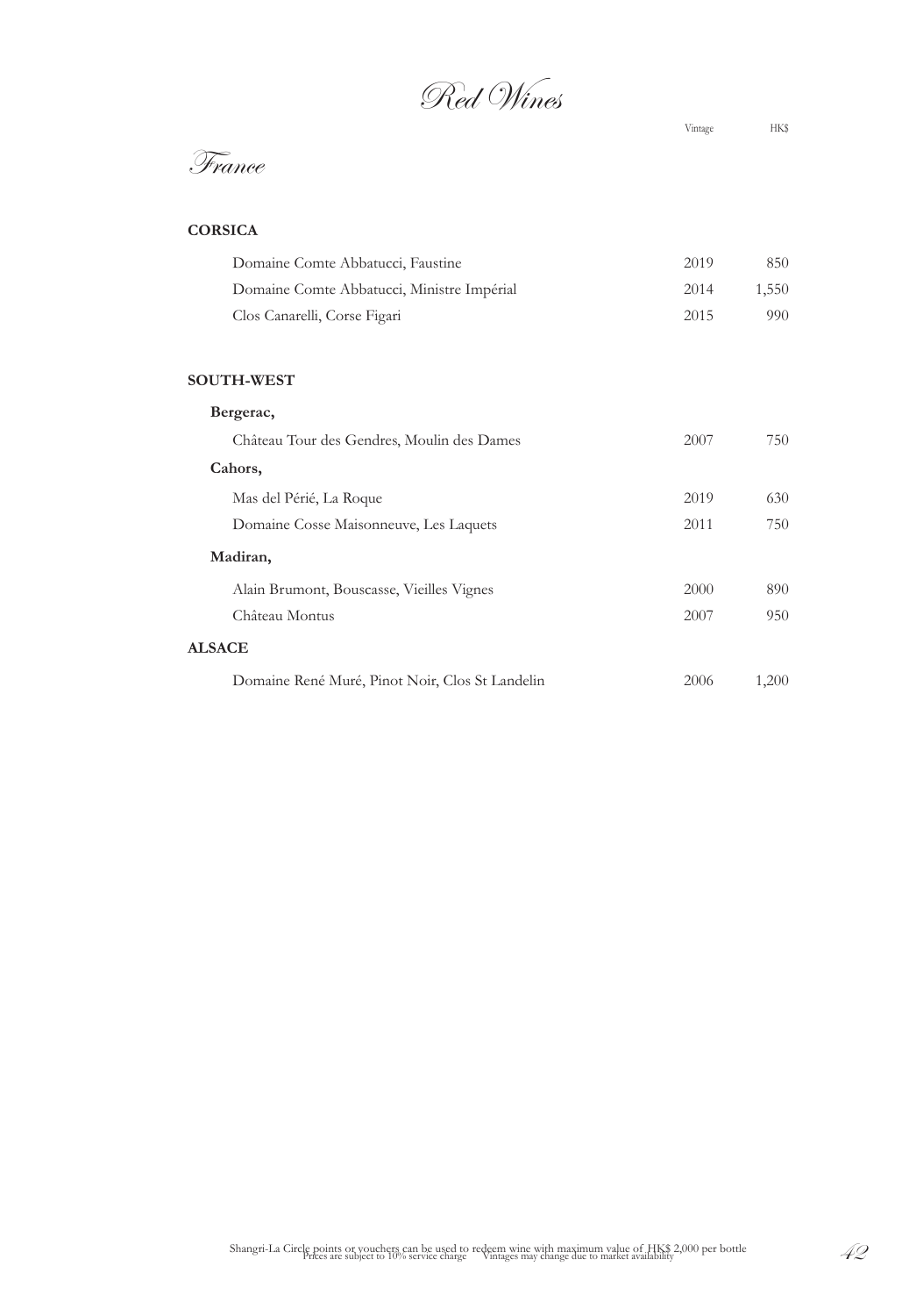# Red Wines

## France

| | Vintage | HK$ |
|---|---|---|
| **CORSICA** | | |
| Domaine Comte Abbatucci, Faustine | 2019 | 850 |
| Domaine Comte Abbatucci, Ministre Impérial | 2014 | 1,550 |
| Clos Canarelli, Corse Figari | 2015 | 990 |
| **SOUTH-WEST** | | |
| **Bergerac,** | | |
| Château Tour des Gendres, Moulin des Dames | 2007 | 750 |
| **Cahors,** | | |
| Mas del Périé, La Roque | 2019 | 630 |
| Domaine Cosse Maisonneuve, Les Laquets | 2011 | 750 |
| **Madiran,** | | |
| Alain Brumont, Bouscasse, Vieilles Vignes | 2000 | 890 |
| Château Montus | 2007 | 950 |
| **ALSACE** | | |
| Domaine René Muré, Pinot Noir, Clos St Landelin | 2006 | 1,200 |

Shangri-La Circle points or vouchers can be used to redeem wine with maximum value of HK$ 2,000 per bottle
Prices are subject to 10% service charge  Vintages may change due to market availability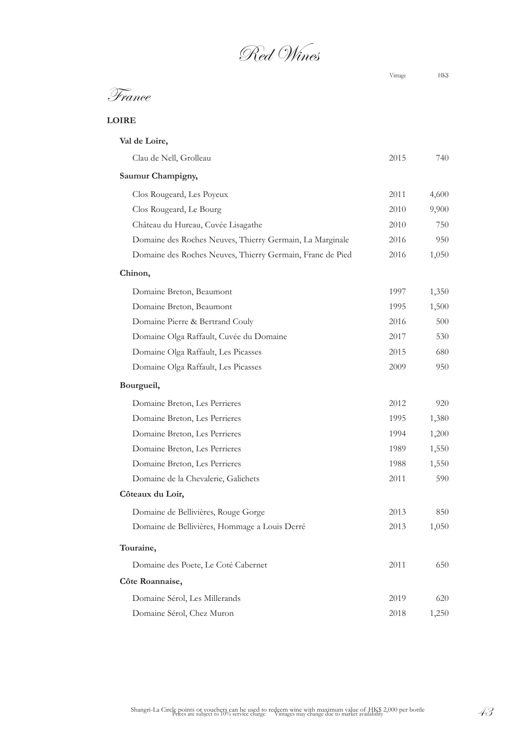# Red Wines

## France

### LOIRE

| | Vintage | HK$ |
|---|---|---|
| **Val de Loire,** | | |
| Clau de Nell, Grolleau | 2015 | 740 |
| **Saumur Champigny,** | | |
| Clos Rougeard, Les Poyeux | 2011 | 4,600 |
| Clos Rougeard, Le Bourg | 2010 | 9,900 |
| Château du Hureau, Cuvée Lisagathe | 2010 | 750 |
| Domaine des Roches Neuves, Thierry Germain, La Marginale | 2016 | 950 |
| Domaine des Roches Neuves, Thierry Germain, Franc de Pied | 2016 | 1,050 |
| **Chinon,** | | |
| Domaine Breton, Beaumont | 1997 | 1,350 |
| Domaine Breton, Beaumont | 1995 | 1,500 |
| Domaine Pierre & Bertrand Couly | 2016 | 500 |
| Domaine Olga Raffault, Cuvée du Domaine | 2017 | 530 |
| Domaine Olga Raffault, Les Picasses | 2015 | 680 |
| Domaine Olga Raffault, Les Picasses | 2009 | 950 |
| **Bourgueil,** | | |
| Domaine Breton, Les Perrieres | 2012 | 920 |
| Domaine Breton, Les Perrieres | 1995 | 1,380 |
| Domaine Breton, Les Perrieres | 1994 | 1,200 |
| Domaine Breton, Les Perrieres | 1989 | 1,550 |
| Domaine Breton, Les Perrieres | 1988 | 1,550 |
| Domaine de la Chevalerie, Galichets | 2011 | 590 |
| **Côteaux du Loir,** | | |
| Domaine de Bellivières, Rouge Gorge | 2013 | 850 |
| Domaine de Bellivières, Hommage a Louis Derré | 2013 | 1,050 |
| **Touraine,** | | |
| Domaine des Poete, Le Coté Cabernet | 2011 | 650 |
| **Côte Roannaise,** | | |
| Domaine Sérol, Les Millerands | 2019 | 620 |
| Domaine Sérol, Chez Muron | 2018 | 1,250 |

Shangri-La Circle points or vouchers can be used to redeem wine with maximum value of HK$ 2,000 per bottle
Prices are subject to 10% service charge Vintages may change due to market availability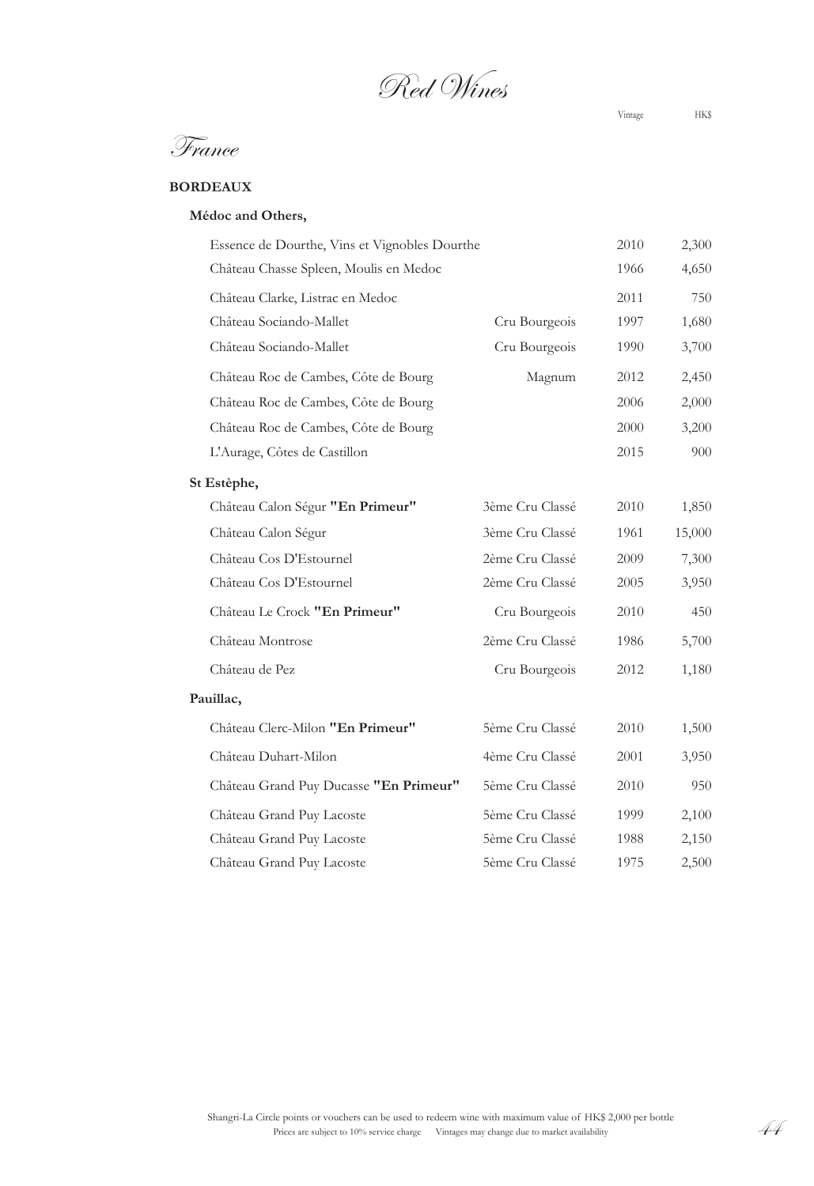# Red Wines

## France

### BORDEAUX

| | | Vintage | HK$ |
|---|---|---|---|
| **Médoc and Others,** | | | |
| Essence de Dourthe, Vins et Vignobles Dourthe | | 2010 | 2,300 |
| Château Chasse Spleen, Moulis en Medoc | | 1966 | 4,650 |
| Château Clarke, Listrac en Medoc | | 2011 | 750 |
| Château Sociando-Mallet | Cru Bourgeois | 1997 | 1,680 |
| Château Sociando-Mallet | Cru Bourgeois | 1990 | 3,700 |
| Château Roc de Cambes, Côte de Bourg | Magnum | 2012 | 2,450 |
| Château Roc de Cambes, Côte de Bourg | | 2006 | 2,000 |
| Château Roc de Cambes, Côte de Bourg | | 2000 | 3,200 |
| L'Aurage, Côtes de Castillon | | 2015 | 900 |
| **St Estèphe,** | | | |
| Château Calon Ségur **"En Primeur"** | 3ème Cru Classé | 2010 | 1,850 |
| Château Calon Ségur | 3ème Cru Classé | 1961 | 15,000 |
| Château Cos D'Estournel | 2ème Cru Classé | 2009 | 7,300 |
| Château Cos D'Estournel | 2ème Cru Classé | 2005 | 3,950 |
| Château Le Crock **"En Primeur"** | Cru Bourgeois | 2010 | 450 |
| Château Montrose | 2ème Cru Classé | 1986 | 5,700 |
| Château de Pez | Cru Bourgeois | 2012 | 1,180 |
| **Pauillac,** | | | |
| Château Clerc-Milon **"En Primeur"** | 5ème Cru Classé | 2010 | 1,500 |
| Château Duhart-Milon | 4ème Cru Classé | 2001 | 3,950 |
| Château Grand Puy Ducasse **"En Primeur"** | 5ème Cru Classé | 2010 | 950 |
| Château Grand Puy Lacoste | 5ème Cru Classé | 1999 | 2,100 |
| Château Grand Puy Lacoste | 5ème Cru Classé | 1988 | 2,150 |
| Château Grand Puy Lacoste | 5ème Cru Classé | 1975 | 2,500 |

Shangri-La Circle points or vouchers can be used to redeem wine with maximum value of HK$ 2,000 per bottle
Prices are subject to 10% service charge Vintages may change due to market availability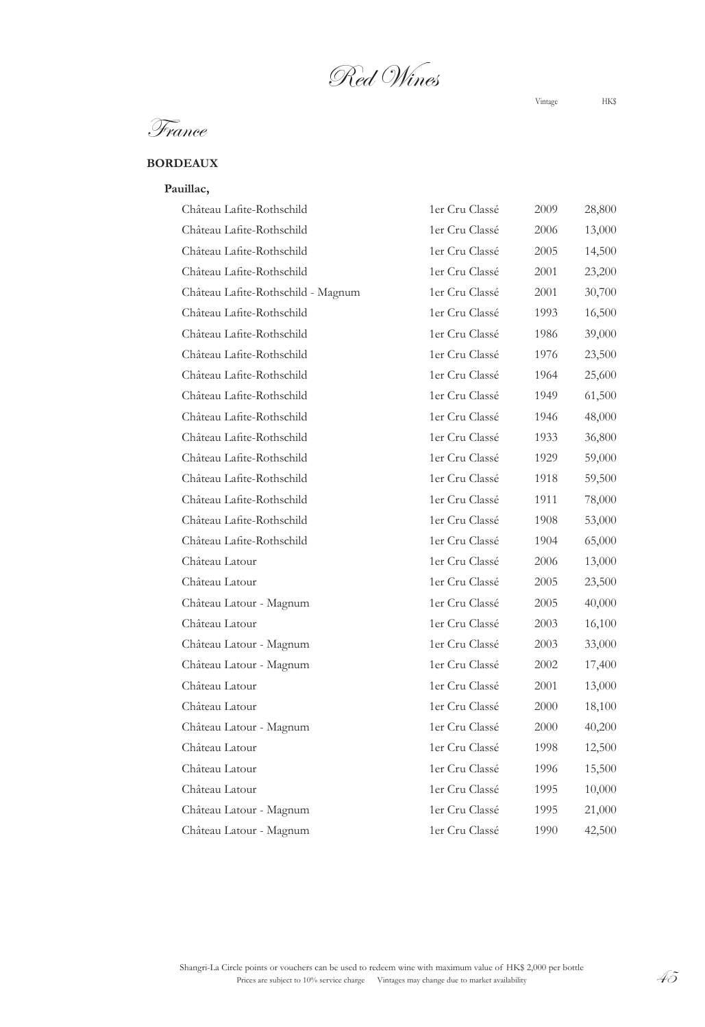# Red Wines

## France

### BORDEAUX

**Pauillac,**

| | | Vintage | HK$ |
|---|---|---|---|
| Château Lafite-Rothschild | 1er Cru Classé | 2009 | 28,800 |
| Château Lafite-Rothschild | 1er Cru Classé | 2006 | 13,000 |
| Château Lafite-Rothschild | 1er Cru Classé | 2005 | 14,500 |
| Château Lafite-Rothschild | 1er Cru Classé | 2001 | 23,200 |
| Château Lafite-Rothschild - Magnum | 1er Cru Classé | 2001 | 30,700 |
| Château Lafite-Rothschild | 1er Cru Classé | 1993 | 16,500 |
| Château Lafite-Rothschild | 1er Cru Classé | 1986 | 39,000 |
| Château Lafite-Rothschild | 1er Cru Classé | 1976 | 23,500 |
| Château Lafite-Rothschild | 1er Cru Classé | 1964 | 25,600 |
| Château Lafite-Rothschild | 1er Cru Classé | 1949 | 61,500 |
| Château Lafite-Rothschild | 1er Cru Classé | 1946 | 48,000 |
| Château Lafite-Rothschild | 1er Cru Classé | 1933 | 36,800 |
| Château Lafite-Rothschild | 1er Cru Classé | 1929 | 59,000 |
| Château Lafite-Rothschild | 1er Cru Classé | 1918 | 59,500 |
| Château Lafite-Rothschild | 1er Cru Classé | 1911 | 78,000 |
| Château Lafite-Rothschild | 1er Cru Classé | 1908 | 53,000 |
| Château Lafite-Rothschild | 1er Cru Classé | 1904 | 65,000 |
| Château Latour | 1er Cru Classé | 2006 | 13,000 |
| Château Latour | 1er Cru Classé | 2005 | 23,500 |
| Château Latour - Magnum | 1er Cru Classé | 2005 | 40,000 |
| Château Latour | 1er Cru Classé | 2003 | 16,100 |
| Château Latour - Magnum | 1er Cru Classé | 2003 | 33,000 |
| Château Latour - Magnum | 1er Cru Classé | 2002 | 17,400 |
| Château Latour | 1er Cru Classé | 2001 | 13,000 |
| Château Latour | 1er Cru Classé | 2000 | 18,100 |
| Château Latour - Magnum | 1er Cru Classé | 2000 | 40,200 |
| Château Latour | 1er Cru Classé | 1998 | 12,500 |
| Château Latour | 1er Cru Classé | 1996 | 15,500 |
| Château Latour | 1er Cru Classé | 1995 | 10,000 |
| Château Latour - Magnum | 1er Cru Classé | 1995 | 21,000 |
| Château Latour - Magnum | 1er Cru Classé | 1990 | 42,500 |

Shangri-La Circle points or vouchers can be used to redeem wine with maximum value of HK$ 2,000 per bottle

Prices are subject to 10% service charge    Vintages may change due to market availability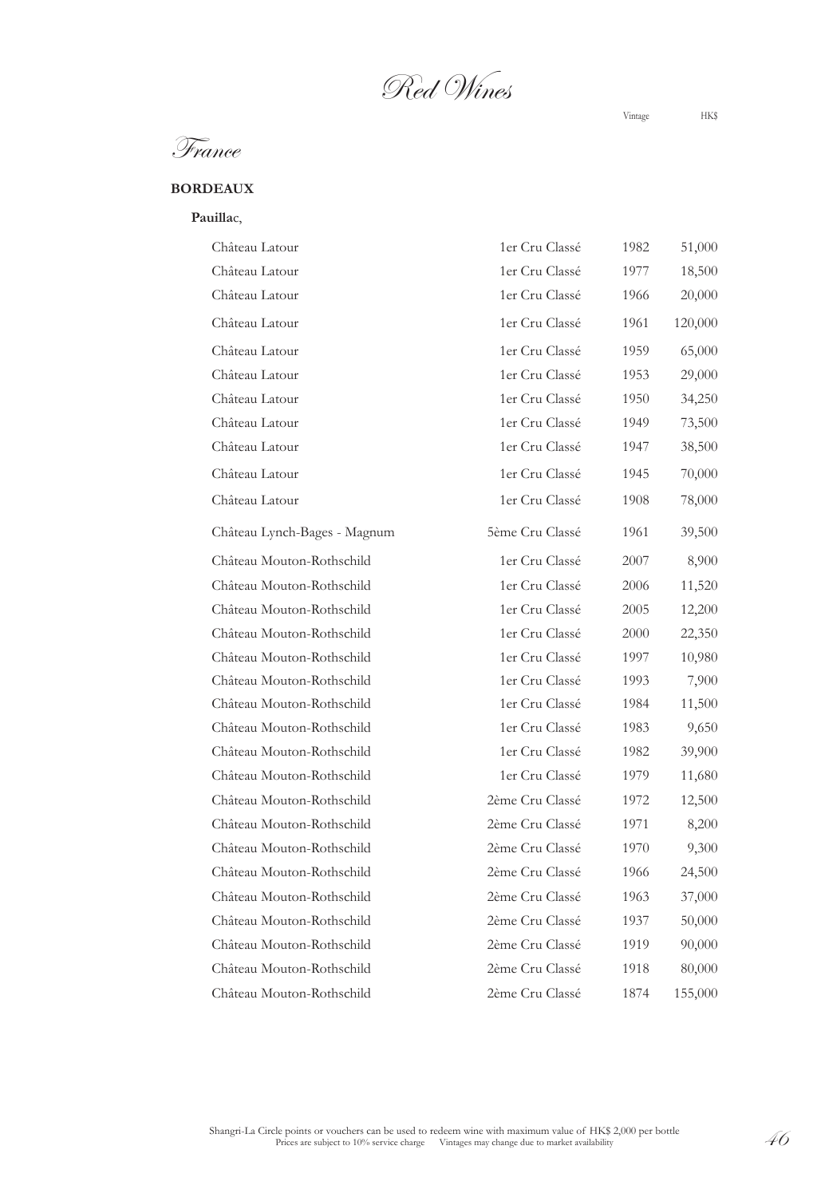# Red Wines

## France

### BORDEAUX

**Pauillac**,

| | | Vintage | HK$ |
|---|---|---|---|
| Château Latour | 1er Cru Classé | 1982 | 51,000 |
| Château Latour | 1er Cru Classé | 1977 | 18,500 |
| Château Latour | 1er Cru Classé | 1966 | 20,000 |
| Château Latour | 1er Cru Classé | 1961 | 120,000 |
| Château Latour | 1er Cru Classé | 1959 | 65,000 |
| Château Latour | 1er Cru Classé | 1953 | 29,000 |
| Château Latour | 1er Cru Classé | 1950 | 34,250 |
| Château Latour | 1er Cru Classé | 1949 | 73,500 |
| Château Latour | 1er Cru Classé | 1947 | 38,500 |
| Château Latour | 1er Cru Classé | 1945 | 70,000 |
| Château Latour | 1er Cru Classé | 1908 | 78,000 |
| Château Lynch-Bages - Magnum | 5ème Cru Classé | 1961 | 39,500 |
| Château Mouton-Rothschild | 1er Cru Classé | 2007 | 8,900 |
| Château Mouton-Rothschild | 1er Cru Classé | 2006 | 11,520 |
| Château Mouton-Rothschild | 1er Cru Classé | 2005 | 12,200 |
| Château Mouton-Rothschild | 1er Cru Classé | 2000 | 22,350 |
| Château Mouton-Rothschild | 1er Cru Classé | 1997 | 10,980 |
| Château Mouton-Rothschild | 1er Cru Classé | 1993 | 7,900 |
| Château Mouton-Rothschild | 1er Cru Classé | 1984 | 11,500 |
| Château Mouton-Rothschild | 1er Cru Classé | 1983 | 9,650 |
| Château Mouton-Rothschild | 1er Cru Classé | 1982 | 39,900 |
| Château Mouton-Rothschild | 1er Cru Classé | 1979 | 11,680 |
| Château Mouton-Rothschild | 2ème Cru Classé | 1972 | 12,500 |
| Château Mouton-Rothschild | 2ème Cru Classé | 1971 | 8,200 |
| Château Mouton-Rothschild | 2ème Cru Classé | 1970 | 9,300 |
| Château Mouton-Rothschild | 2ème Cru Classé | 1966 | 24,500 |
| Château Mouton-Rothschild | 2ème Cru Classé | 1963 | 37,000 |
| Château Mouton-Rothschild | 2ème Cru Classé | 1937 | 50,000 |
| Château Mouton-Rothschild | 2ème Cru Classé | 1919 | 90,000 |
| Château Mouton-Rothschild | 2ème Cru Classé | 1918 | 80,000 |
| Château Mouton-Rothschild | 2ème Cru Classé | 1874 | 155,000 |

Shangri-La Circle points or vouchers can be used to redeem wine with maximum value of HK$ 2,000 per bottle
Prices are subject to 10% service charge    Vintages may change due to market availability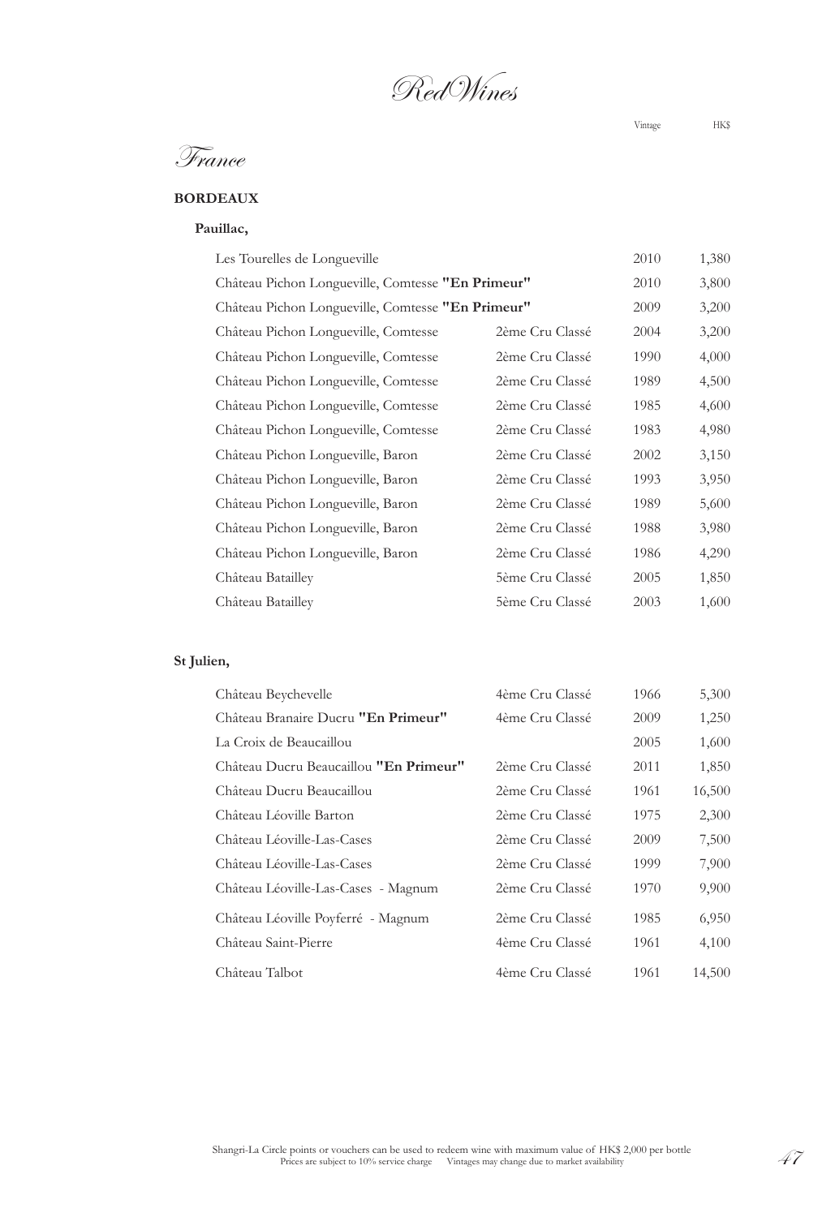# Red Wines

## France

### BORDEAUX

#### Pauillac,

| Wine | Classification | Vintage | HK$ |
|---|---|---|---|
| Les Tourelles de Longueville | | 2010 | 1,380 |
| Château Pichon Longueville, Comtesse **"En Primeur"** | | 2010 | 3,800 |
| Château Pichon Longueville, Comtesse **"En Primeur"** | | 2009 | 3,200 |
| Château Pichon Longueville, Comtesse | 2ème Cru Classé | 2004 | 3,200 |
| Château Pichon Longueville, Comtesse | 2ème Cru Classé | 1990 | 4,000 |
| Château Pichon Longueville, Comtesse | 2ème Cru Classé | 1989 | 4,500 |
| Château Pichon Longueville, Comtesse | 2ème Cru Classé | 1985 | 4,600 |
| Château Pichon Longueville, Comtesse | 2ème Cru Classé | 1983 | 4,980 |
| Château Pichon Longueville, Baron | 2ème Cru Classé | 2002 | 3,150 |
| Château Pichon Longueville, Baron | 2ème Cru Classé | 1993 | 3,950 |
| Château Pichon Longueville, Baron | 2ème Cru Classé | 1989 | 5,600 |
| Château Pichon Longueville, Baron | 2ème Cru Classé | 1988 | 3,980 |
| Château Pichon Longueville, Baron | 2ème Cru Classé | 1986 | 4,290 |
| Château Batailley | 5ème Cru Classé | 2005 | 1,850 |
| Château Batailley | 5ème Cru Classé | 2003 | 1,600 |

#### St Julien,

| Wine | Classification | Vintage | HK$ |
|---|---|---|---|
| Château Beychevelle | 4ème Cru Classé | 1966 | 5,300 |
| Château Branaire Ducru **"En Primeur"** | 4ème Cru Classé | 2009 | 1,250 |
| La Croix de Beaucaillou | | 2005 | 1,600 |
| Château Ducru Beaucaillou **"En Primeur"** | 2ème Cru Classé | 2011 | 1,850 |
| Château Ducru Beaucaillou | 2ème Cru Classé | 1961 | 16,500 |
| Château Léoville Barton | 2ème Cru Classé | 1975 | 2,300 |
| Château Léoville-Las-Cases | 2ème Cru Classé | 2009 | 7,500 |
| Château Léoville-Las-Cases | 2ème Cru Classé | 1999 | 7,900 |
| Château Léoville-Las-Cases - Magnum | 2ème Cru Classé | 1970 | 9,900 |
| Château Léoville Poyferré - Magnum | 2ème Cru Classé | 1985 | 6,950 |
| Château Saint-Pierre | 4ème Cru Classé | 1961 | 4,100 |
| Château Talbot | 4ème Cru Classé | 1961 | 14,500 |

Shangri-La Circle points or vouchers can be used to redeem wine with maximum value of HK$ 2,000 per bottle
Prices are subject to 10% service charge Vintages may change due to market availability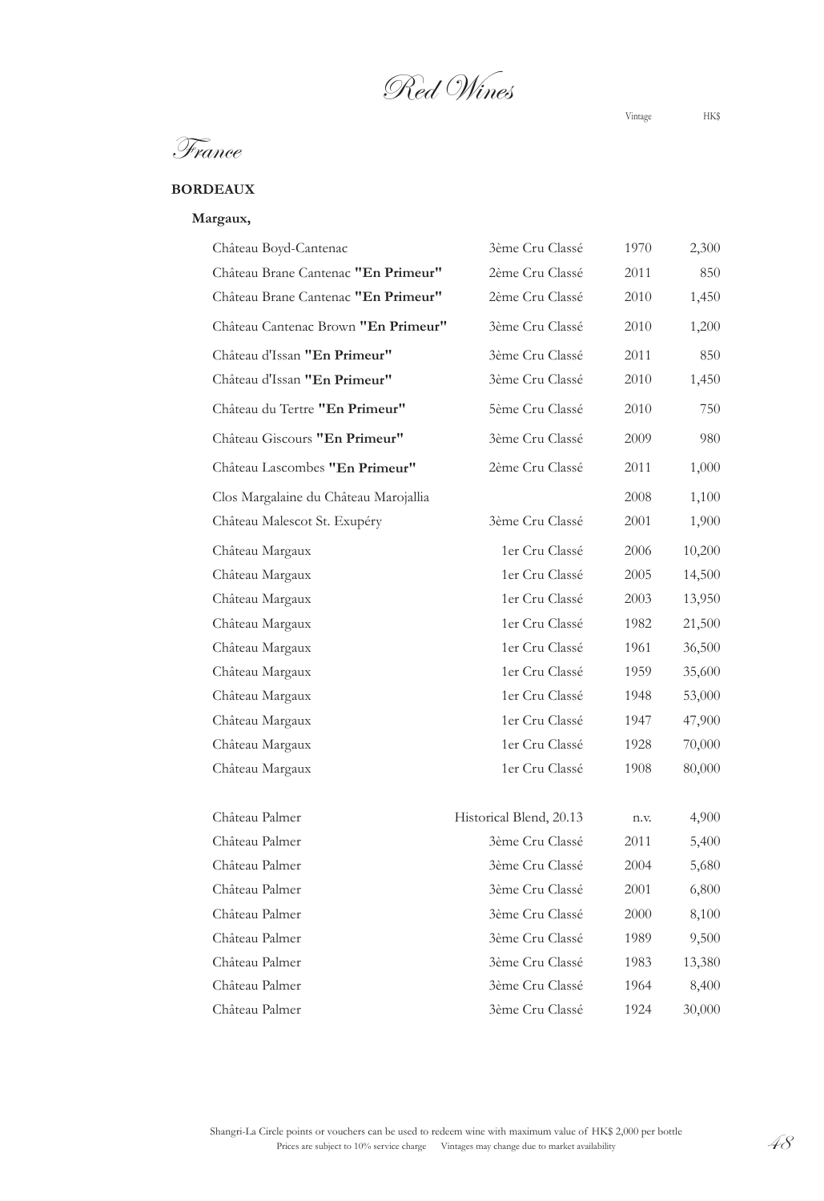# Red Wines

## France

### BORDEAUX

#### Margaux,

| | | Vintage | HK$ |
|---|---|---|---|
| Château Boyd-Cantenac | 3ème Cru Classé | 1970 | 2,300 |
| Château Brane Cantenac **"En Primeur"** | 2ème Cru Classé | 2011 | 850 |
| Château Brane Cantenac **"En Primeur"** | 2ème Cru Classé | 2010 | 1,450 |
| Château Cantenac Brown **"En Primeur"** | 3ème Cru Classé | 2010 | 1,200 |
| Château d'Issan **"En Primeur"** | 3ème Cru Classé | 2011 | 850 |
| Château d'Issan **"En Primeur"** | 3ème Cru Classé | 2010 | 1,450 |
| Château du Tertre **"En Primeur"** | 5ème Cru Classé | 2010 | 750 |
| Château Giscours **"En Primeur"** | 3ème Cru Classé | 2009 | 980 |
| Château Lascombes **"En Primeur"** | 2ème Cru Classé | 2011 | 1,000 |
| Clos Margalaine du Château Marojallia | | 2008 | 1,100 |
| Château Malescot St. Exupéry | 3ème Cru Classé | 2001 | 1,900 |
| Château Margaux | 1er Cru Classé | 2006 | 10,200 |
| Château Margaux | 1er Cru Classé | 2005 | 14,500 |
| Château Margaux | 1er Cru Classé | 2003 | 13,950 |
| Château Margaux | 1er Cru Classé | 1982 | 21,500 |
| Château Margaux | 1er Cru Classé | 1961 | 36,500 |
| Château Margaux | 1er Cru Classé | 1959 | 35,600 |
| Château Margaux | 1er Cru Classé | 1948 | 53,000 |
| Château Margaux | 1er Cru Classé | 1947 | 47,900 |
| Château Margaux | 1er Cru Classé | 1928 | 70,000 |
| Château Margaux | 1er Cru Classé | 1908 | 80,000 |
| Château Palmer | Historical Blend, 20.13 | n.v. | 4,900 |
| Château Palmer | 3ème Cru Classé | 2011 | 5,400 |
| Château Palmer | 3ème Cru Classé | 2004 | 5,680 |
| Château Palmer | 3ème Cru Classé | 2001 | 6,800 |
| Château Palmer | 3ème Cru Classé | 2000 | 8,100 |
| Château Palmer | 3ème Cru Classé | 1989 | 9,500 |
| Château Palmer | 3ème Cru Classé | 1983 | 13,380 |
| Château Palmer | 3ème Cru Classé | 1964 | 8,400 |
| Château Palmer | 3ème Cru Classé | 1924 | 30,000 |

Shangri-La Circle points or vouchers can be used to redeem wine with maximum value of HK$ 2,000 per bottle

Prices are subject to 10% service charge    Vintages may change due to market availability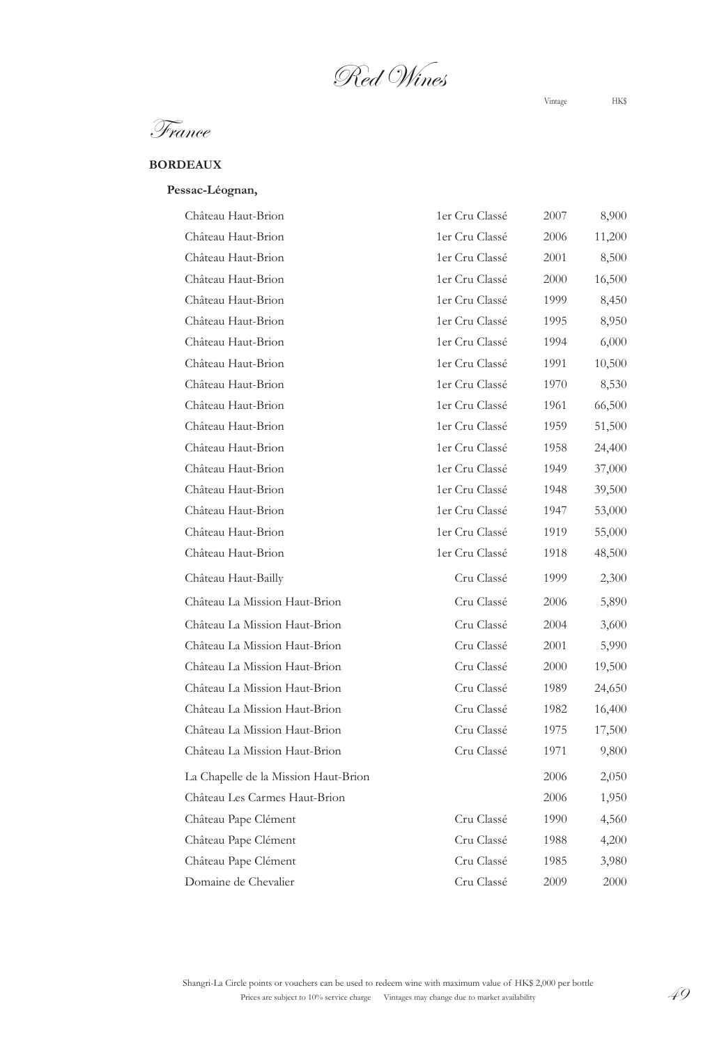# Red Wines

## France

### BORDEAUX

#### Pessac-Léognan,

| Wine | Classification | Vintage | HK$ |
|---|---|---|---|
| Château Haut-Brion | 1er Cru Classé | 2007 | 8,900 |
| Château Haut-Brion | 1er Cru Classé | 2006 | 11,200 |
| Château Haut-Brion | 1er Cru Classé | 2001 | 8,500 |
| Château Haut-Brion | 1er Cru Classé | 2000 | 16,500 |
| Château Haut-Brion | 1er Cru Classé | 1999 | 8,450 |
| Château Haut-Brion | 1er Cru Classé | 1995 | 8,950 |
| Château Haut-Brion | 1er Cru Classé | 1994 | 6,000 |
| Château Haut-Brion | 1er Cru Classé | 1991 | 10,500 |
| Château Haut-Brion | 1er Cru Classé | 1970 | 8,530 |
| Château Haut-Brion | 1er Cru Classé | 1961 | 66,500 |
| Château Haut-Brion | 1er Cru Classé | 1959 | 51,500 |
| Château Haut-Brion | 1er Cru Classé | 1958 | 24,400 |
| Château Haut-Brion | 1er Cru Classé | 1949 | 37,000 |
| Château Haut-Brion | 1er Cru Classé | 1948 | 39,500 |
| Château Haut-Brion | 1er Cru Classé | 1947 | 53,000 |
| Château Haut-Brion | 1er Cru Classé | 1919 | 55,000 |
| Château Haut-Brion | 1er Cru Classé | 1918 | 48,500 |
| Château Haut-Bailly | Cru Classé | 1999 | 2,300 |
| Château La Mission Haut-Brion | Cru Classé | 2006 | 5,890 |
| Château La Mission Haut-Brion | Cru Classé | 2004 | 3,600 |
| Château La Mission Haut-Brion | Cru Classé | 2001 | 5,990 |
| Château La Mission Haut-Brion | Cru Classé | 2000 | 19,500 |
| Château La Mission Haut-Brion | Cru Classé | 1989 | 24,650 |
| Château La Mission Haut-Brion | Cru Classé | 1982 | 16,400 |
| Château La Mission Haut-Brion | Cru Classé | 1975 | 17,500 |
| Château La Mission Haut-Brion | Cru Classé | 1971 | 9,800 |
| La Chapelle de la Mission Haut-Brion | | 2006 | 2,050 |
| Château Les Carmes Haut-Brion | | 2006 | 1,950 |
| Château Pape Clément | Cru Classé | 1990 | 4,560 |
| Château Pape Clément | Cru Classé | 1988 | 4,200 |
| Château Pape Clément | Cru Classé | 1985 | 3,980 |
| Domaine de Chevalier | Cru Classé | 2009 | 2000 |

Shangri-La Circle points or vouchers can be used to redeem wine with maximum value of HK$ 2,000 per bottle

Prices are subject to 10% service charge Vintages may change due to market availability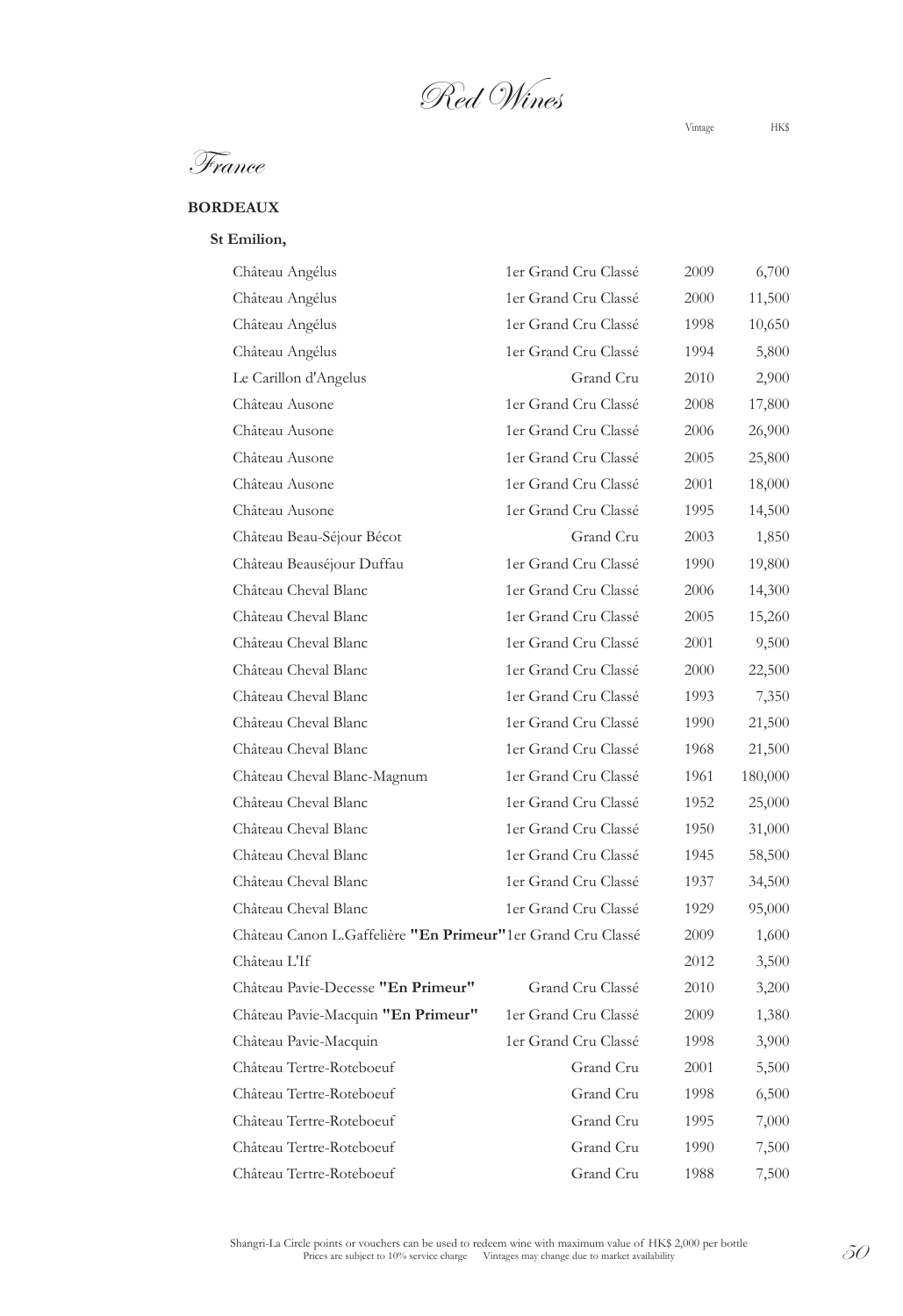# Red Wines

## France

### BORDEAUX

#### St Emilion,

| Wine | Classification | Vintage | HK$ |
|---|---|---|---|
| Château Angélus | 1er Grand Cru Classé | 2009 | 6,700 |
| Château Angélus | 1er Grand Cru Classé | 2000 | 11,500 |
| Château Angélus | 1er Grand Cru Classé | 1998 | 10,650 |
| Château Angélus | 1er Grand Cru Classé | 1994 | 5,800 |
| Le Carillon d'Angelus | Grand Cru | 2010 | 2,900 |
| Château Ausone | 1er Grand Cru Classé | 2008 | 17,800 |
| Château Ausone | 1er Grand Cru Classé | 2006 | 26,900 |
| Château Ausone | 1er Grand Cru Classé | 2005 | 25,800 |
| Château Ausone | 1er Grand Cru Classé | 2001 | 18,000 |
| Château Ausone | 1er Grand Cru Classé | 1995 | 14,500 |
| Château Beau-Séjour Bécot | Grand Cru | 2003 | 1,850 |
| Château Beauséjour Duffau | 1er Grand Cru Classé | 1990 | 19,800 |
| Château Cheval Blanc | 1er Grand Cru Classé | 2006 | 14,300 |
| Château Cheval Blanc | 1er Grand Cru Classé | 2005 | 15,260 |
| Château Cheval Blanc | 1er Grand Cru Classé | 2001 | 9,500 |
| Château Cheval Blanc | 1er Grand Cru Classé | 2000 | 22,500 |
| Château Cheval Blanc | 1er Grand Cru Classé | 1993 | 7,350 |
| Château Cheval Blanc | 1er Grand Cru Classé | 1990 | 21,500 |
| Château Cheval Blanc | 1er Grand Cru Classé | 1968 | 21,500 |
| Château Cheval Blanc-Magnum | 1er Grand Cru Classé | 1961 | 180,000 |
| Château Cheval Blanc | 1er Grand Cru Classé | 1952 | 25,000 |
| Château Cheval Blanc | 1er Grand Cru Classé | 1950 | 31,000 |
| Château Cheval Blanc | 1er Grand Cru Classé | 1945 | 58,500 |
| Château Cheval Blanc | 1er Grand Cru Classé | 1937 | 34,500 |
| Château Cheval Blanc | 1er Grand Cru Classé | 1929 | 95,000 |
| Château Canon L.Gaffelière **"En Primeur"** | 1er Grand Cru Classé | 2009 | 1,600 |
| Château L'If | | 2012 | 3,500 |
| Château Pavie-Decesse **"En Primeur"** | Grand Cru Classé | 2010 | 3,200 |
| Château Pavie-Macquin **"En Primeur"** | 1er Grand Cru Classé | 2009 | 1,380 |
| Château Pavie-Macquin | 1er Grand Cru Classé | 1998 | 3,900 |
| Château Tertre-Roteboeuf | Grand Cru | 2001 | 5,500 |
| Château Tertre-Roteboeuf | Grand Cru | 1998 | 6,500 |
| Château Tertre-Roteboeuf | Grand Cru | 1995 | 7,000 |
| Château Tertre-Roteboeuf | Grand Cru | 1990 | 7,500 |
| Château Tertre-Roteboeuf | Grand Cru | 1988 | 7,500 |

Shangri-La Circle points or vouchers can be used to redeem wine with maximum value of HK$ 2,000 per bottle
Prices are subject to 10% service charge Vintages may change due to market availability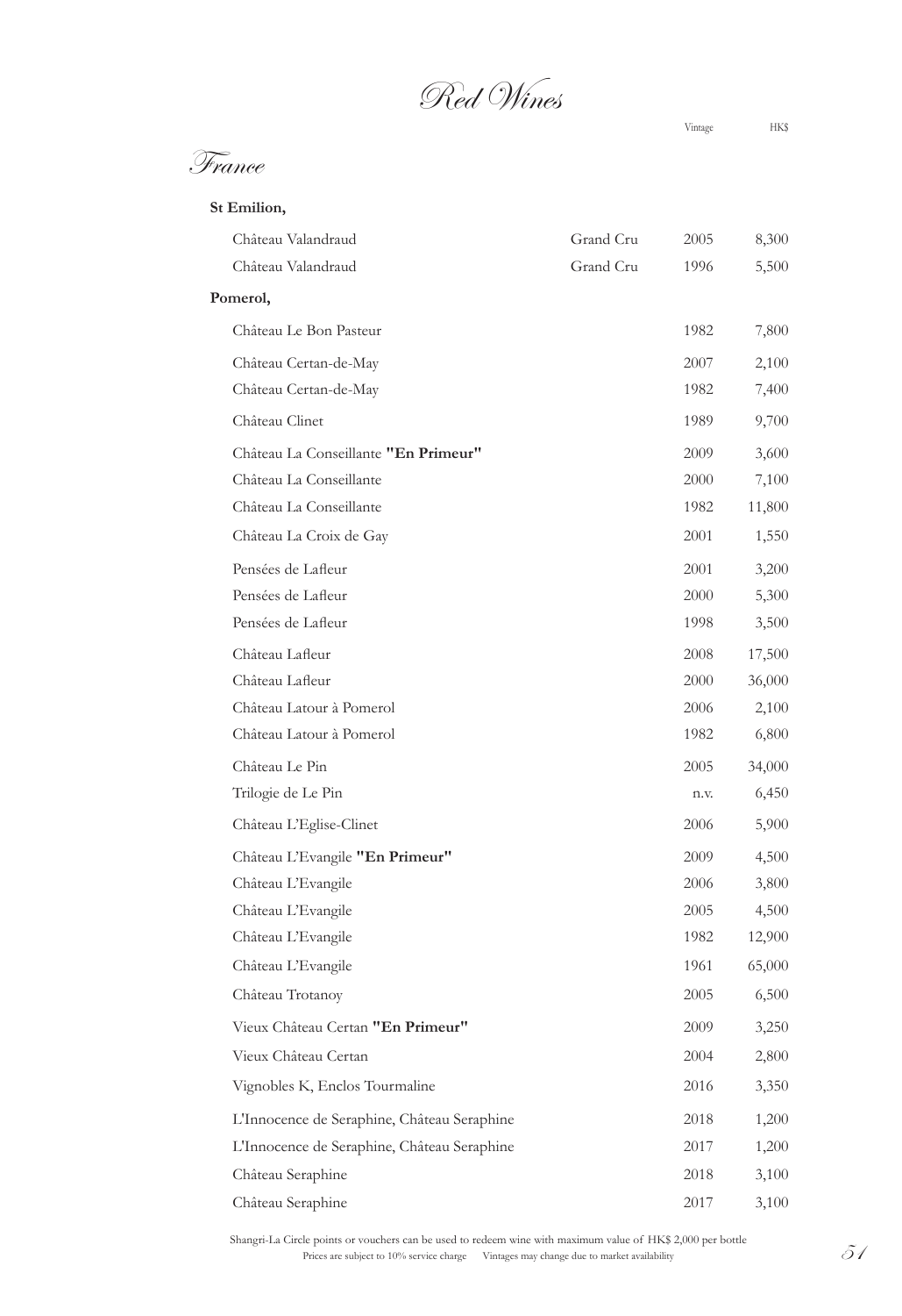# Red Wines

## France

| | | Vintage | HK$ |
|---|---|---|---|
| **St Emilion,** | | | |
| Château Valandraud | Grand Cru | 2005 | 8,300 |
| Château Valandraud | Grand Cru | 1996 | 5,500 |
| **Pomerol,** | | | |
| Château Le Bon Pasteur | | 1982 | 7,800 |
| Château Certan-de-May | | 2007 | 2,100 |
| Château Certan-de-May | | 1982 | 7,400 |
| Château Clinet | | 1989 | 9,700 |
| Château La Conseillante **"En Primeur"** | | 2009 | 3,600 |
| Château La Conseillante | | 2000 | 7,100 |
| Château La Conseillante | | 1982 | 11,800 |
| Château La Croix de Gay | | 2001 | 1,550 |
| Pensées de Lafleur | | 2001 | 3,200 |
| Pensées de Lafleur | | 2000 | 5,300 |
| Pensées de Lafleur | | 1998 | 3,500 |
| Château Lafleur | | 2008 | 17,500 |
| Château Lafleur | | 2000 | 36,000 |
| Château Latour à Pomerol | | 2006 | 2,100 |
| Château Latour à Pomerol | | 1982 | 6,800 |
| Château Le Pin | | 2005 | 34,000 |
| Trilogie de Le Pin | | n.v. | 6,450 |
| Château L'Eglise-Clinet | | 2006 | 5,900 |
| Château L'Evangile **"En Primeur"** | | 2009 | 4,500 |
| Château L'Evangile | | 2006 | 3,800 |
| Château L'Evangile | | 2005 | 4,500 |
| Château L'Evangile | | 1982 | 12,900 |
| Château L'Evangile | | 1961 | 65,000 |
| Château Trotanoy | | 2005 | 6,500 |
| Vieux Château Certan **"En Primeur"** | | 2009 | 3,250 |
| Vieux Château Certan | | 2004 | 2,800 |
| Vignobles K, Enclos Tourmaline | | 2016 | 3,350 |
| L'Innocence de Seraphine, Château Seraphine | | 2018 | 1,200 |
| L'Innocence de Seraphine, Château Seraphine | | 2017 | 1,200 |
| Château Seraphine | | 2018 | 3,100 |
| Château Seraphine | | 2017 | 3,100 |

Shangri-La Circle points or vouchers can be used to redeem wine with maximum value of HK$ 2,000 per bottle

Prices are subject to 10% service charge Vintages may change due to market availability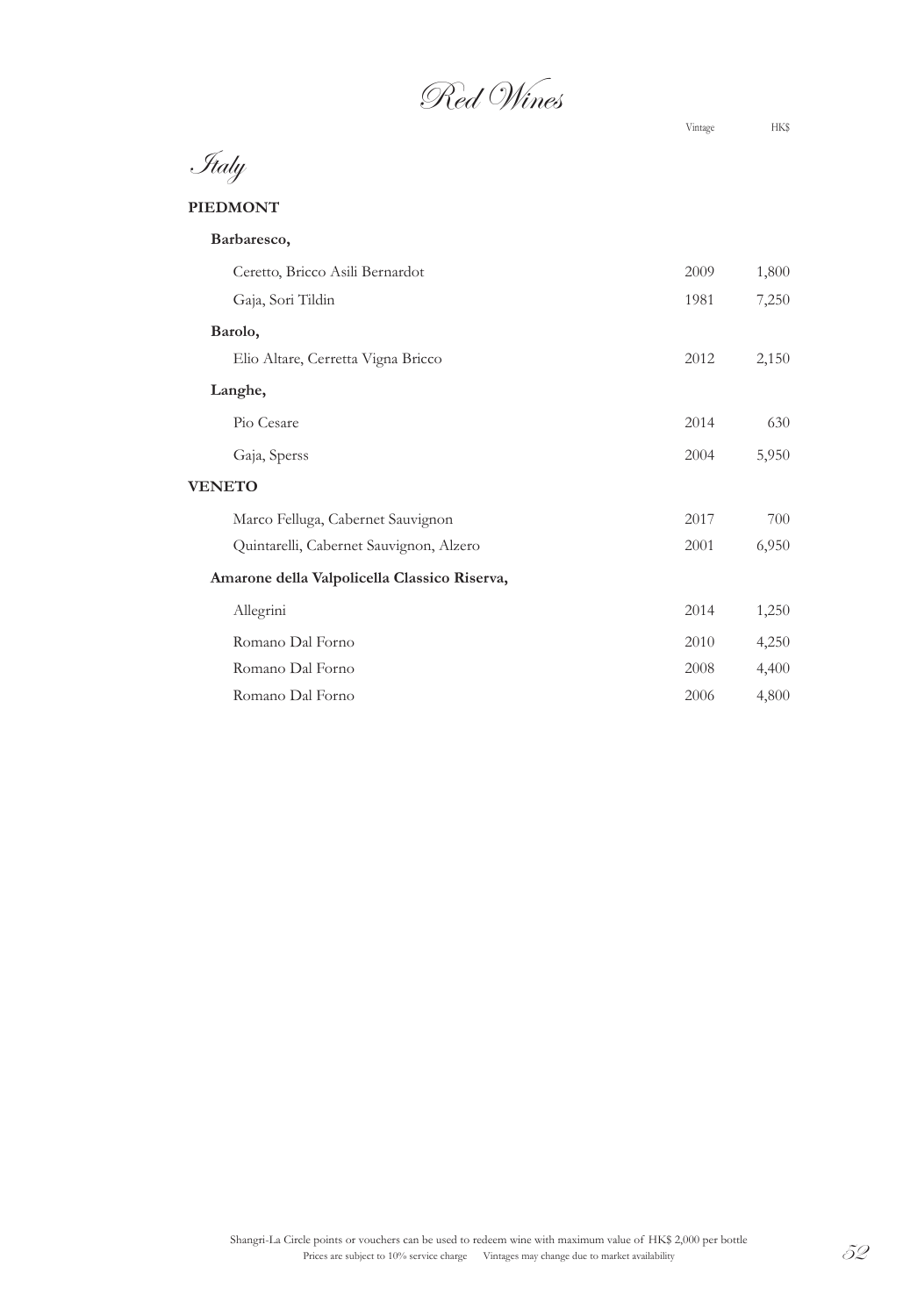# Red Wines

## Italy

| | Vintage | HK$ |
|---|---|---|
| **PIEDMONT** | | |
| **Barbaresco,** | | |
| Ceretto, Bricco Asili Bernardot | 2009 | 1,800 |
| Gaja, Sori Tildin | 1981 | 7,250 |
| **Barolo,** | | |
| Elio Altare, Cerretta Vigna Bricco | 2012 | 2,150 |
| **Langhe,** | | |
| Pio Cesare | 2014 | 630 |
| Gaja, Sperss | 2004 | 5,950 |
| **VENETO** | | |
| Marco Felluga, Cabernet Sauvignon | 2017 | 700 |
| Quintarelli, Cabernet Sauvignon, Alzero | 2001 | 6,950 |
| **Amarone della Valpolicella Classico Riserva,** | | |
| Allegrini | 2014 | 1,250 |
| Romano Dal Forno | 2010 | 4,250 |
| Romano Dal Forno | 2008 | 4,400 |
| Romano Dal Forno | 2006 | 4,800 |

Shangri-La Circle points or vouchers can be used to redeem wine with maximum value of HK$ 2,000 per bottle

Prices are subject to 10% service charge    Vintages may change due to market availability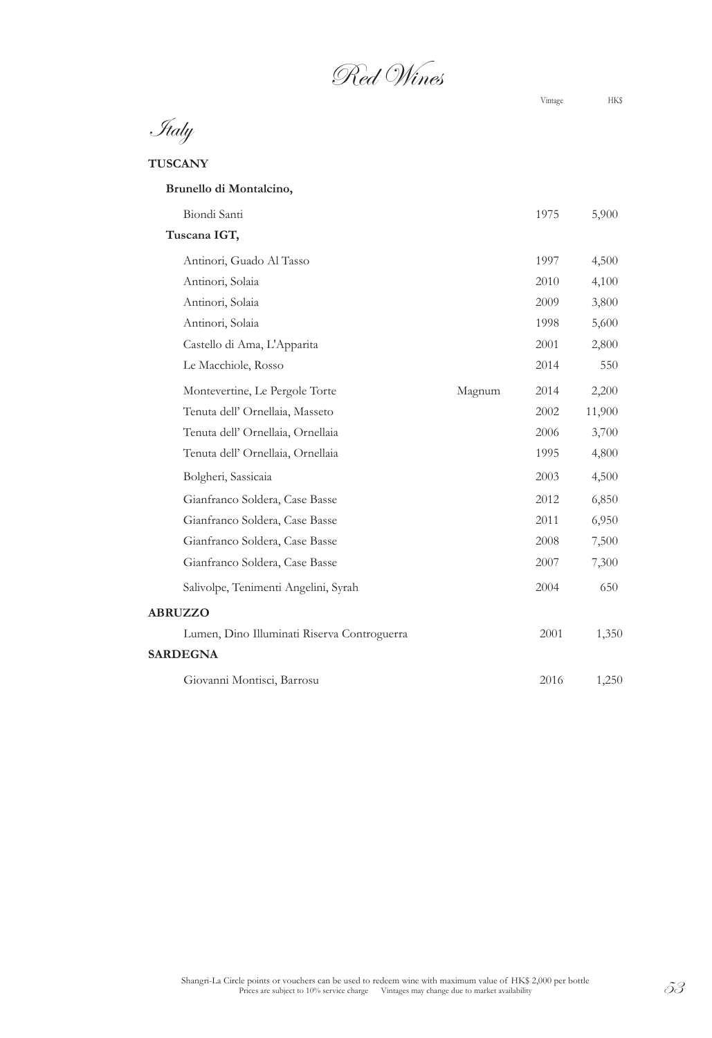# *Red Wines*

## *Italy*

| | | Vintage | HK$ |
|---|---|---|---|
| **TUSCANY** | | | |
| **Brunello di Montalcino,** | | | |
| Biondi Santi | | 1975 | 5,900 |
| **Tuscana IGT,** | | | |
| Antinori, Guado Al Tasso | | 1997 | 4,500 |
| Antinori, Solaia | | 2010 | 4,100 |
| Antinori, Solaia | | 2009 | 3,800 |
| Antinori, Solaia | | 1998 | 5,600 |
| Castello di Ama, L'Apparita | | 2001 | 2,800 |
| Le Macchiole, Rosso | | 2014 | 550 |
| Montevertine, Le Pergole Torte | Magnum | 2014 | 2,200 |
| Tenuta dell' Ornellaia, Masseto | | 2002 | 11,900 |
| Tenuta dell' Ornellaia, Ornellaia | | 2006 | 3,700 |
| Tenuta dell' Ornellaia, Ornellaia | | 1995 | 4,800 |
| Bolgheri, Sassicaia | | 2003 | 4,500 |
| Gianfranco Soldera, Case Basse | | 2012 | 6,850 |
| Gianfranco Soldera, Case Basse | | 2011 | 6,950 |
| Gianfranco Soldera, Case Basse | | 2008 | 7,500 |
| Gianfranco Soldera, Case Basse | | 2007 | 7,300 |
| Salivolpe, Tenimenti Angelini, Syrah | | 2004 | 650 |
| **ABRUZZO** | | | |
| Lumen, Dino Illuminati Riserva Controguerra | | 2001 | 1,350 |
| **SARDEGNA** | | | |
| Giovanni Montisci, Barrosu | | 2016 | 1,250 |

Shangri-La Circle points or vouchers can be used to redeem wine with maximum value of HK$ 2,000 per bottle
Prices are subject to 10% service charge Vintages may change due to market availability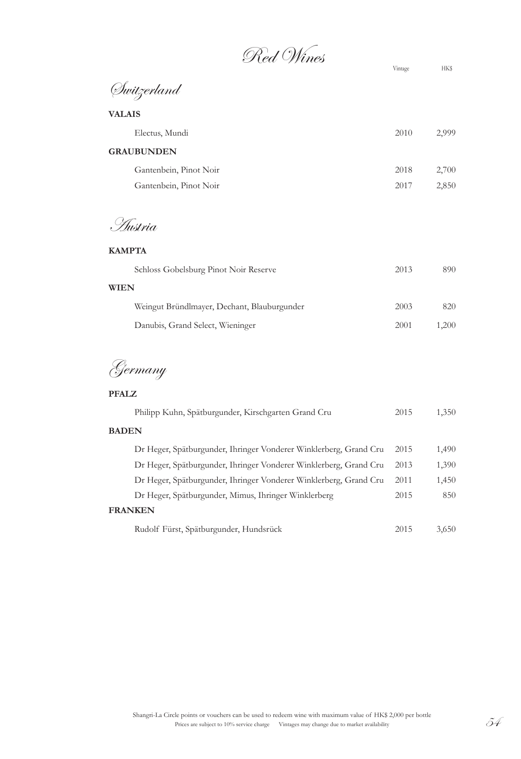# Red Wines

## Switzerland

| | Vintage | HK$ |
|---|---|---|
| **VALAIS** | | |
| Electus, Mundi | 2010 | 2,999 |
| **GRAUBUNDEN** | | |
| Gantenbein, Pinot Noir | 2018 | 2,700 |
| Gantenbein, Pinot Noir | 2017 | 2,850 |

## Austria

| | Vintage | HK$ |
|---|---|---|
| **KAMPTA** | | |
| Schloss Gobelsburg Pinot Noir Reserve | 2013 | 890 |
| **WIEN** | | |
| Weingut Bründlmayer, Dechant, Blauburgunder | 2003 | 820 |
| Danubis, Grand Select, Wieninger | 2001 | 1,200 |

## Germany

| | Vintage | HK$ |
|---|---|---|
| **PFALZ** | | |
| Philipp Kuhn, Spätburgunder, Kirschgarten Grand Cru | 2015 | 1,350 |
| **BADEN** | | |
| Dr Heger, Spätburgunder, Ihringer Vonderer Winklerberg, Grand Cru | 2015 | 1,490 |
| Dr Heger, Spätburgunder, Ihringer Vonderer Winklerberg, Grand Cru | 2013 | 1,390 |
| Dr Heger, Spätburgunder, Ihringer Vonderer Winklerberg, Grand Cru | 2011 | 1,450 |
| Dr Heger, Spätburgunder, Mimus, Ihringer Winklerberg | 2015 | 850 |
| **FRANKEN** | | |
| Rudolf Fürst, Spätburgunder, Hundsrück | 2015 | 3,650 |

Shangri-La Circle points or vouchers can be used to redeem wine with maximum value of HK$ 2,000 per bottle

Prices are subject to 10% service charge      Vintages may change due to market availability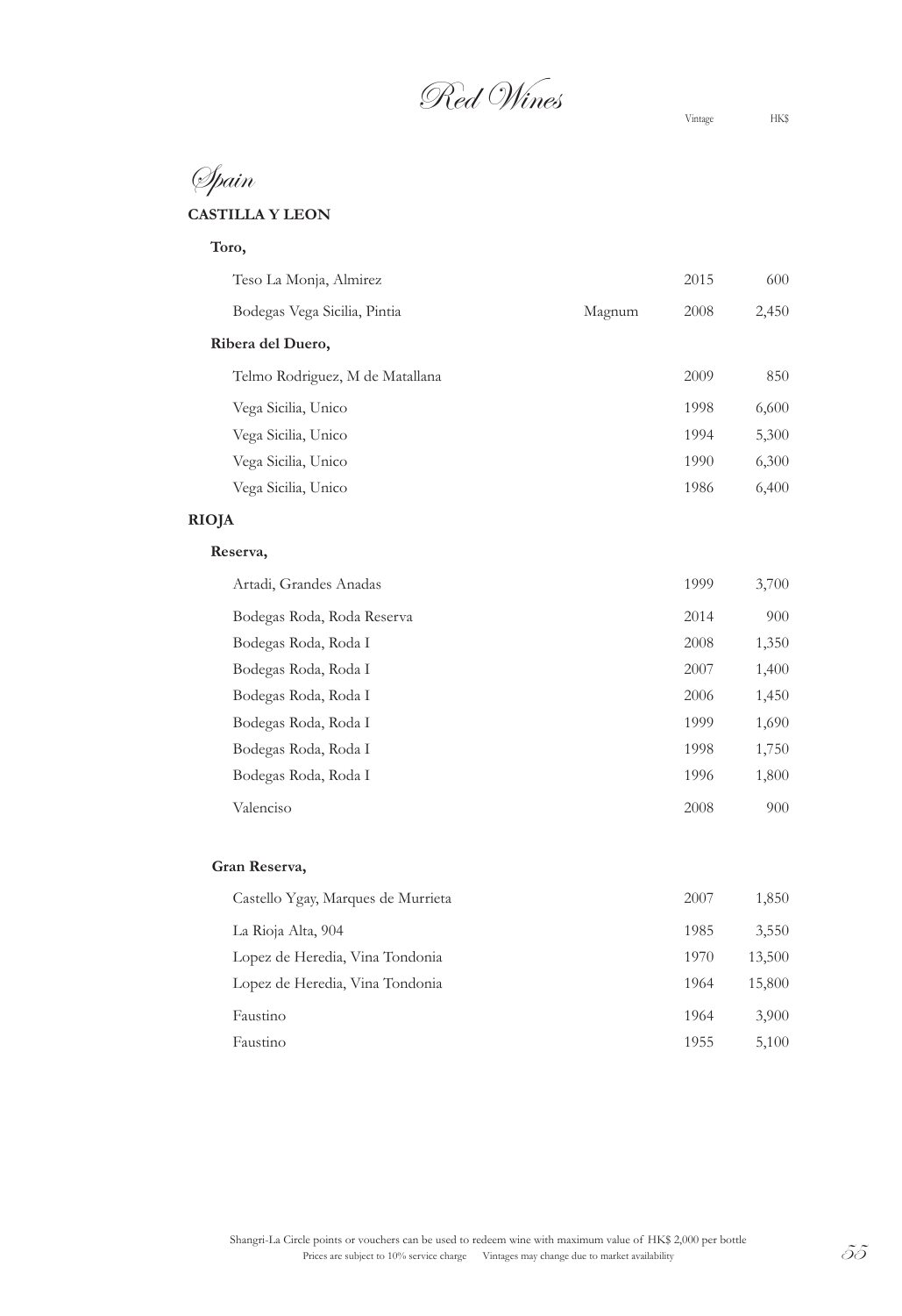# Red Wines

## Spain

| | | Vintage | HK$ |
|---|---|---|---|
| **CASTILLA Y LEON** | | | |
| **Toro,** | | | |
| Teso La Monja, Almirez | | 2015 | 600 |
| Bodegas Vega Sicilia, Pintia | Magnum | 2008 | 2,450 |
| **Ribera del Duero,** | | | |
| Telmo Rodriguez, M de Matallana | | 2009 | 850 |
| Vega Sicilia, Unico | | 1998 | 6,600 |
| Vega Sicilia, Unico | | 1994 | 5,300 |
| Vega Sicilia, Unico | | 1990 | 6,300 |
| Vega Sicilia, Unico | | 1986 | 6,400 |
| **RIOJA** | | | |
| **Reserva,** | | | |
| Artadi, Grandes Anadas | | 1999 | 3,700 |
| Bodegas Roda, Roda Reserva | | 2014 | 900 |
| Bodegas Roda, Roda I | | 2008 | 1,350 |
| Bodegas Roda, Roda I | | 2007 | 1,400 |
| Bodegas Roda, Roda I | | 2006 | 1,450 |
| Bodegas Roda, Roda I | | 1999 | 1,690 |
| Bodegas Roda, Roda I | | 1998 | 1,750 |
| Bodegas Roda, Roda I | | 1996 | 1,800 |
| Valenciso | | 2008 | 900 |
| **Gran Reserva,** | | | |
| Castello Ygay, Marques de Murrieta | | 2007 | 1,850 |
| La Rioja Alta, 904 | | 1985 | 3,550 |
| Lopez de Heredia, Vina Tondonia | | 1970 | 13,500 |
| Lopez de Heredia, Vina Tondonia | | 1964 | 15,800 |
| Faustino | | 1964 | 3,900 |
| Faustino | | 1955 | 5,100 |

Shangri-La Circle points or vouchers can be used to redeem wine with maximum value of HK$ 2,000 per bottle

Prices are subject to 10% service charge    Vintages may change due to market availability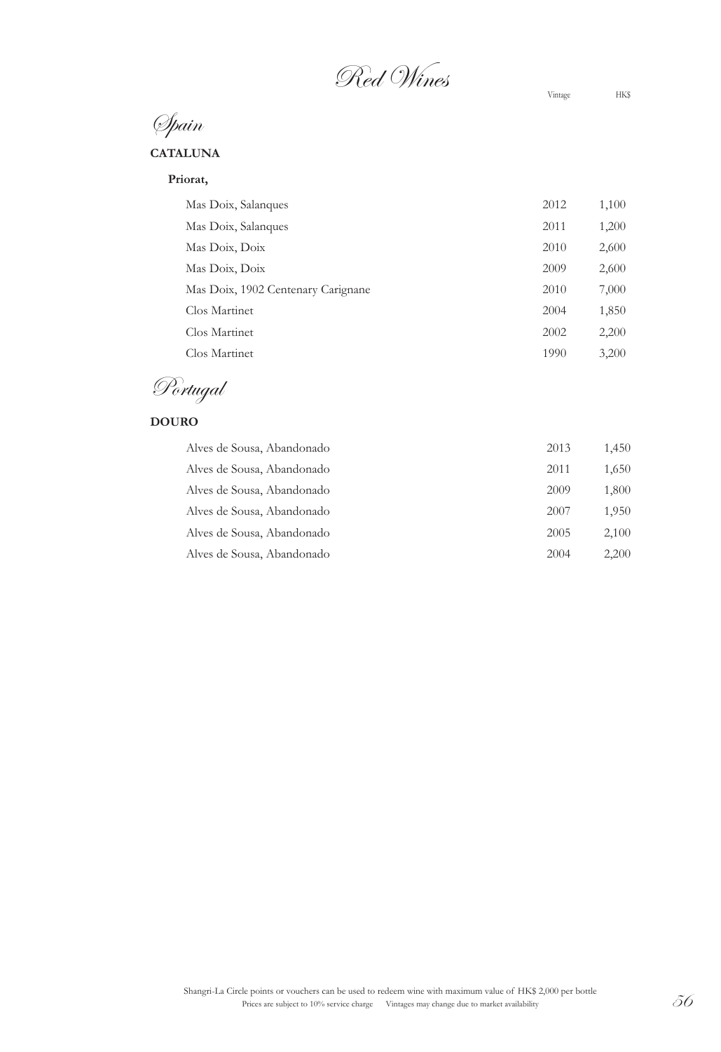# Red Wines

## Spain

### CATALUNA

**Priorat,**

| | Vintage | HK$ |
|---|---|---|
| Mas Doix, Salanques | 2012 | 1,100 |
| Mas Doix, Salanques | 2011 | 1,200 |
| Mas Doix, Doix | 2010 | 2,600 |
| Mas Doix, Doix | 2009 | 2,600 |
| Mas Doix, 1902 Centenary Carignane | 2010 | 7,000 |
| Clos Martinet | 2004 | 1,850 |
| Clos Martinet | 2002 | 2,200 |
| Clos Martinet | 1990 | 3,200 |

## Portugal

### DOURO

| | Vintage | HK$ |
|---|---|---|
| Alves de Sousa, Abandonado | 2013 | 1,450 |
| Alves de Sousa, Abandonado | 2011 | 1,650 |
| Alves de Sousa, Abandonado | 2009 | 1,800 |
| Alves de Sousa, Abandonado | 2007 | 1,950 |
| Alves de Sousa, Abandonado | 2005 | 2,100 |
| Alves de Sousa, Abandonado | 2004 | 2,200 |

Shangri-La Circle points or vouchers can be used to redeem wine with maximum value of HK$ 2,000 per bottle

Prices are subject to 10% service charge      Vintages may change due to market availability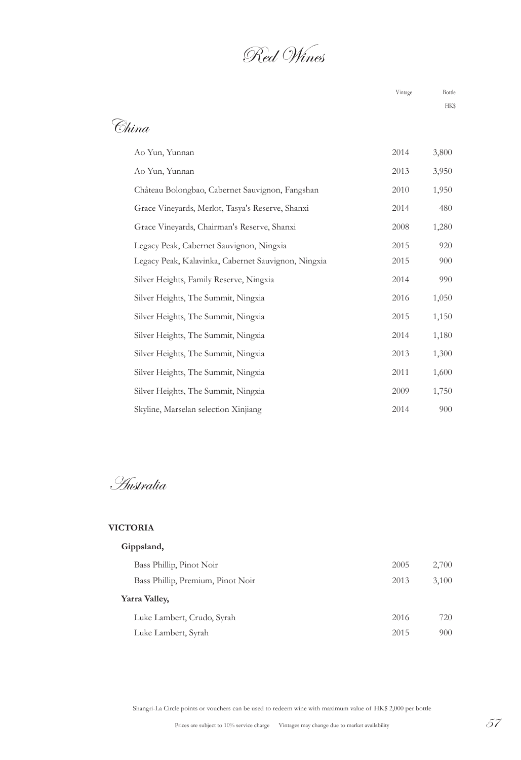# Red Wines

## China

| Wine | Vintage | Bottle HK$ |
|---|---|---|
| Ao Yun, Yunnan | 2014 | 3,800 |
| Ao Yun, Yunnan | 2013 | 3,950 |
| Château Bolongbao, Cabernet Sauvignon, Fangshan | 2010 | 1,950 |
| Grace Vineyards, Merlot, Tasya's Reserve, Shanxi | 2014 | 480 |
| Grace Vineyards, Chairman's Reserve, Shanxi | 2008 | 1,280 |
| Legacy Peak, Cabernet Sauvignon, Ningxia | 2015 | 920 |
| Legacy Peak, Kalavinka, Cabernet Sauvignon, Ningxia | 2015 | 900 |
| Silver Heights, Family Reserve, Ningxia | 2014 | 990 |
| Silver Heights, The Summit, Ningxia | 2016 | 1,050 |
| Silver Heights, The Summit, Ningxia | 2015 | 1,150 |
| Silver Heights, The Summit, Ningxia | 2014 | 1,180 |
| Silver Heights, The Summit, Ningxia | 2013 | 1,300 |
| Silver Heights, The Summit, Ningxia | 2011 | 1,600 |
| Silver Heights, The Summit, Ningxia | 2009 | 1,750 |
| Skyline, Marselan selection Xinjiang | 2014 | 900 |

## Australia

**VICTORIA**

**Gippsland,**

| Wine | Vintage | Bottle HK$ |
|---|---|---|
| Bass Phillip, Pinot Noir | 2005 | 2,700 |
| Bass Phillip, Premium, Pinot Noir | 2013 | 3,100 |

**Yarra Valley,**

| Wine | Vintage | Bottle HK$ |
|---|---|---|
| Luke Lambert, Crudo, Syrah | 2016 | 720 |
| Luke Lambert, Syrah | 2015 | 900 |

Shangri-La Circle points or vouchers can be used to redeem wine with maximum value of HK$ 2,000 per bottle

Prices are subject to 10% service charge Vintages may change due to market availability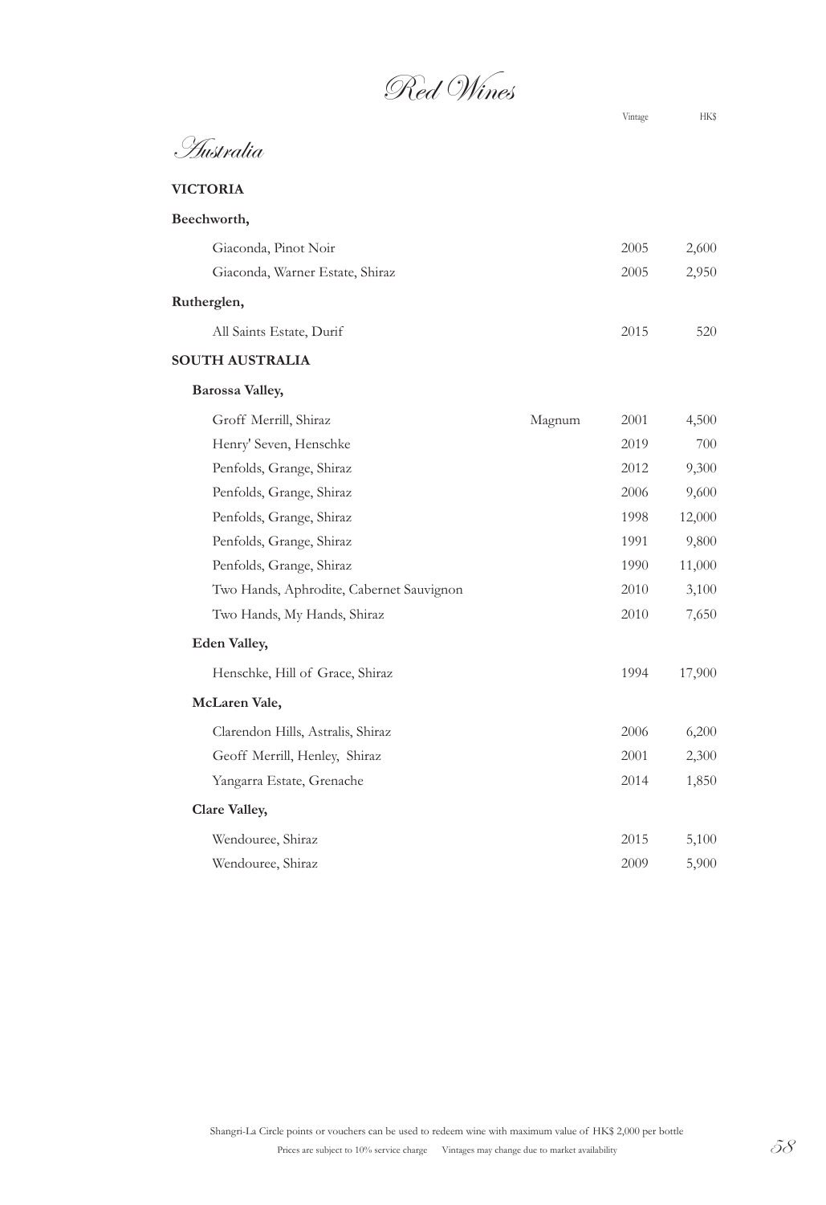# Red Wines

## Australia

| | | Vintage | HK$ |
|---|---|---|---|
| **VICTORIA** | | | |
| **Beechworth,** | | | |
| Giaconda, Pinot Noir | | 2005 | 2,600 |
| Giaconda, Warner Estate, Shiraz | | 2005 | 2,950 |
| **Rutherglen,** | | | |
| All Saints Estate, Durif | | 2015 | 520 |
| **SOUTH AUSTRALIA** | | | |
| **Barossa Valley,** | | | |
| Groff Merrill, Shiraz | Magnum | 2001 | 4,500 |
| Henry' Seven, Henschke | | 2019 | 700 |
| Penfolds, Grange, Shiraz | | 2012 | 9,300 |
| Penfolds, Grange, Shiraz | | 2006 | 9,600 |
| Penfolds, Grange, Shiraz | | 1998 | 12,000 |
| Penfolds, Grange, Shiraz | | 1991 | 9,800 |
| Penfolds, Grange, Shiraz | | 1990 | 11,000 |
| Two Hands, Aphrodite, Cabernet Sauvignon | | 2010 | 3,100 |
| Two Hands, My Hands, Shiraz | | 2010 | 7,650 |
| **Eden Valley,** | | | |
| Henschke, Hill of Grace, Shiraz | | 1994 | 17,900 |
| **McLaren Vale,** | | | |
| Clarendon Hills, Astralis, Shiraz | | 2006 | 6,200 |
| Geoff Merrill, Henley, Shiraz | | 2001 | 2,300 |
| Yangarra Estate, Grenache | | 2014 | 1,850 |
| **Clare Valley,** | | | |
| Wendouree, Shiraz | | 2015 | 5,100 |
| Wendouree, Shiraz | | 2009 | 5,900 |

Shangri-La Circle points or vouchers can be used to redeem wine with maximum value of HK$ 2,000 per bottle

Prices are subject to 10% service charge     Vintages may change due to market availability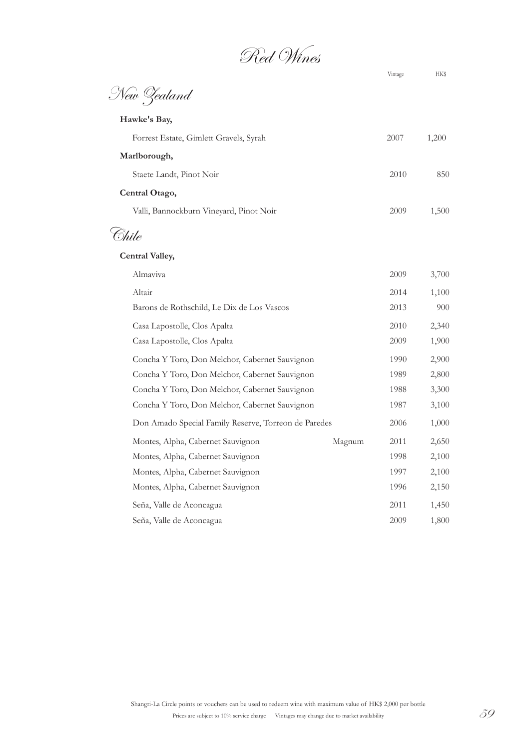# Red Wines

## New Zealand

| | | Vintage | HK$ |
|---|---|---|---|
| **Hawke's Bay,** | | | |
| Forrest Estate, Gimlett Gravels, Syrah | | 2007 | 1,200 |
| **Marlborough,** | | | |
| Staete Landt, Pinot Noir | | 2010 | 850 |
| **Central Otago,** | | | |
| Valli, Bannockburn Vineyard, Pinot Noir | | 2009 | 1,500 |

## Chile

| | | Vintage | HK$ |
|---|---|---|---|
| **Central Valley,** | | | |
| Almaviva | | 2009 | 3,700 |
| Altair | | 2014 | 1,100 |
| Barons de Rothschild, Le Dix de Los Vascos | | 2013 | 900 |
| Casa Lapostolle, Clos Apalta | | 2010 | 2,340 |
| Casa Lapostolle, Clos Apalta | | 2009 | 1,900 |
| Concha Y Toro, Don Melchor, Cabernet Sauvignon | | 1990 | 2,900 |
| Concha Y Toro, Don Melchor, Cabernet Sauvignon | | 1989 | 2,800 |
| Concha Y Toro, Don Melchor, Cabernet Sauvignon | | 1988 | 3,300 |
| Concha Y Toro, Don Melchor, Cabernet Sauvignon | | 1987 | 3,100 |
| Don Amado Special Family Reserve, Torreon de Paredes | | 2006 | 1,000 |
| Montes, Alpha, Cabernet Sauvignon | Magnum | 2011 | 2,650 |
| Montes, Alpha, Cabernet Sauvignon | | 1998 | 2,100 |
| Montes, Alpha, Cabernet Sauvignon | | 1997 | 2,100 |
| Montes, Alpha, Cabernet Sauvignon | | 1996 | 2,150 |
| Seña, Valle de Aconcagua | | 2011 | 1,450 |
| Seña, Valle de Aconcagua | | 2009 | 1,800 |

Shangri-La Circle points or vouchers can be used to redeem wine with maximum value of HK$ 2,000 per bottle

Prices are subject to 10% service charge     Vintages may change due to market availability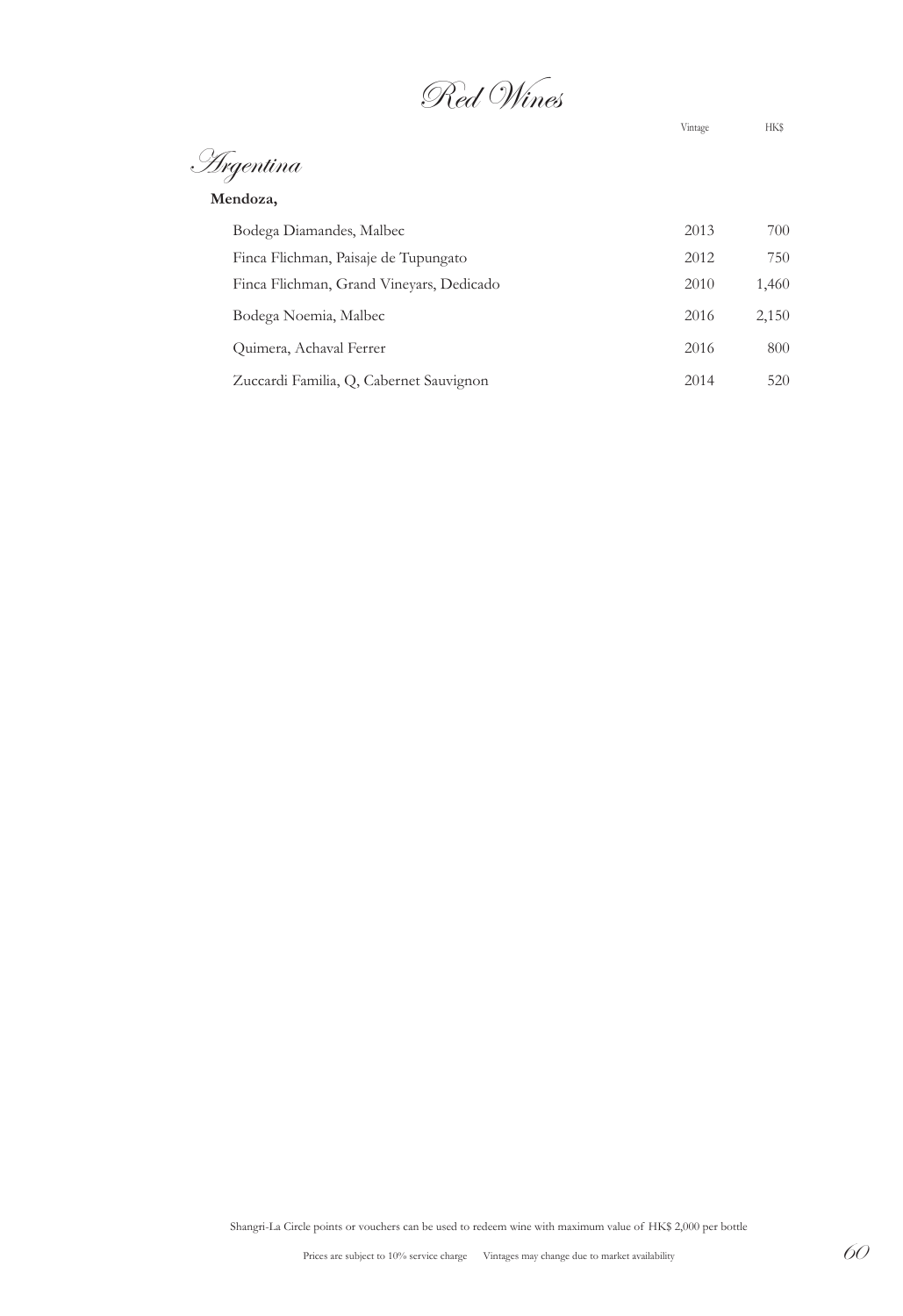# Red Wines

## Argentina

**Mendoza,**

| | Vintage | HK$ |
|---|---|---|
| Bodega Diamandes, Malbec | 2013 | 700 |
| Finca Flichman, Paisaje de Tupungato | 2012 | 750 |
| Finca Flichman, Grand Vineyars, Dedicado | 2010 | 1,460 |
| Bodega Noemia, Malbec | 2016 | 2,150 |
| Quimera, Achaval Ferrer | 2016 | 800 |
| Zuccardi Familia, Q, Cabernet Sauvignon | 2014 | 520 |

Shangri-La Circle points or vouchers can be used to redeem wine with maximum value of HK$ 2,000 per bottle

Prices are subject to 10% service charge    Vintages may change due to market availability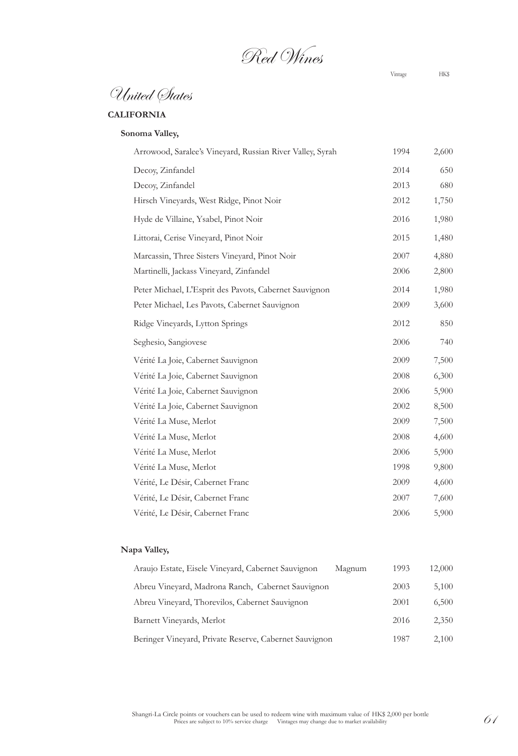# Red Wines

## United States

### CALIFORNIA

#### Sonoma Valley,

| Wine | | Vintage | HK$ |
|---|---|---|---|
| Arrowood, Saralee's Vineyard, Russian River Valley, Syrah | | 1994 | 2,600 |
| Decoy, Zinfandel | | 2014 | 650 |
| Decoy, Zinfandel | | 2013 | 680 |
| Hirsch Vineyards, West Ridge, Pinot Noir | | 2012 | 1,750 |
| Hyde de Villaine, Ysabel, Pinot Noir | | 2016 | 1,980 |
| Littorai, Cerise Vineyard, Pinot Noir | | 2015 | 1,480 |
| Marcassin, Three Sisters Vineyard, Pinot Noir | | 2007 | 4,880 |
| Martinelli, Jackass Vineyard, Zinfandel | | 2006 | 2,800 |
| Peter Michael, L'Esprit des Pavots, Cabernet Sauvignon | | 2014 | 1,980 |
| Peter Michael, Les Pavots, Cabernet Sauvignon | | 2009 | 3,600 |
| Ridge Vineyards, Lytton Springs | | 2012 | 850 |
| Seghesio, Sangiovese | | 2006 | 740 |
| Vérité La Joie, Cabernet Sauvignon | | 2009 | 7,500 |
| Vérité La Joie, Cabernet Sauvignon | | 2008 | 6,300 |
| Vérité La Joie, Cabernet Sauvignon | | 2006 | 5,900 |
| Vérité La Joie, Cabernet Sauvignon | | 2002 | 8,500 |
| Vérité La Muse, Merlot | | 2009 | 7,500 |
| Vérité La Muse, Merlot | | 2008 | 4,600 |
| Vérité La Muse, Merlot | | 2006 | 5,900 |
| Vérité La Muse, Merlot | | 1998 | 9,800 |
| Vérité, Le Désir, Cabernet Franc | | 2009 | 4,600 |
| Vérité, Le Désir, Cabernet Franc | | 2007 | 7,600 |
| Vérité, Le Désir, Cabernet Franc | | 2006 | 5,900 |

#### Napa Valley,

| Wine | | Vintage | HK$ |
|---|---|---|---|
| Araujo Estate, Eisele Vineyard, Cabernet Sauvignon | Magnum | 1993 | 12,000 |
| Abreu Vineyard, Madrona Ranch, Cabernet Sauvignon | | 2003 | 5,100 |
| Abreu Vineyard, Thorevilos, Cabernet Sauvignon | | 2001 | 6,500 |
| Barnett Vineyards, Merlot | | 2016 | 2,350 |
| Beringer Vineyard, Private Reserve, Cabernet Sauvignon | | 1987 | 2,100 |

Shangri-La Circle points or vouchers can be used to redeem wine with maximum value of HK$ 2,000 per bottle
Prices are subject to 10% service charge Vintages may change due to market availability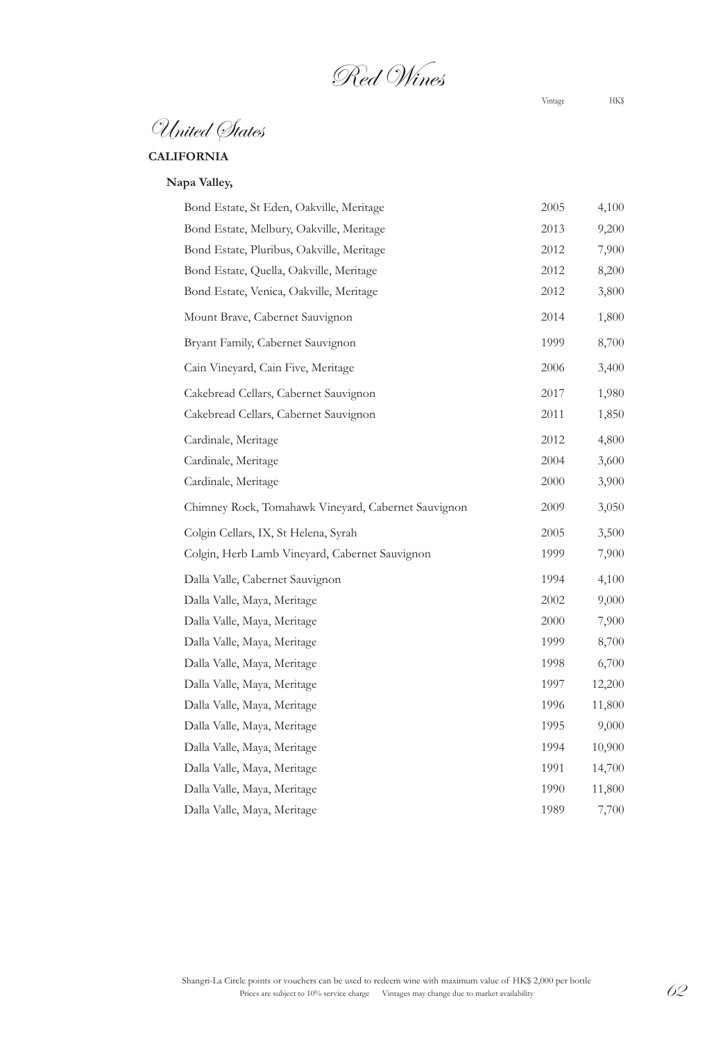# Red Wines

## United States

### CALIFORNIA

#### Napa Valley,

| | Vintage | HK$ |
|---|---|---|
| Bond Estate, St Eden, Oakville, Meritage | 2005 | 4,100 |
| Bond Estate, Melbury, Oakville, Meritage | 2013 | 9,200 |
| Bond Estate, Pluribus, Oakville, Meritage | 2012 | 7,900 |
| Bond Estate, Quella, Oakville, Meritage | 2012 | 8,200 |
| Bond Estate, Venica, Oakville, Meritage | 2012 | 3,800 |
| Mount Brave, Cabernet Sauvignon | 2014 | 1,800 |
| Bryant Family, Cabernet Sauvignon | 1999 | 8,700 |
| Cain Vineyard, Cain Five, Meritage | 2006 | 3,400 |
| Cakebread Cellars, Cabernet Sauvignon | 2017 | 1,980 |
| Cakebread Cellars, Cabernet Sauvignon | 2011 | 1,850 |
| Cardinale, Meritage | 2012 | 4,800 |
| Cardinale, Meritage | 2004 | 3,600 |
| Cardinale, Meritage | 2000 | 3,900 |
| Chimney Rock, Tomahawk Vineyard, Cabernet Sauvignon | 2009 | 3,050 |
| Colgin Cellars, IX, St Helena, Syrah | 2005 | 3,500 |
| Colgin, Herb Lamb Vineyard, Cabernet Sauvignon | 1999 | 7,900 |
| Dalla Valle, Cabernet Sauvignon | 1994 | 4,100 |
| Dalla Valle, Maya, Meritage | 2002 | 9,000 |
| Dalla Valle, Maya, Meritage | 2000 | 7,900 |
| Dalla Valle, Maya, Meritage | 1999 | 8,700 |
| Dalla Valle, Maya, Meritage | 1998 | 6,700 |
| Dalla Valle, Maya, Meritage | 1997 | 12,200 |
| Dalla Valle, Maya, Meritage | 1996 | 11,800 |
| Dalla Valle, Maya, Meritage | 1995 | 9,000 |
| Dalla Valle, Maya, Meritage | 1994 | 10,900 |
| Dalla Valle, Maya, Meritage | 1991 | 14,700 |
| Dalla Valle, Maya, Meritage | 1990 | 11,800 |
| Dalla Valle, Maya, Meritage | 1989 | 7,700 |

Shangri-La Circle points or vouchers can be used to redeem wine with maximum value of HK$ 2,000 per bottle
Prices are subject to 10% service charge Vintages may change due to market availability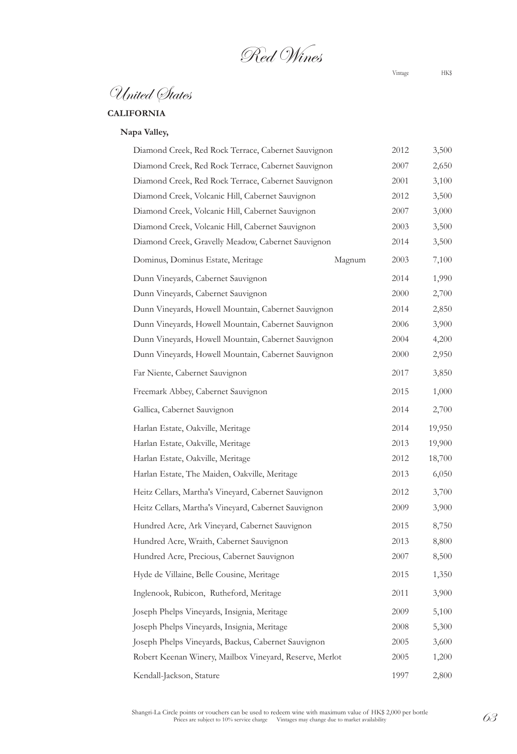# Red Wines

## United States

### CALIFORNIA

#### Napa Valley,

| Wine | | Vintage | HK$ |
|---|---|---|---|
| Diamond Creek, Red Rock Terrace, Cabernet Sauvignon | | 2012 | 3,500 |
| Diamond Creek, Red Rock Terrace, Cabernet Sauvignon | | 2007 | 2,650 |
| Diamond Creek, Red Rock Terrace, Cabernet Sauvignon | | 2001 | 3,100 |
| Diamond Creek, Volcanic Hill, Cabernet Sauvignon | | 2012 | 3,500 |
| Diamond Creek, Volcanic Hill, Cabernet Sauvignon | | 2007 | 3,000 |
| Diamond Creek, Volcanic Hill, Cabernet Sauvignon | | 2003 | 3,500 |
| Diamond Creek, Gravelly Meadow, Cabernet Sauvignon | | 2014 | 3,500 |
| Dominus, Dominus Estate, Meritage | Magnum | 2003 | 7,100 |
| Dunn Vineyards, Cabernet Sauvignon | | 2014 | 1,990 |
| Dunn Vineyards, Cabernet Sauvignon | | 2000 | 2,700 |
| Dunn Vineyards, Howell Mountain, Cabernet Sauvignon | | 2014 | 2,850 |
| Dunn Vineyards, Howell Mountain, Cabernet Sauvignon | | 2006 | 3,900 |
| Dunn Vineyards, Howell Mountain, Cabernet Sauvignon | | 2004 | 4,200 |
| Dunn Vineyards, Howell Mountain, Cabernet Sauvignon | | 2000 | 2,950 |
| Far Niente, Cabernet Sauvignon | | 2017 | 3,850 |
| Freemark Abbey, Cabernet Sauvignon | | 2015 | 1,000 |
| Gallica, Cabernet Sauvignon | | 2014 | 2,700 |
| Harlan Estate, Oakville, Meritage | | 2014 | 19,950 |
| Harlan Estate, Oakville, Meritage | | 2013 | 19,900 |
| Harlan Estate, Oakville, Meritage | | 2012 | 18,700 |
| Harlan Estate, The Maiden, Oakville, Meritage | | 2013 | 6,050 |
| Heitz Cellars, Martha's Vineyard, Cabernet Sauvignon | | 2012 | 3,700 |
| Heitz Cellars, Martha's Vineyard, Cabernet Sauvignon | | 2009 | 3,900 |
| Hundred Acre, Ark Vineyard, Cabernet Sauvignon | | 2015 | 8,750 |
| Hundred Acre, Wraith, Cabernet Sauvignon | | 2013 | 8,800 |
| Hundred Acre, Precious, Cabernet Sauvignon | | 2007 | 8,500 |
| Hyde de Villaine, Belle Cousine, Meritage | | 2015 | 1,350 |
| Inglenook, Rubicon, Rutheford, Meritage | | 2011 | 3,900 |
| Joseph Phelps Vineyards, Insignia, Meritage | | 2009 | 5,100 |
| Joseph Phelps Vineyards, Insignia, Meritage | | 2008 | 5,300 |
| Joseph Phelps Vineyards, Backus, Cabernet Sauvignon | | 2005 | 3,600 |
| Robert Keenan Winery, Mailbox Vineyard, Reserve, Merlot | | 2005 | 1,200 |
| Kendall-Jackson, Stature | | 1997 | 2,800 |

Shangri-La Circle points or vouchers can be used to redeem wine with maximum value of HK$ 2,000 per bottle
Prices are subject to 10% service charge Vintages may change due to market availability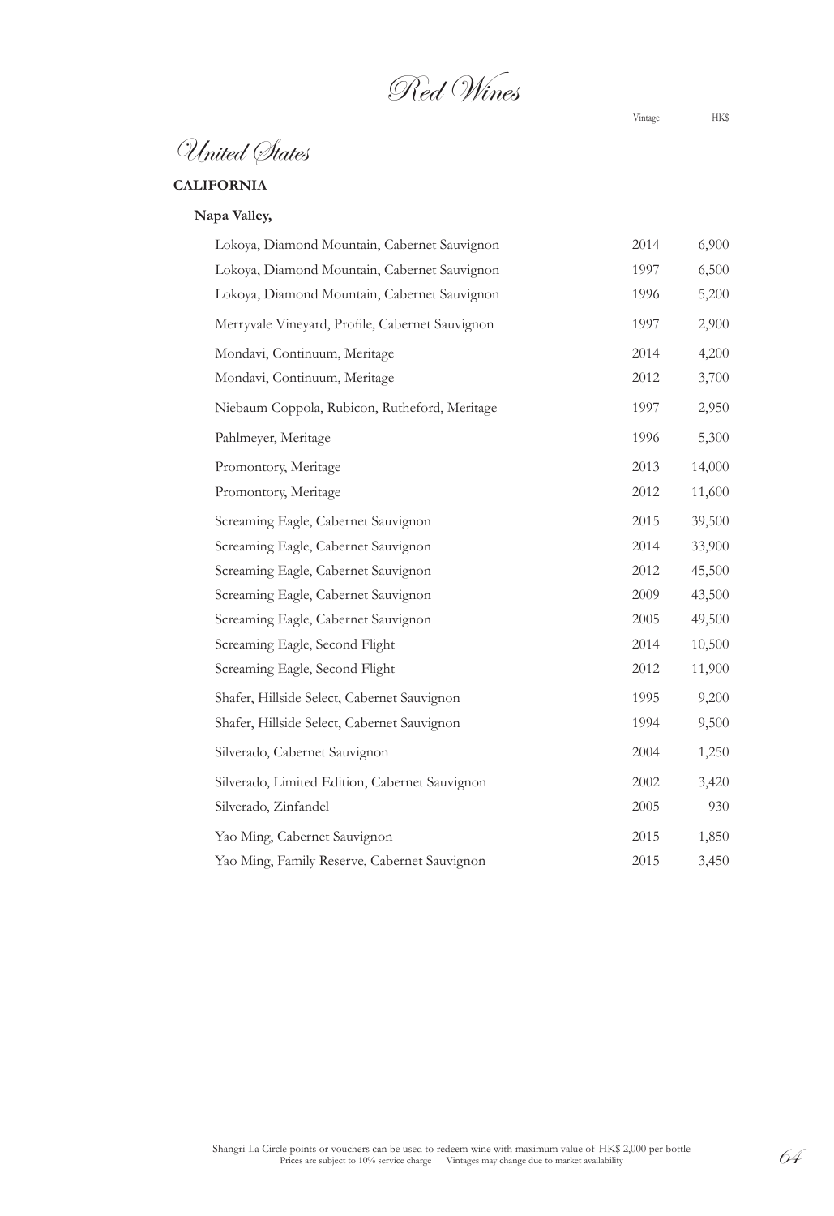# Red Wines

## United States

### CALIFORNIA

**Napa Valley,**

| | Vintage | HK$ |
|---|---|---|
| Lokoya, Diamond Mountain, Cabernet Sauvignon | 2014 | 6,900 |
| Lokoya, Diamond Mountain, Cabernet Sauvignon | 1997 | 6,500 |
| Lokoya, Diamond Mountain, Cabernet Sauvignon | 1996 | 5,200 |
| Merryvale Vineyard, Profile, Cabernet Sauvignon | 1997 | 2,900 |
| Mondavi, Continuum, Meritage | 2014 | 4,200 |
| Mondavi, Continuum, Meritage | 2012 | 3,700 |
| Niebaum Coppola, Rubicon, Rutheford, Meritage | 1997 | 2,950 |
| Pahlmeyer, Meritage | 1996 | 5,300 |
| Promontory, Meritage | 2013 | 14,000 |
| Promontory, Meritage | 2012 | 11,600 |
| Screaming Eagle, Cabernet Sauvignon | 2015 | 39,500 |
| Screaming Eagle, Cabernet Sauvignon | 2014 | 33,900 |
| Screaming Eagle, Cabernet Sauvignon | 2012 | 45,500 |
| Screaming Eagle, Cabernet Sauvignon | 2009 | 43,500 |
| Screaming Eagle, Cabernet Sauvignon | 2005 | 49,500 |
| Screaming Eagle, Second Flight | 2014 | 10,500 |
| Screaming Eagle, Second Flight | 2012 | 11,900 |
| Shafer, Hillside Select, Cabernet Sauvignon | 1995 | 9,200 |
| Shafer, Hillside Select, Cabernet Sauvignon | 1994 | 9,500 |
| Silverado, Cabernet Sauvignon | 2004 | 1,250 |
| Silverado, Limited Edition, Cabernet Sauvignon | 2002 | 3,420 |
| Silverado, Zinfandel | 2005 | 930 |
| Yao Ming, Cabernet Sauvignon | 2015 | 1,850 |
| Yao Ming, Family Reserve, Cabernet Sauvignon | 2015 | 3,450 |

Shangri-La Circle points or vouchers can be used to redeem wine with maximum value of HK$ 2,000 per bottle
Prices are subject to 10% service charge Vintages may change due to market availability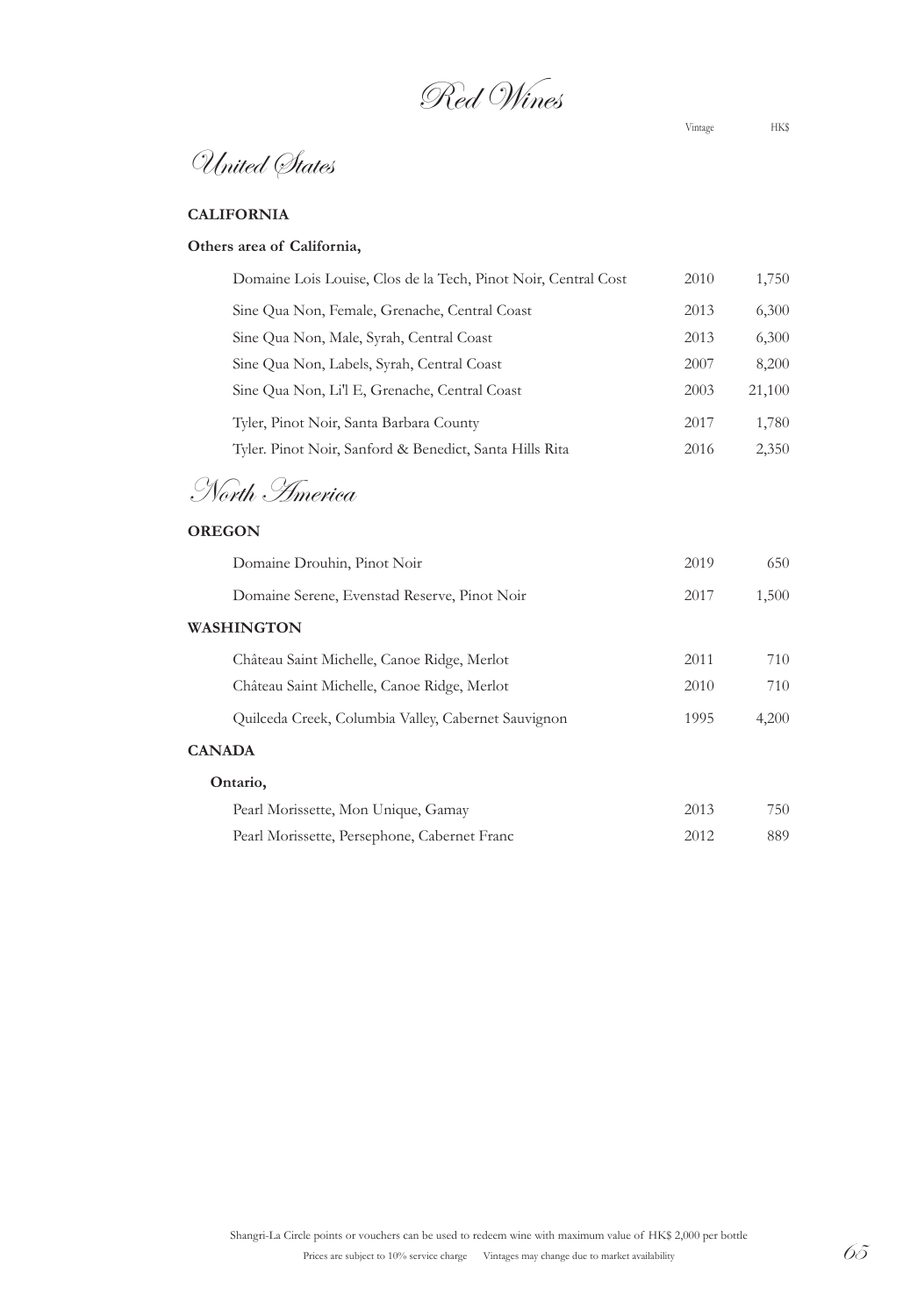# Red Wines

## United States

### CALIFORNIA

**Others area of California,**

| | Vintage | HK$ |
|---|---|---|
| Domaine Lois Louise, Clos de la Tech, Pinot Noir, Central Cost | 2010 | 1,750 |
| Sine Qua Non, Female, Grenache, Central Coast | 2013 | 6,300 |
| Sine Qua Non, Male, Syrah, Central Coast | 2013 | 6,300 |
| Sine Qua Non, Labels, Syrah, Central Coast | 2007 | 8,200 |
| Sine Qua Non, Li'l E, Grenache, Central Coast | 2003 | 21,100 |
| Tyler, Pinot Noir, Santa Barbara County | 2017 | 1,780 |
| Tyler. Pinot Noir, Sanford & Benedict, Santa Hills Rita | 2016 | 2,350 |

## North America

### OREGON

| | Vintage | HK$ |
|---|---|---|
| Domaine Drouhin, Pinot Noir | 2019 | 650 |
| Domaine Serene, Evenstad Reserve, Pinot Noir | 2017 | 1,500 |

### WASHINGTON

| | Vintage | HK$ |
|---|---|---|
| Château Saint Michelle, Canoe Ridge, Merlot | 2011 | 710 |
| Château Saint Michelle, Canoe Ridge, Merlot | 2010 | 710 |
| Quilceda Creek, Columbia Valley, Cabernet Sauvignon | 1995 | 4,200 |

### CANADA

**Ontario,**

| | Vintage | HK$ |
|---|---|---|
| Pearl Morissette, Mon Unique, Gamay | 2013 | 750 |
| Pearl Morissette, Persephone, Cabernet Franc | 2012 | 889 |

Shangri-La Circle points or vouchers can be used to redeem wine with maximum value of HK$ 2,000 per bottle

Prices are subject to 10% service charge    Vintages may change due to market availability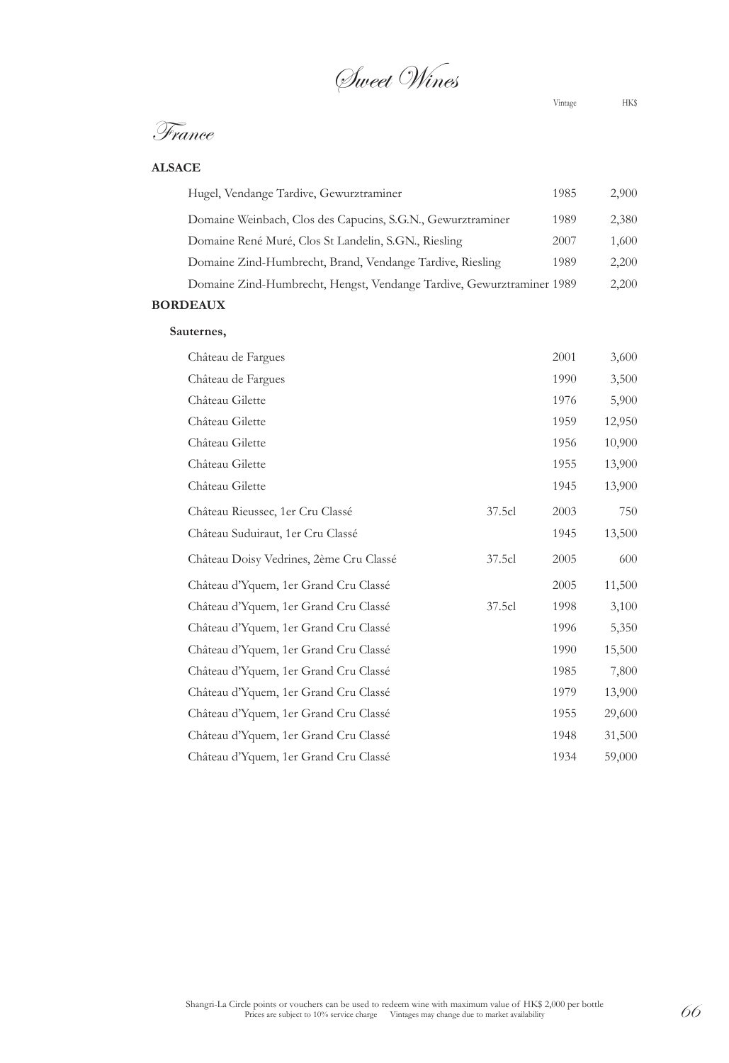# Sweet Wines

## France

### ALSACE

| Wine | Size | Vintage | HK$ |
|---|---|---|---|
| Hugel, Vendange Tardive, Gewurztraminer | | 1985 | 2,900 |
| Domaine Weinbach, Clos des Capucins, S.G.N., Gewurztraminer | | 1989 | 2,380 |
| Domaine René Muré, Clos St Landelin, S.GN., Riesling | | 2007 | 1,600 |
| Domaine Zind-Humbrecht, Brand, Vendange Tardive, Riesling | | 1989 | 2,200 |
| Domaine Zind-Humbrecht, Hengst, Vendange Tardive, Gewurztraminer | | 1989 | 2,200 |

### BORDEAUX

**Sauternes,**

| Wine | Size | Vintage | HK$ |
|---|---|---|---|
| Château de Fargues | | 2001 | 3,600 |
| Château de Fargues | | 1990 | 3,500 |
| Château Gilette | | 1976 | 5,900 |
| Château Gilette | | 1959 | 12,950 |
| Château Gilette | | 1956 | 10,900 |
| Château Gilette | | 1955 | 13,900 |
| Château Gilette | | 1945 | 13,900 |
| Château Rieussec, 1er Cru Classé | 37.5cl | 2003 | 750 |
| Château Suduiraut, 1er Cru Classé | | 1945 | 13,500 |
| Château Doisy Vedrines, 2ème Cru Classé | 37.5cl | 2005 | 600 |
| Château d'Yquem, 1er Grand Cru Classé | | 2005 | 11,500 |
| Château d'Yquem, 1er Grand Cru Classé | 37.5cl | 1998 | 3,100 |
| Château d'Yquem, 1er Grand Cru Classé | | 1996 | 5,350 |
| Château d'Yquem, 1er Grand Cru Classé | | 1990 | 15,500 |
| Château d'Yquem, 1er Grand Cru Classé | | 1985 | 7,800 |
| Château d'Yquem, 1er Grand Cru Classé | | 1979 | 13,900 |
| Château d'Yquem, 1er Grand Cru Classé | | 1955 | 29,600 |
| Château d'Yquem, 1er Grand Cru Classé | | 1948 | 31,500 |
| Château d'Yquem, 1er Grand Cru Classé | | 1934 | 59,000 |

Shangri-La Circle points or vouchers can be used to redeem wine with maximum value of HK$ 2,000 per bottle
Prices are subject to 10% service charge Vintages may change due to market availability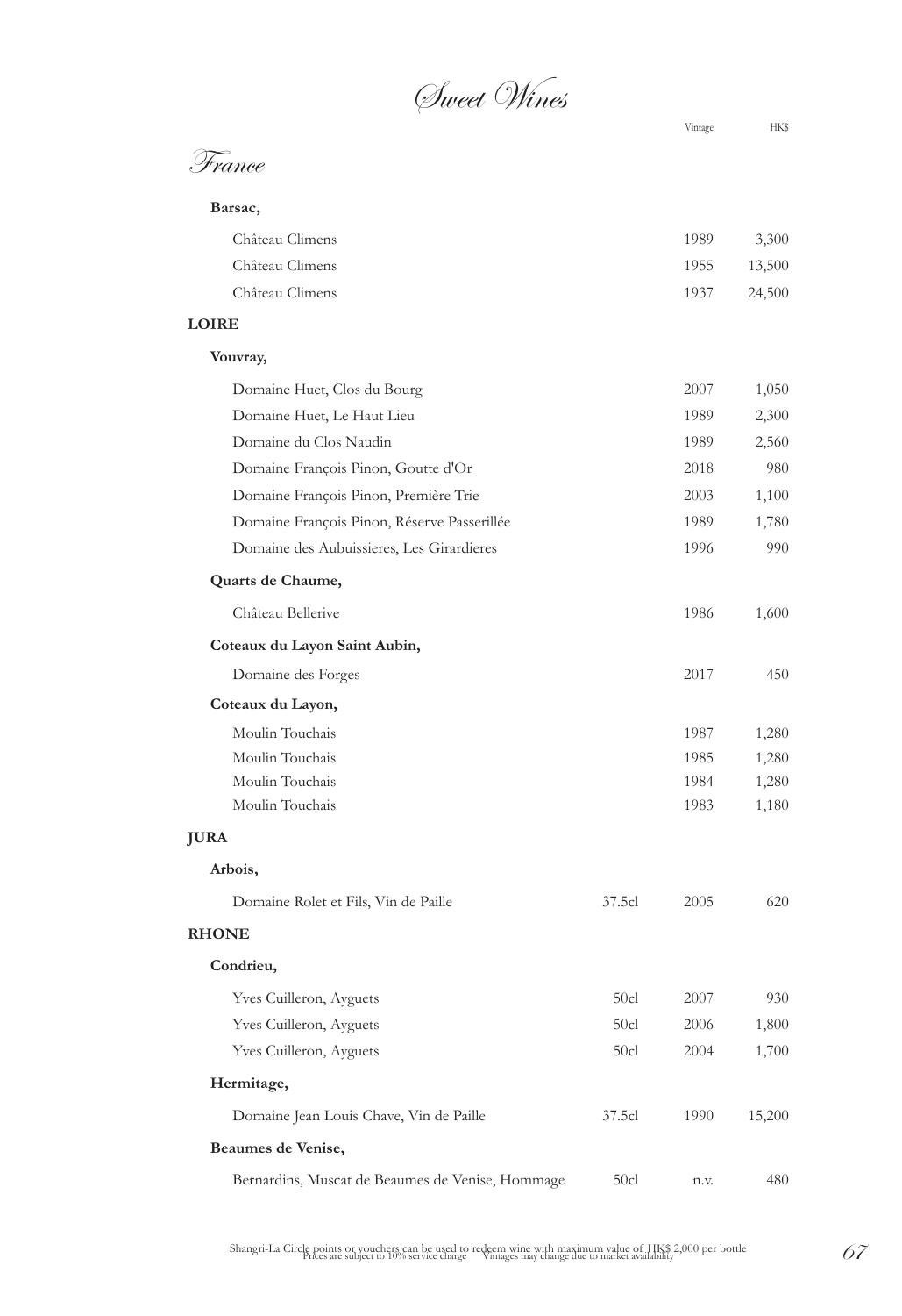# Sweet Wines

## France

| | | Vintage | HK$ |
|---|---|---|---|
| **Barsac,** | | | |
| Château Climens | | 1989 | 3,300 |
| Château Climens | | 1955 | 13,500 |
| Château Climens | | 1937 | 24,500 |
| **LOIRE** | | | |
| **Vouvray,** | | | |
| Domaine Huet, Clos du Bourg | | 2007 | 1,050 |
| Domaine Huet, Le Haut Lieu | | 1989 | 2,300 |
| Domaine du Clos Naudin | | 1989 | 2,560 |
| Domaine François Pinon, Goutte d'Or | | 2018 | 980 |
| Domaine François Pinon, Première Trie | | 2003 | 1,100 |
| Domaine François Pinon, Réserve Passerillée | | 1989 | 1,780 |
| Domaine des Aubuissieres, Les Girardieres | | 1996 | 990 |
| **Quarts de Chaume,** | | | |
| Château Bellerive | | 1986 | 1,600 |
| **Coteaux du Layon Saint Aubin,** | | | |
| Domaine des Forges | | 2017 | 450 |
| **Coteaux du Layon,** | | | |
| Moulin Touchais | | 1987 | 1,280 |
| Moulin Touchais | | 1985 | 1,280 |
| Moulin Touchais | | 1984 | 1,280 |
| Moulin Touchais | | 1983 | 1,180 |
| **JURA** | | | |
| **Arbois,** | | | |
| Domaine Rolet et Fils, Vin de Paille | 37.5cl | 2005 | 620 |
| **RHONE** | | | |
| **Condrieu,** | | | |
| Yves Cuilleron, Ayguets | 50cl | 2007 | 930 |
| Yves Cuilleron, Ayguets | 50cl | 2006 | 1,800 |
| Yves Cuilleron, Ayguets | 50cl | 2004 | 1,700 |
| **Hermitage,** | | | |
| Domaine Jean Louis Chave, Vin de Paille | 37.5cl | 1990 | 15,200 |
| **Beaumes de Venise,** | | | |
| Bernardins, Muscat de Beaumes de Venise, Hommage | 50cl | n.v. | 480 |

Shangri-La Circle points or vouchers can be used to redeem wine with maximum value of HK$ 2,000 per bottle
Prices are subject to 10% service charge Vintages may change due to market availability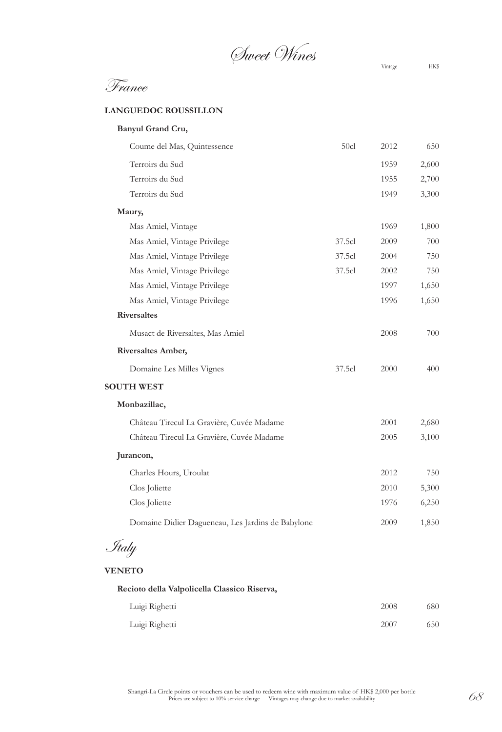# Sweet Wines

## France

### LANGUEDOC ROUSSILLON

| | Size | Vintage | HK$ |
|---|---|---|---|
| **Banyul Grand Cru,** | | | |
| Coume del Mas, Quintessence | 50cl | 2012 | 650 |
| Terroirs du Sud | | 1959 | 2,600 |
| Terroirs du Sud | | 1955 | 2,700 |
| Terroirs du Sud | | 1949 | 3,300 |
| **Maury,** | | | |
| Mas Amiel, Vintage | | 1969 | 1,800 |
| Mas Amiel, Vintage Privilege | 37.5cl | 2009 | 700 |
| Mas Amiel, Vintage Privilege | 37.5cl | 2004 | 750 |
| Mas Amiel, Vintage Privilege | 37.5cl | 2002 | 750 |
| Mas Amiel, Vintage Privilege | | 1997 | 1,650 |
| Mas Amiel, Vintage Privilege | | 1996 | 1,650 |
| **Riversaltes** | | | |
| Musact de Riversaltes, Mas Amiel | | 2008 | 700 |
| **Riversaltes Amber,** | | | |
| Domaine Les Milles Vignes | 37.5cl | 2000 | 400 |

### SOUTH WEST

| | Size | Vintage | HK$ |
|---|---|---|---|
| **Monbazillac,** | | | |
| Château Tirecul La Gravière, Cuvée Madame | | 2001 | 2,680 |
| Château Tirecul La Gravière, Cuvée Madame | | 2005 | 3,100 |
| **Jurancon,** | | | |
| Charles Hours, Uroulat | | 2012 | 750 |
| Clos Joliette | | 2010 | 5,300 |
| Clos Joliette | | 1976 | 6,250 |
| Domaine Didier Dagueneau, Les Jardins de Babylone | | 2009 | 1,850 |

## Italy

### VENETO

| | Size | Vintage | HK$ |
|---|---|---|---|
| **Recioto della Valpolicella Classico Riserva,** | | | |
| Luigi Righetti | | 2008 | 680 |
| Luigi Righetti | | 2007 | 650 |

Shangri-La Circle points or vouchers can be used to redeem wine with maximum value of HK$ 2,000 per bottle
Prices are subject to 10% service charge Vintages may change due to market availability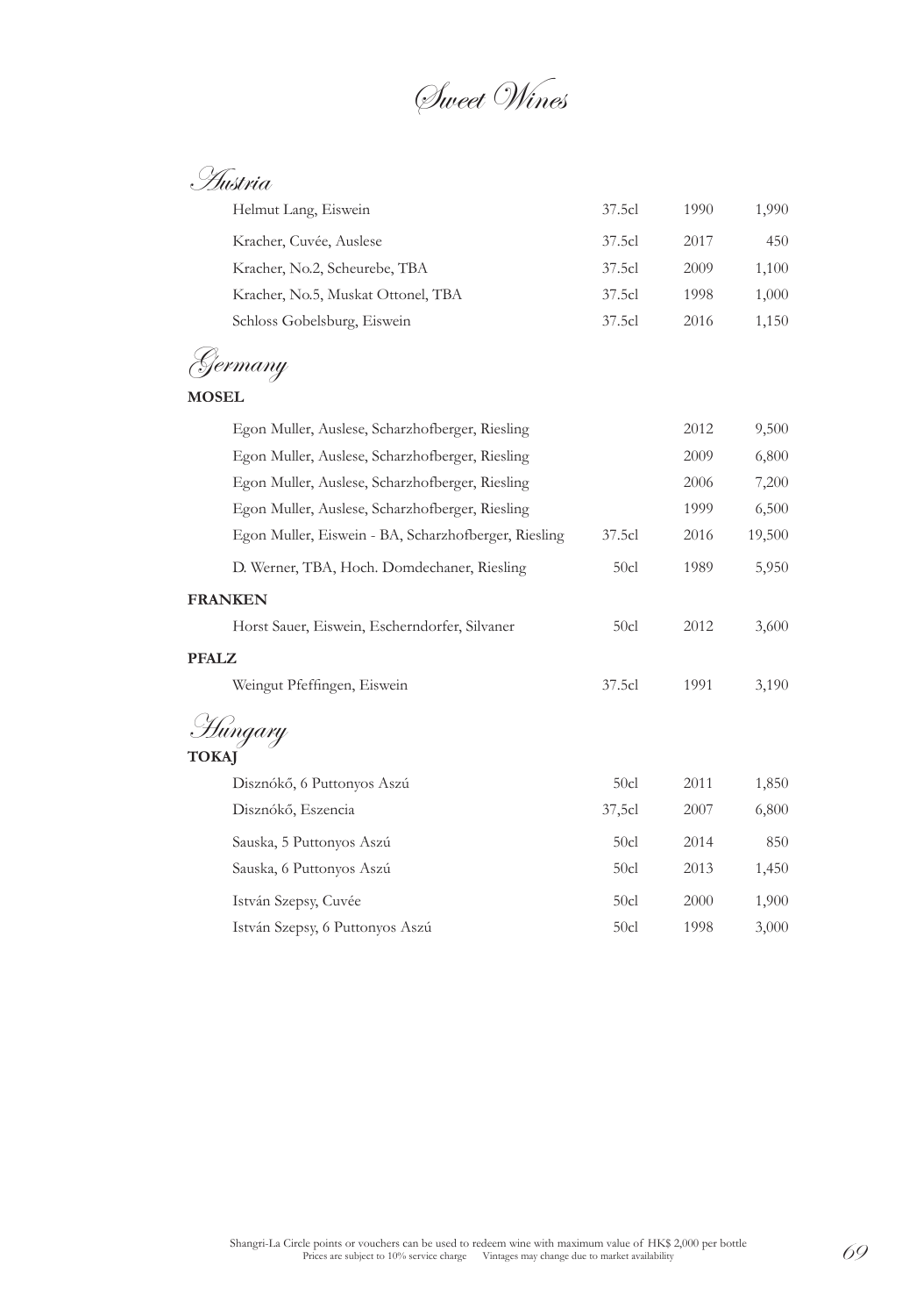# Sweet Wines

## Austria

| Wine | Size | Vintage | Price |
|---|---|---|---|
| Helmut Lang, Eiswein | 37.5cl | 1990 | 1,990 |
| Kracher, Cuvée, Auslese | 37.5cl | 2017 | 450 |
| Kracher, No.2, Scheurebe, TBA | 37.5cl | 2009 | 1,100 |
| Kracher, No.5, Muskat Ottonel, TBA | 37.5cl | 1998 | 1,000 |
| Schloss Gobelsburg, Eiswein | 37.5cl | 2016 | 1,150 |

## Germany

**MOSEL**

| Wine | Size | Vintage | Price |
|---|---|---|---|
| Egon Muller, Auslese, Scharzhofberger, Riesling | | 2012 | 9,500 |
| Egon Muller, Auslese, Scharzhofberger, Riesling | | 2009 | 6,800 |
| Egon Muller, Auslese, Scharzhofberger, Riesling | | 2006 | 7,200 |
| Egon Muller, Auslese, Scharzhofberger, Riesling | | 1999 | 6,500 |
| Egon Muller, Eiswein - BA, Scharzhofberger, Riesling | 37.5cl | 2016 | 19,500 |
| D. Werner, TBA, Hoch. Domdechaner, Riesling | 50cl | 1989 | 5,950 |

**FRANKEN**

| Wine | Size | Vintage | Price |
|---|---|---|---|
| Horst Sauer, Eiswein, Escherndorfer, Silvaner | 50cl | 2012 | 3,600 |

**PFALZ**

| Wine | Size | Vintage | Price |
|---|---|---|---|
| Weingut Pfeffingen, Eiswein | 37.5cl | 1991 | 3,190 |

## Hungary

**TOKAJ**

| Wine | Size | Vintage | Price |
|---|---|---|---|
| Disznókő, 6 Puttonyos Aszú | 50cl | 2011 | 1,850 |
| Disznókő, Eszencia | 37,5cl | 2007 | 6,800 |
| Sauska, 5 Puttonyos Aszú | 50cl | 2014 | 850 |
| Sauska, 6 Puttonyos Aszú | 50cl | 2013 | 1,450 |
| István Szepsy, Cuvée | 50cl | 2000 | 1,900 |
| István Szepsy, 6 Puttonyos Aszú | 50cl | 1998 | 3,000 |

Shangri-La Circle points or vouchers can be used to redeem wine with maximum value of HK$ 2,000 per bottle
Prices are subject to 10% service charge Vintages may change due to market availability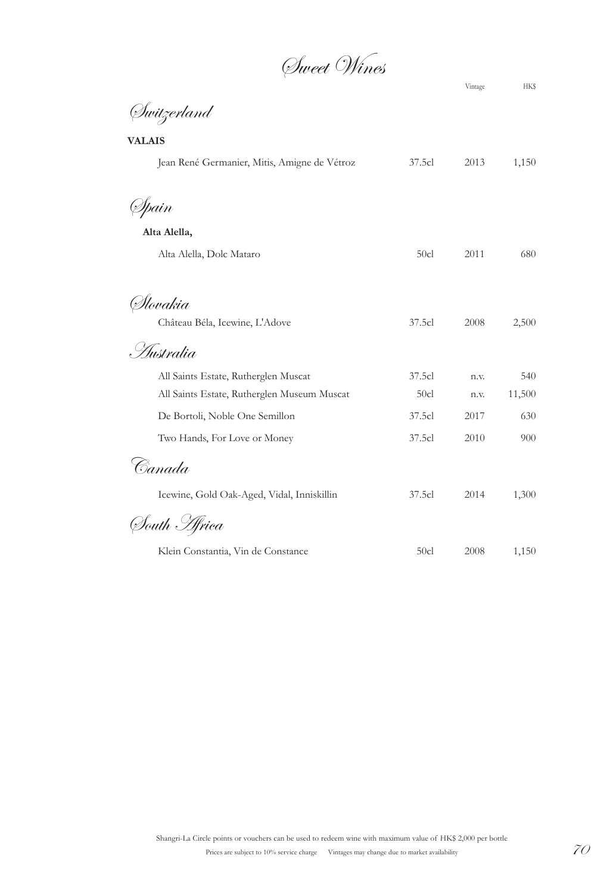# Sweet Wines

| | | Vintage | HK$ |
|---|---|---|---|

## Switzerland

**VALAIS**

| | | | |
|---|---|---|---|
| Jean René Germanier, Mitis, Amigne de Vétroz | 37.5cl | 2013 | 1,150 |

## Spain

**Alta Alella,**

| | | | |
|---|---|---|---|
| Alta Alella, Dolc Mataro | 50cl | 2011 | 680 |

## Slovakia

| | | | |
|---|---|---|---|
| Château Béla, Icewine, L'Adove | 37.5cl | 2008 | 2,500 |

## Australia

| | | | |
|---|---|---|---|
| All Saints Estate, Rutherglen Muscat | 37.5cl | n.v. | 540 |
| All Saints Estate, Rutherglen Museum Muscat | 50cl | n.v. | 11,500 |
| De Bortoli, Noble One Semillon | 37.5cl | 2017 | 630 |
| Two Hands, For Love or Money | 37.5cl | 2010 | 900 |

## Canada

| | | | |
|---|---|---|---|
| Icewine, Gold Oak-Aged, Vidal, Inniskillin | 37.5cl | 2014 | 1,300 |

## South Africa

| | | | |
|---|---|---|---|
| Klein Constantia, Vin de Constance | 50cl | 2008 | 1,150 |

Shangri-La Circle points or vouchers can be used to redeem wine with maximum value of HK$ 2,000 per bottle

Prices are subject to 10% service charge    Vintages may change due to market availability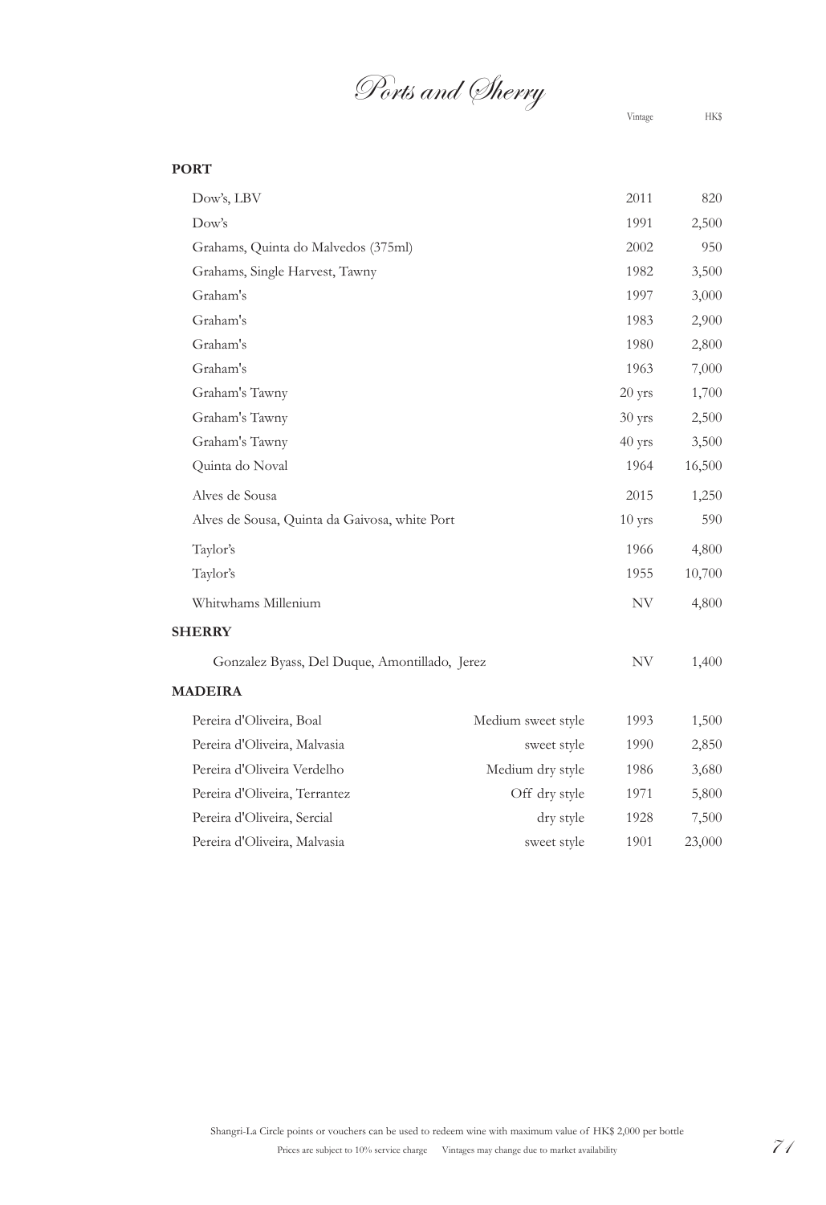# Ports and Sherry

| | | Vintage | HK$ |
|---|---|---|---|
| **PORT** | | | |
| Dow's, LBV | | 2011 | 820 |
| Dow's | | 1991 | 2,500 |
| Grahams, Quinta do Malvedos (375ml) | | 2002 | 950 |
| Grahams, Single Harvest, Tawny | | 1982 | 3,500 |
| Graham's | | 1997 | 3,000 |
| Graham's | | 1983 | 2,900 |
| Graham's | | 1980 | 2,800 |
| Graham's | | 1963 | 7,000 |
| Graham's Tawny | | 20 yrs | 1,700 |
| Graham's Tawny | | 30 yrs | 2,500 |
| Graham's Tawny | | 40 yrs | 3,500 |
| Quinta do Noval | | 1964 | 16,500 |
| Alves de Sousa | | 2015 | 1,250 |
| Alves de Sousa, Quinta da Gaivosa, white Port | | 10 yrs | 590 |
| Taylor's | | 1966 | 4,800 |
| Taylor's | | 1955 | 10,700 |
| Whitwhams Millenium | | NV | 4,800 |
| **SHERRY** | | | |
| Gonzalez Byass, Del Duque, Amontillado, Jerez | | NV | 1,400 |
| **MADEIRA** | | | |
| Pereira d'Oliveira, Boal | Medium sweet style | 1993 | 1,500 |
| Pereira d'Oliveira, Malvasia | sweet style | 1990 | 2,850 |
| Pereira d'Oliveira Verdelho | Medium dry style | 1986 | 3,680 |
| Pereira d'Oliveira, Terrantez | Off dry style | 1971 | 5,800 |
| Pereira d'Oliveira, Sercial | dry style | 1928 | 7,500 |
| Pereira d'Oliveira, Malvasia | sweet style | 1901 | 23,000 |

Shangri-La Circle points or vouchers can be used to redeem wine with maximum value of HK$ 2,000 per bottle

Prices are subject to 10% service charge    Vintages may change due to market availability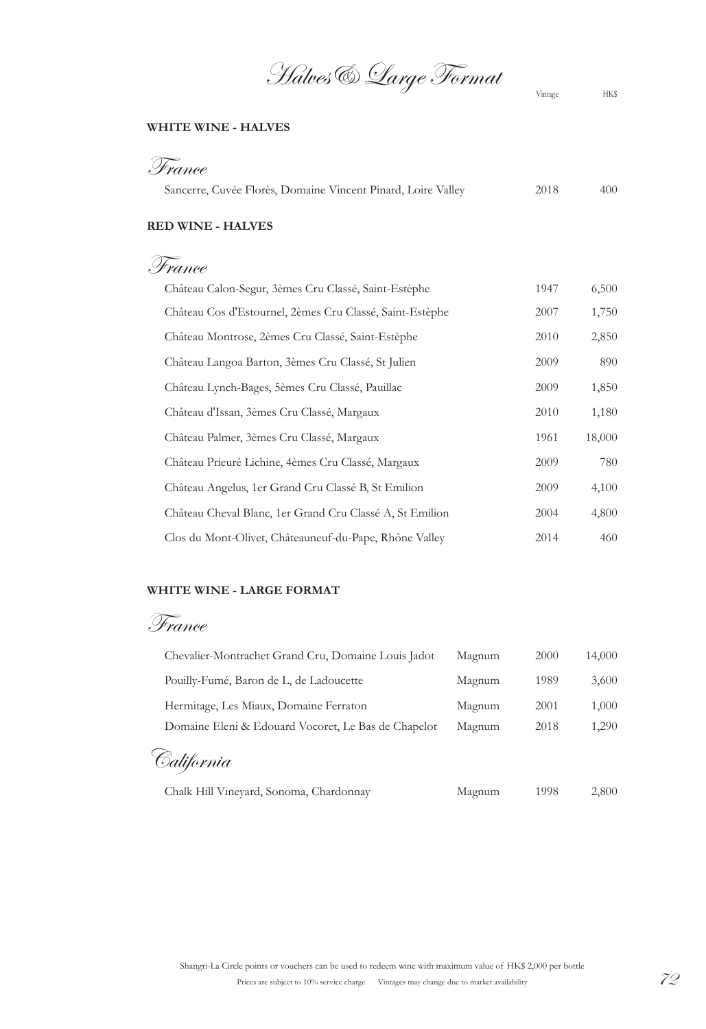# Halves & Large Format

## WHITE WINE - HALVES

### France

| Wine | Vintage | HK$ |
|---|---|---|
| Sancerre, Cuvée Florès, Domaine Vincent Pinard, Loire Valley | 2018 | 400 |

## RED WINE - HALVES

### France

| Wine | Vintage | HK$ |
|---|---|---|
| Château Calon-Segur, 3èmes Cru Classé, Saint-Estèphe | 1947 | 6,500 |
| Château Cos d'Estournel, 2èmes Cru Classé, Saint-Estèphe | 2007 | 1,750 |
| Château Montrose, 2èmes Cru Classé, Saint-Estèphe | 2010 | 2,850 |
| Château Langoa Barton, 3èmes Cru Classé, St Julien | 2009 | 890 |
| Château Lynch-Bages, 5èmes Cru Classé, Pauillac | 2009 | 1,850 |
| Château d'Issan, 3èmes Cru Classé, Margaux | 2010 | 1,180 |
| Château Palmer, 3èmes Cru Classé, Margaux | 1961 | 18,000 |
| Château Prieuré Lichine, 4èmes Cru Classé, Margaux | 2009 | 780 |
| Château Angelus, 1er Grand Cru Classé B, St Emilion | 2009 | 4,100 |
| Château Cheval Blanc, 1er Grand Cru Classé A, St Emilion | 2004 | 4,800 |
| Clos du Mont-Olivet, Châteauneuf-du-Pape, Rhône Valley | 2014 | 460 |

## WHITE WINE - LARGE FORMAT

### France

| Wine | Format | Vintage | HK$ |
|---|---|---|---|
| Chevalier-Montrachet Grand Cru, Domaine Louis Jadot | Magnum | 2000 | 14,000 |
| Pouilly-Fumé, Baron de L, de Ladoucette | Magnum | 1989 | 3,600 |
| Hermitage, Les Miaux, Domaine Ferraton | Magnum | 2001 | 1,000 |
| Domaine Eleni & Edouard Vocoret, Le Bas de Chapelot | Magnum | 2018 | 1,290 |

### California

| Wine | Format | Vintage | HK$ |
|---|---|---|---|
| Chalk Hill Vineyard, Sonoma, Chardonnay | Magnum | 1998 | 2,800 |

Shangri-La Circle points or vouchers can be used to redeem wine with maximum value of HK$ 2,000 per bottle

Prices are subject to 10% service charge   Vintages may change due to market availability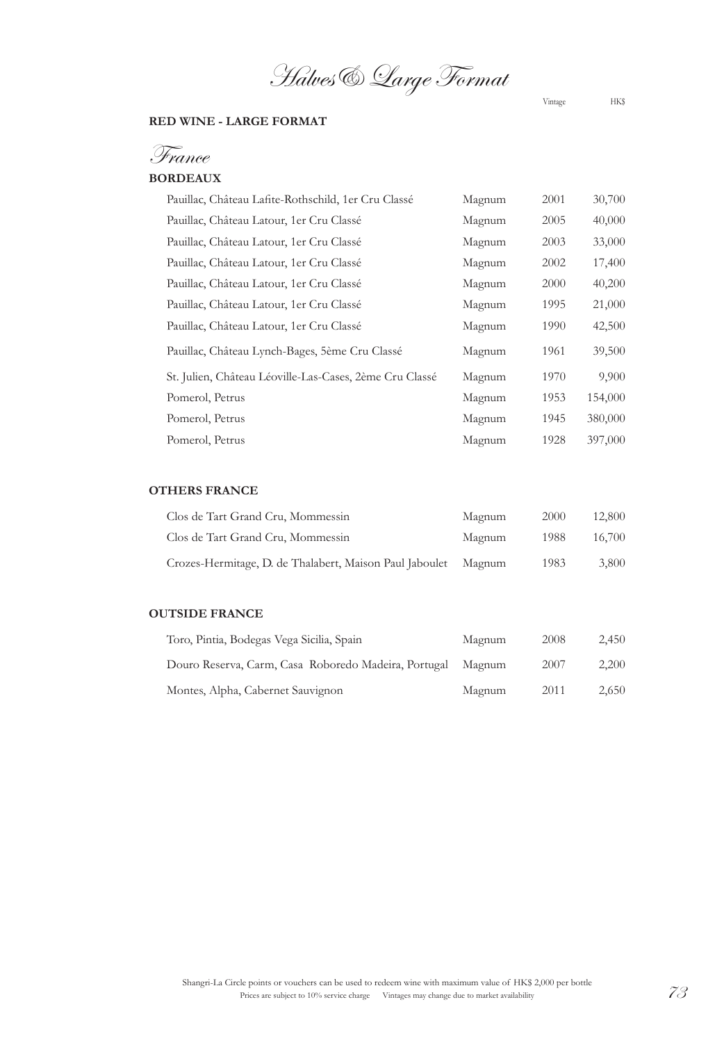# Halves & Large Format

## RED WINE - LARGE FORMAT

## France

### BORDEAUX

| | | Vintage | HK$ |
|---|---|---|---|
| Pauillac, Château Lafite-Rothschild, 1er Cru Classé | Magnum | 2001 | 30,700 |
| Pauillac, Château Latour, 1er Cru Classé | Magnum | 2005 | 40,000 |
| Pauillac, Château Latour, 1er Cru Classé | Magnum | 2003 | 33,000 |
| Pauillac, Château Latour, 1er Cru Classé | Magnum | 2002 | 17,400 |
| Pauillac, Château Latour, 1er Cru Classé | Magnum | 2000 | 40,200 |
| Pauillac, Château Latour, 1er Cru Classé | Magnum | 1995 | 21,000 |
| Pauillac, Château Latour, 1er Cru Classé | Magnum | 1990 | 42,500 |
| Pauillac, Château Lynch-Bages, 5ème Cru Classé | Magnum | 1961 | 39,500 |
| St. Julien, Château Léoville-Las-Cases, 2ème Cru Classé | Magnum | 1970 | 9,900 |
| Pomerol, Petrus | Magnum | 1953 | 154,000 |
| Pomerol, Petrus | Magnum | 1945 | 380,000 |
| Pomerol, Petrus | Magnum | 1928 | 397,000 |

### OTHERS FRANCE

| | | | |
|---|---|---|---|
| Clos de Tart Grand Cru, Mommessin | Magnum | 2000 | 12,800 |
| Clos de Tart Grand Cru, Mommessin | Magnum | 1988 | 16,700 |
| Crozes-Hermitage, D. de Thalabert, Maison Paul Jaboulet | Magnum | 1983 | 3,800 |

### OUTSIDE FRANCE

| | | | |
|---|---|---|---|
| Toro, Pintia, Bodegas Vega Sicilia, Spain | Magnum | 2008 | 2,450 |
| Douro Reserva, Carm, Casa Roboredo Madeira, Portugal | Magnum | 2007 | 2,200 |
| Montes, Alpha, Cabernet Sauvignon | Magnum | 2011 | 2,650 |

Shangri-La Circle points or vouchers can be used to redeem wine with maximum value of HK$ 2,000 per bottle

Prices are subject to 10% service charge    Vintages may change due to market availability